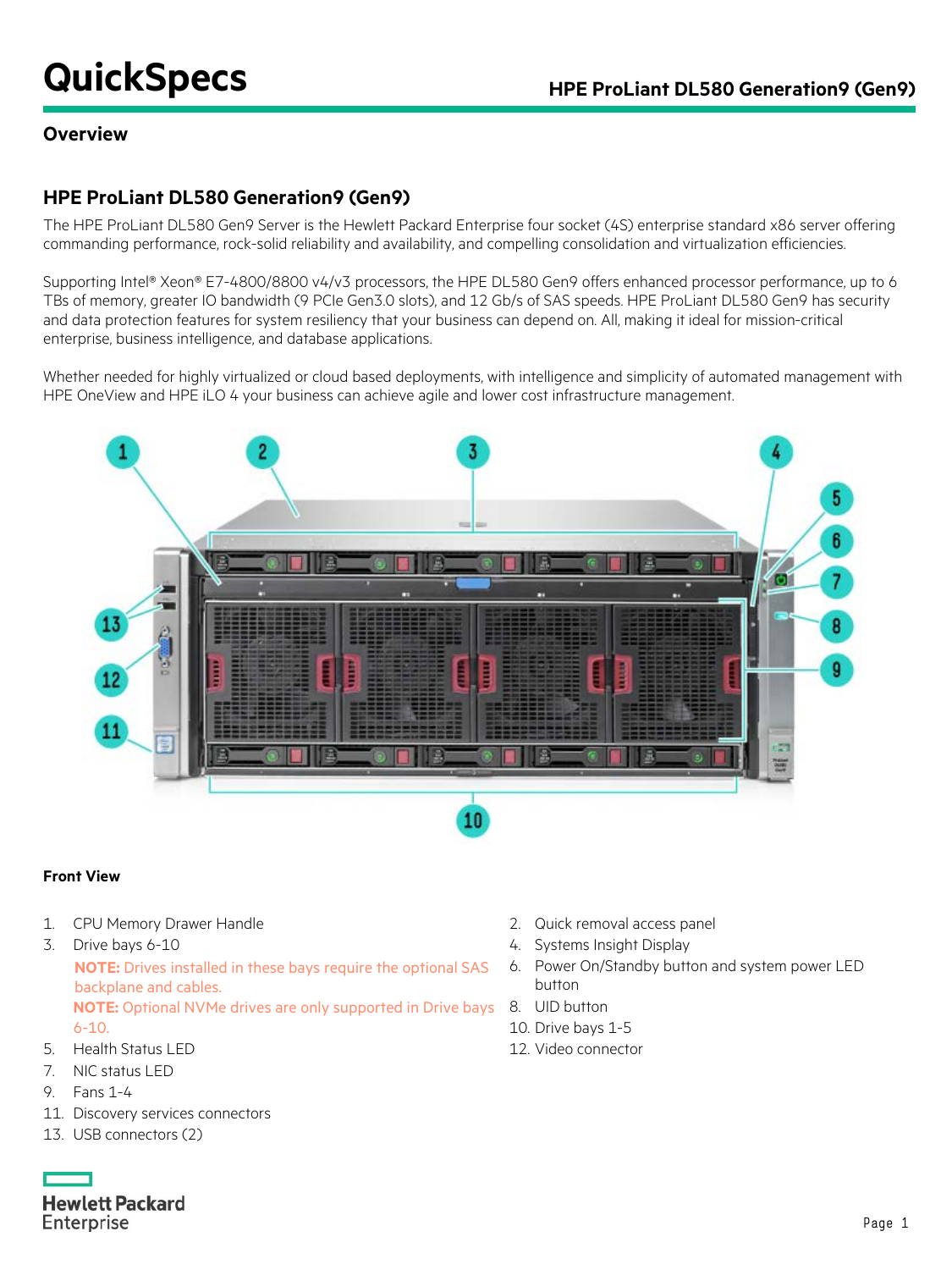# QuickSpecs

## Overview

## HPE ProLiant DL580 Generation9 (Gen9)

The HPE ProLiant DL580 Gen9 Server is the Hewlett Packard Enterprise four socket (4S) enterprise standard x86 server offering commanding performance, rock-solid reliability and availability, and compelling consolidation and virtualization efficiencies.

Supporting Intel® Xeon® E7-4800/8800 v4/v3 processors, the HPE DL580 Gen9 offers enhanced processor performance, up to 6 TBs of memory, greater IO bandwidth (9 PCIe Gen3.0 slots), and 12 Gb/s of SAS speeds. HPE ProLiant DL580 Gen9 has security and data protection features for system resiliency that your business can depend on. All, making it ideal for mission-critical enterprise, business intelligence, and database applications.

Whether needed for highly virtualized or cloud based deployments, with intelligence and simplicity of automated management with HPE OneView and HPE iLO 4 your business can achieve agile and lower cost infrastructure management.

**Front View**

1. CPU Memory Drawer Handle
2. Quick removal access panel
3. Drive bays 6-10

   **NOTE:** Drives installed in these bays require the optional SAS backplane and cables.

   **NOTE:** Optional NVMe drives are only supported in Drive bays 6-10.
4. Systems Insight Display
5. Health Status LED
6. Power On/Standby button and system power LED button
7. NIC status LED
8. UID button
9. Fans 1-4
10. Drive bays 1-5
11. Discovery services connectors
12. Video connector
13. USB connectors (2)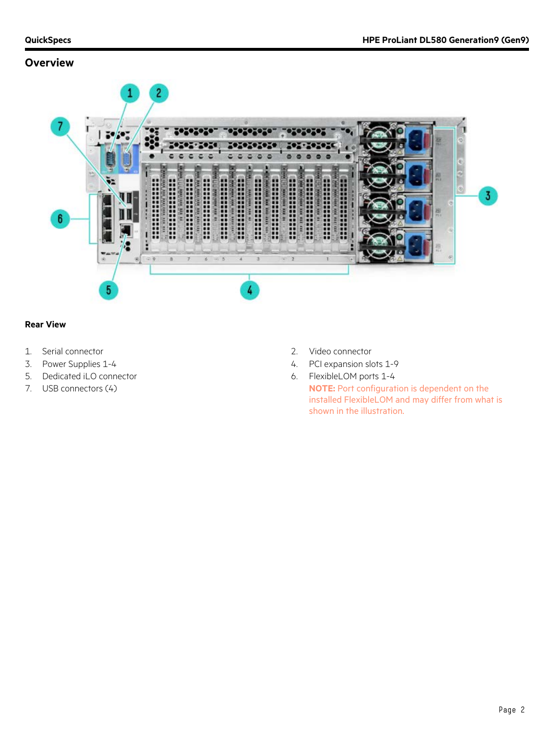## Overview

### Rear View

1. Serial connector
2. Video connector
3. Power Supplies 1-4
4. PCI expansion slots 1-9
5. Dedicated iLO connector
6. FlexibleLOM ports 1-4

   **NOTE:** Port configuration is dependent on the installed FlexibleLOM and may differ from what is shown in the illustration.
7. USB connectors (4)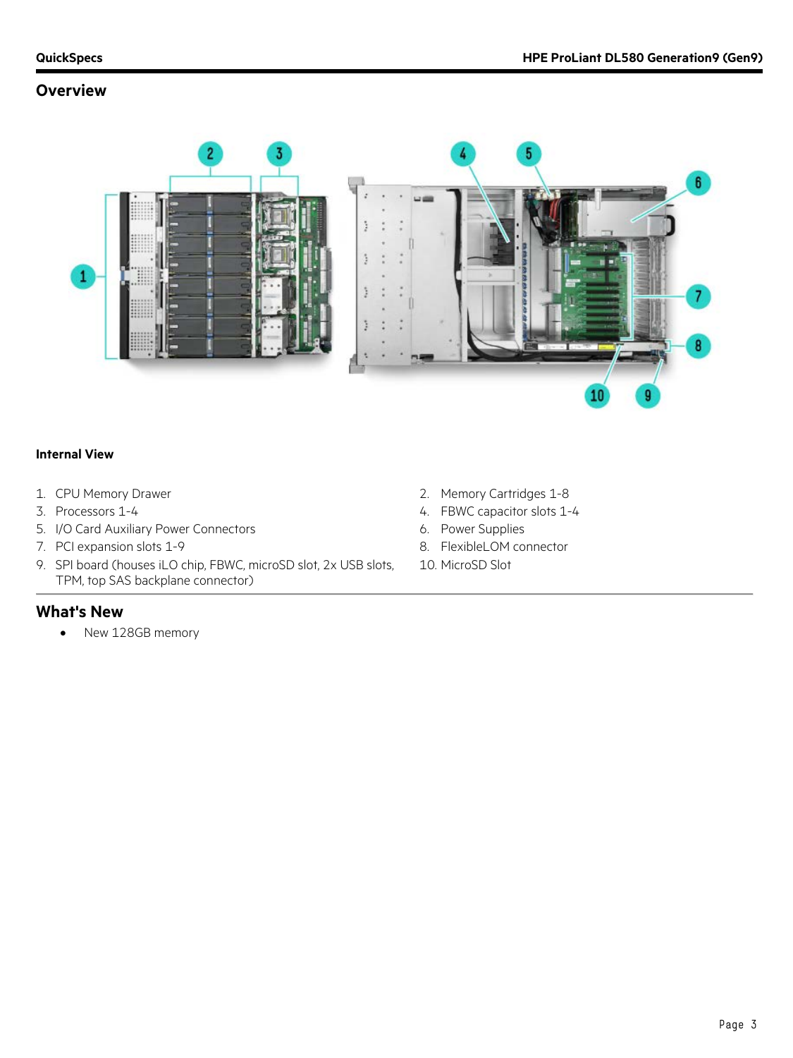## Overview

### Internal View

1. CPU Memory Drawer
2. Memory Cartridges 1-8
3. Processors 1-4
4. FBWC capacitor slots 1-4
5. I/O Card Auxiliary Power Connectors
6. Power Supplies
7. PCI expansion slots 1-9
8. FlexibleLOM connector
9. SPI board (houses iLO chip, FBWC, microSD slot, 2x USB slots, TPM, top SAS backplane connector)
10. MicroSD Slot

## What's New

- New 128GB memory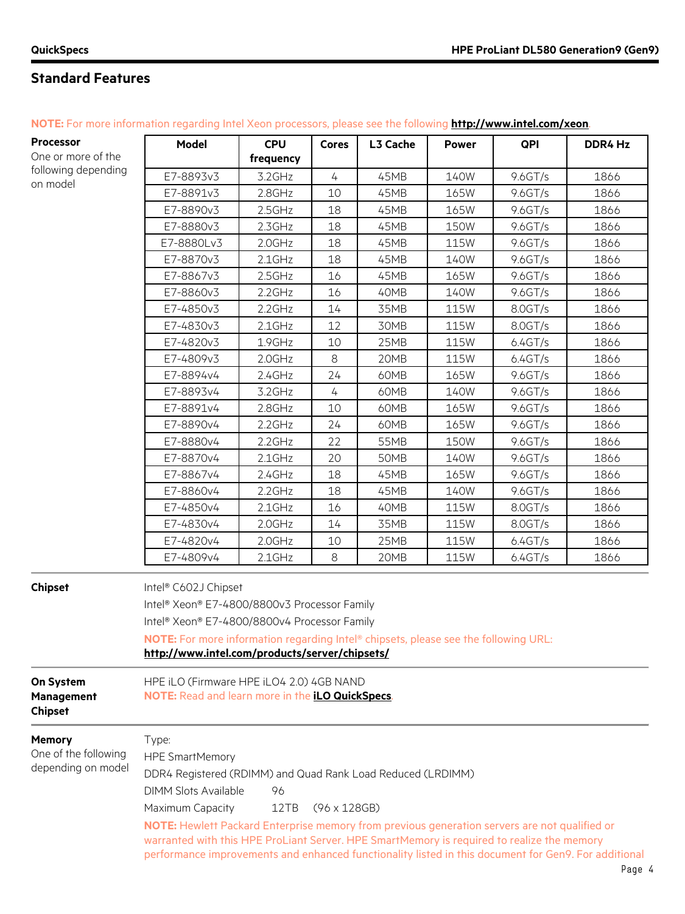## Standard Features

**NOTE:** For more information regarding Intel Xeon processors, please see the following **http://www.intel.com/xeon**.

**Processor**

One or more of the following depending on model

| Model | CPU frequency | Cores | L3 Cache | Power | QPI | DDR4 Hz |
|---|---|---|---|---|---|---|
| E7-8893v3 | 3.2GHz | 4 | 45MB | 140W | 9.6GT/s | 1866 |
| E7-8891v3 | 2.8GHz | 10 | 45MB | 165W | 9.6GT/s | 1866 |
| E7-8890v3 | 2.5GHz | 18 | 45MB | 165W | 9.6GT/s | 1866 |
| E7-8880v3 | 2.3GHz | 18 | 45MB | 150W | 9.6GT/s | 1866 |
| E7-8880Lv3 | 2.0GHz | 18 | 45MB | 115W | 9.6GT/s | 1866 |
| E7-8870v3 | 2.1GHz | 18 | 45MB | 140W | 9.6GT/s | 1866 |
| E7-8867v3 | 2.5GHz | 16 | 45MB | 165W | 9.6GT/s | 1866 |
| E7-8860v3 | 2.2GHz | 16 | 40MB | 140W | 9.6GT/s | 1866 |
| E7-4850v3 | 2.2GHz | 14 | 35MB | 115W | 8.0GT/s | 1866 |
| E7-4830v3 | 2.1GHz | 12 | 30MB | 115W | 8.0GT/s | 1866 |
| E7-4820v3 | 1.9GHz | 10 | 25MB | 115W | 6.4GT/s | 1866 |
| E7-4809v3 | 2.0GHz | 8 | 20MB | 115W | 6.4GT/s | 1866 |
| E7-8894v4 | 2.4GHz | 24 | 60MB | 165W | 9.6GT/s | 1866 |
| E7-8893v4 | 3.2GHz | 4 | 60MB | 140W | 9.6GT/s | 1866 |
| E7-8891v4 | 2.8GHz | 10 | 60MB | 165W | 9.6GT/s | 1866 |
| E7-8890v4 | 2.2GHz | 24 | 60MB | 165W | 9.6GT/s | 1866 |
| E7-8880v4 | 2.2GHz | 22 | 55MB | 150W | 9.6GT/s | 1866 |
| E7-8870v4 | 2.1GHz | 20 | 50MB | 140W | 9.6GT/s | 1866 |
| E7-8867v4 | 2.4GHz | 18 | 45MB | 165W | 9.6GT/s | 1866 |
| E7-8860v4 | 2.2GHz | 18 | 45MB | 140W | 9.6GT/s | 1866 |
| E7-4850v4 | 2.1GHz | 16 | 40MB | 115W | 8.0GT/s | 1866 |
| E7-4830v4 | 2.0GHz | 14 | 35MB | 115W | 8.0GT/s | 1866 |
| E7-4820v4 | 2.0GHz | 10 | 25MB | 115W | 6.4GT/s | 1866 |
| E7-4809v4 | 2.1GHz | 8 | 20MB | 115W | 6.4GT/s | 1866 |

**Chipset**

Intel® C602J Chipset

Intel® Xeon® E7-4800/8800v3 Processor Family

Intel® Xeon® E7-4800/8800v4 Processor Family

**NOTE:** For more information regarding Intel® chipsets, please see the following URL: **http://www.intel.com/products/server/chipsets/**

**On System Management Chipset**

HPE iLO (Firmware HPE iLO4 2.0) 4GB NAND

**NOTE:** Read and learn more in the **iLO QuickSpecs**.

**Memory**

One of the following depending on model

Type:

HPE SmartMemory

DDR4 Registered (RDIMM) and Quad Rank Load Reduced (LRDIMM)

DIMM Slots Available 96

Maximum Capacity 12TB (96 x 128GB)

**NOTE:** Hewlett Packard Enterprise memory from previous generation servers are not qualified or warranted with this HPE ProLiant Server. HPE SmartMemory is required to realize the memory performance improvements and enhanced functionality listed in this document for Gen9. For additional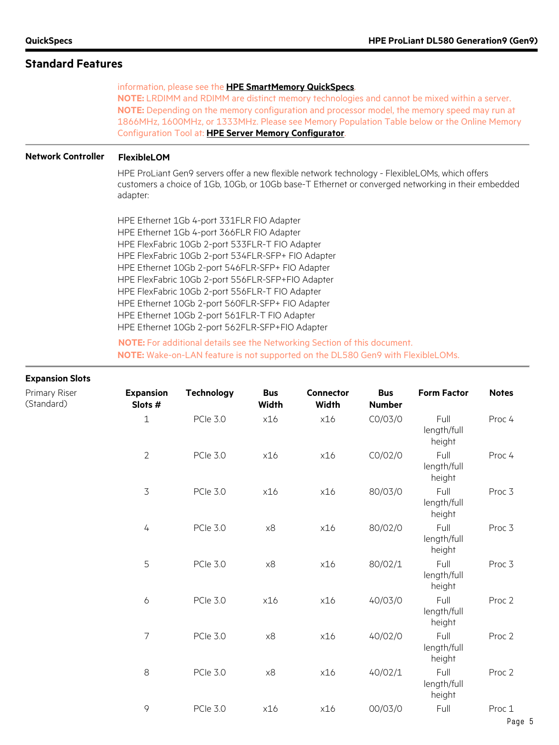## Standard Features

information, please see the **HPE SmartMemory QuickSpecs**.
**NOTE:** LRDIMM and RDIMM are distinct memory technologies and cannot be mixed within a server.
**NOTE:** Depending on the memory configuration and processor model, the memory speed may run at 1866MHz, 1600MHz, or 1333MHz. Please see Memory Population Table below or the Online Memory Configuration Tool at: **HPE Server Memory Configurator**.

### Network Controller

**FlexibleLOM**

HPE ProLiant Gen9 servers offer a new flexible network technology - FlexibleLOMs, which offers customers a choice of 1Gb, 10Gb, or 10Gb base-T Ethernet or converged networking in their embedded adapter:

HPE Ethernet 1Gb 4-port 331FLR FIO Adapter
HPE Ethernet 1Gb 4-port 366FLR FIO Adapter
HPE FlexFabric 10Gb 2-port 533FLR-T FIO Adapter
HPE FlexFabric 10Gb 2-port 534FLR-SFP+ FIO Adapter
HPE Ethernet 10Gb 2-port 546FLR-SFP+ FIO Adapter
HPE FlexFabric 10Gb 2-port 556FLR-SFP+FIO Adapter
HPE FlexFabric 10Gb 2-port 556FLR-T FIO Adapter
HPE Ethernet 10Gb 2-port 560FLR-SFP+ FIO Adapter
HPE Ethernet 10Gb 2-port 561FLR-T FIO Adapter
HPE Ethernet 10Gb 2-port 562FLR-SFP+FIO Adapter

**NOTE:** For additional details see the Networking Section of this document.
**NOTE:** Wake-on-LAN feature is not supported on the DL580 Gen9 with FlexibleLOMs.

### Expansion Slots

Primary Riser (Standard)

| Expansion Slots # | Technology | Bus Width | Connector Width | Bus Number | Form Factor | Notes |
|---|---|---|---|---|---|---|
| 1 | PCIe 3.0 | x16 | x16 | C0/03/0 | Full length/full height | Proc 4 |
| 2 | PCIe 3.0 | x16 | x16 | C0/02/0 | Full length/full height | Proc 4 |
| 3 | PCIe 3.0 | x16 | x16 | 80/03/0 | Full length/full height | Proc 3 |
| 4 | PCIe 3.0 | x8 | x16 | 80/02/0 | Full length/full height | Proc 3 |
| 5 | PCIe 3.0 | x8 | x16 | 80/02/1 | Full length/full height | Proc 3 |
| 6 | PCIe 3.0 | x16 | x16 | 40/03/0 | Full length/full height | Proc 2 |
| 7 | PCIe 3.0 | x8 | x16 | 40/02/0 | Full length/full height | Proc 2 |
| 8 | PCIe 3.0 | x8 | x16 | 40/02/1 | Full length/full height | Proc 2 |
| 9 | PCIe 3.0 | x16 | x16 | 00/03/0 | Full | Proc 1 |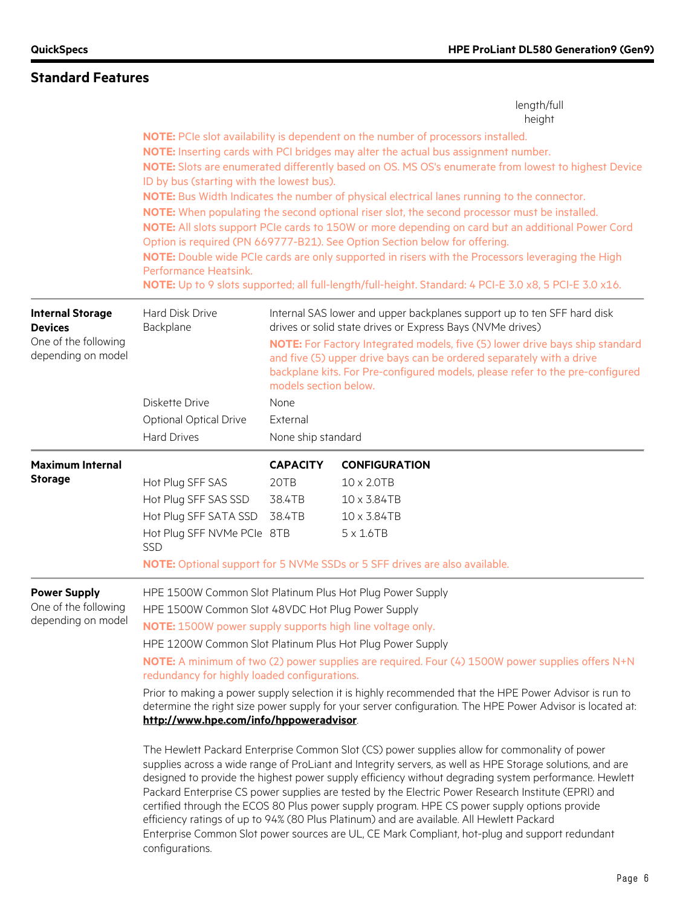## Standard Features

length/full height

**NOTE:** PCIe slot availability is dependent on the number of processors installed.

**NOTE:** Inserting cards with PCI bridges may alter the actual bus assignment number.

**NOTE:** Slots are enumerated differently based on OS. MS OS's enumerate from lowest to highest Device ID by bus (starting with the lowest bus).

**NOTE:** Bus Width Indicates the number of physical electrical lanes running to the connector.

**NOTE:** When populating the second optional riser slot, the second processor must be installed.

**NOTE:** All slots support PCIe cards to 150W or more depending on card but an additional Power Cord Option is required (PN 669777-B21). See Option Section below for offering.

**NOTE:** Double wide PCIe cards are only supported in risers with the Processors leveraging the High Performance Heatsink.

**NOTE:** Up to 9 slots supported; all full-length/full-height. Standard: 4 PCI-E 3.0 x8, 5 PCI-E 3.0 x16.

### Internal Storage Devices

One of the following depending on model

| | |
|---|---|
| Hard Disk Drive Backplane | Internal SAS lower and upper backplanes support up to ten SFF hard disk drives or solid state drives or Express Bays (NVMe drives)<br>**NOTE:** For Factory Integrated models, five (5) lower drive bays ship standard and five (5) upper drive bays can be ordered separately with a drive backplane kits. For Pre-configured models, please refer to the pre-configured models section below. |
| Diskette Drive | None |
| Optional Optical Drive | External |
| Hard Drives | None ship standard |

### Maximum Internal Storage

| | CAPACITY | CONFIGURATION |
|---|---|---|
| Hot Plug SFF SAS | 20TB | 10 x 2.0TB |
| Hot Plug SFF SAS SSD | 38.4TB | 10 x 3.84TB |
| Hot Plug SFF SATA SSD | 38.4TB | 10 x 3.84TB |
| Hot Plug SFF NVMe PCIe SSD | 8TB | 5 x 1.6TB |

**NOTE:** Optional support for 5 NVMe SSDs or 5 SFF drives are also available.

### Power Supply

One of the following depending on model

HPE 1500W Common Slot Platinum Plus Hot Plug Power Supply

HPE 1500W Common Slot 48VDC Hot Plug Power Supply

**NOTE:** 1500W power supply supports high line voltage only.

HPE 1200W Common Slot Platinum Plus Hot Plug Power Supply

**NOTE:** A minimum of two (2) power supplies are required. Four (4) 1500W power supplies offers N+N redundancy for highly loaded configurations.

Prior to making a power supply selection it is highly recommended that the HPE Power Advisor is run to determine the right size power supply for your server configuration. The HPE Power Advisor is located at: **http://www.hpe.com/info/hppoweradvisor**.

The Hewlett Packard Enterprise Common Slot (CS) power supplies allow for commonality of power supplies across a wide range of ProLiant and Integrity servers, as well as HPE Storage solutions, and are designed to provide the highest power supply efficiency without degrading system performance. Hewlett Packard Enterprise CS power supplies are tested by the Electric Power Research Institute (EPRI) and certified through the ECOS 80 Plus power supply program. HPE CS power supply options provide efficiency ratings of up to 94% (80 Plus Platinum) and are available. All Hewlett Packard Enterprise Common Slot power sources are UL, CE Mark Compliant, hot-plug and support redundant configurations.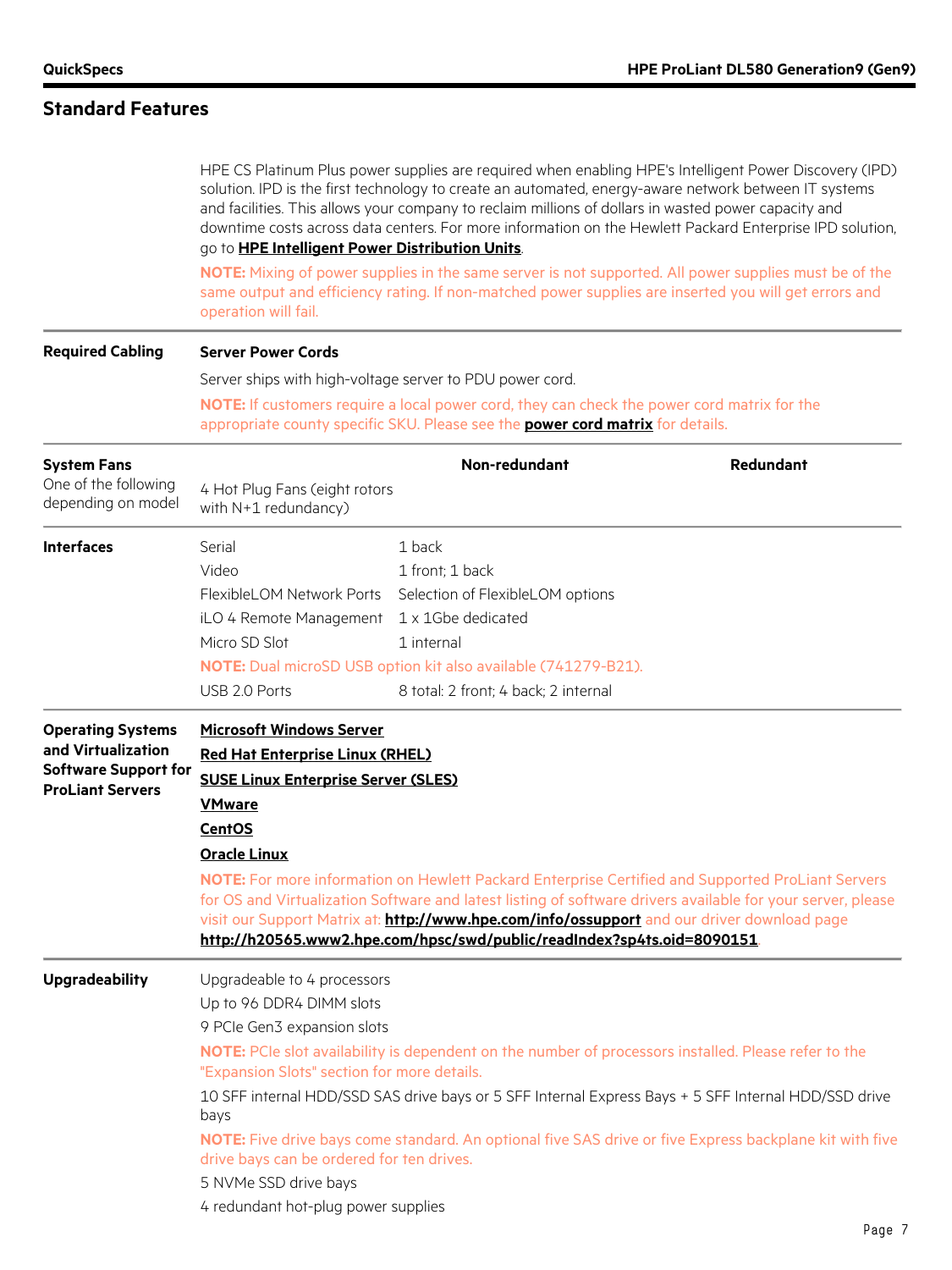## Standard Features

HPE CS Platinum Plus power supplies are required when enabling HPE's Intelligent Power Discovery (IPD) solution. IPD is the first technology to create an automated, energy-aware network between IT systems and facilities. This allows your company to reclaim millions of dollars in wasted power capacity and downtime costs across data centers. For more information on the Hewlett Packard Enterprise IPD solution, go to **HPE Intelligent Power Distribution Units**.

**NOTE:** Mixing of power supplies in the same server is not supported. All power supplies must be of the same output and efficiency rating. If non-matched power supplies are inserted you will get errors and operation will fail.

### Required Cabling

**Server Power Cords**

Server ships with high-voltage server to PDU power cord.

**NOTE:** If customers require a local power cord, they can check the power cord matrix for the appropriate county specific SKU. Please see the **power cord matrix** for details.

### System Fans

One of the following depending on model

| | Non-redundant | Redundant |
|---|---|---|
| 4 Hot Plug Fans (eight rotors with N+1 redundancy) | | |

### Interfaces

| Interface | |
|---|---|
| Serial | 1 back |
| Video | 1 front; 1 back |
| FlexibleLOM Network Ports | Selection of FlexibleLOM options |
| iLO 4 Remote Management | 1 x 1Gbe dedicated |
| Micro SD Slot | 1 internal |
| USB 2.0 Ports | 8 total: 2 front; 4 back; 2 internal |

**NOTE:** Dual microSD USB option kit also available (741279-B21).

### Operating Systems and Virtualization Software Support for ProLiant Servers

**Microsoft Windows Server**

**Red Hat Enterprise Linux (RHEL)**

**SUSE Linux Enterprise Server (SLES)**

**VMware**

**CentOS**

**Oracle Linux**

**NOTE:** For more information on Hewlett Packard Enterprise Certified and Supported ProLiant Servers for OS and Virtualization Software and latest listing of software drivers available for your server, please visit our Support Matrix at: **http://www.hpe.com/info/ossupport** and our driver download page **http://h20565.www2.hpe.com/hpsc/swd/public/readIndex?sp4ts.oid=8090151**.

### Upgradeability

Upgradeable to 4 processors

Up to 96 DDR4 DIMM slots

9 PCIe Gen3 expansion slots

**NOTE:** PCIe slot availability is dependent on the number of processors installed. Please refer to the "Expansion Slots" section for more details.

10 SFF internal HDD/SSD SAS drive bays or 5 SFF Internal Express Bays + 5 SFF Internal HDD/SSD drive bays

**NOTE:** Five drive bays come standard. An optional five SAS drive or five Express backplane kit with five drive bays can be ordered for ten drives.

5 NVMe SSD drive bays

4 redundant hot-plug power supplies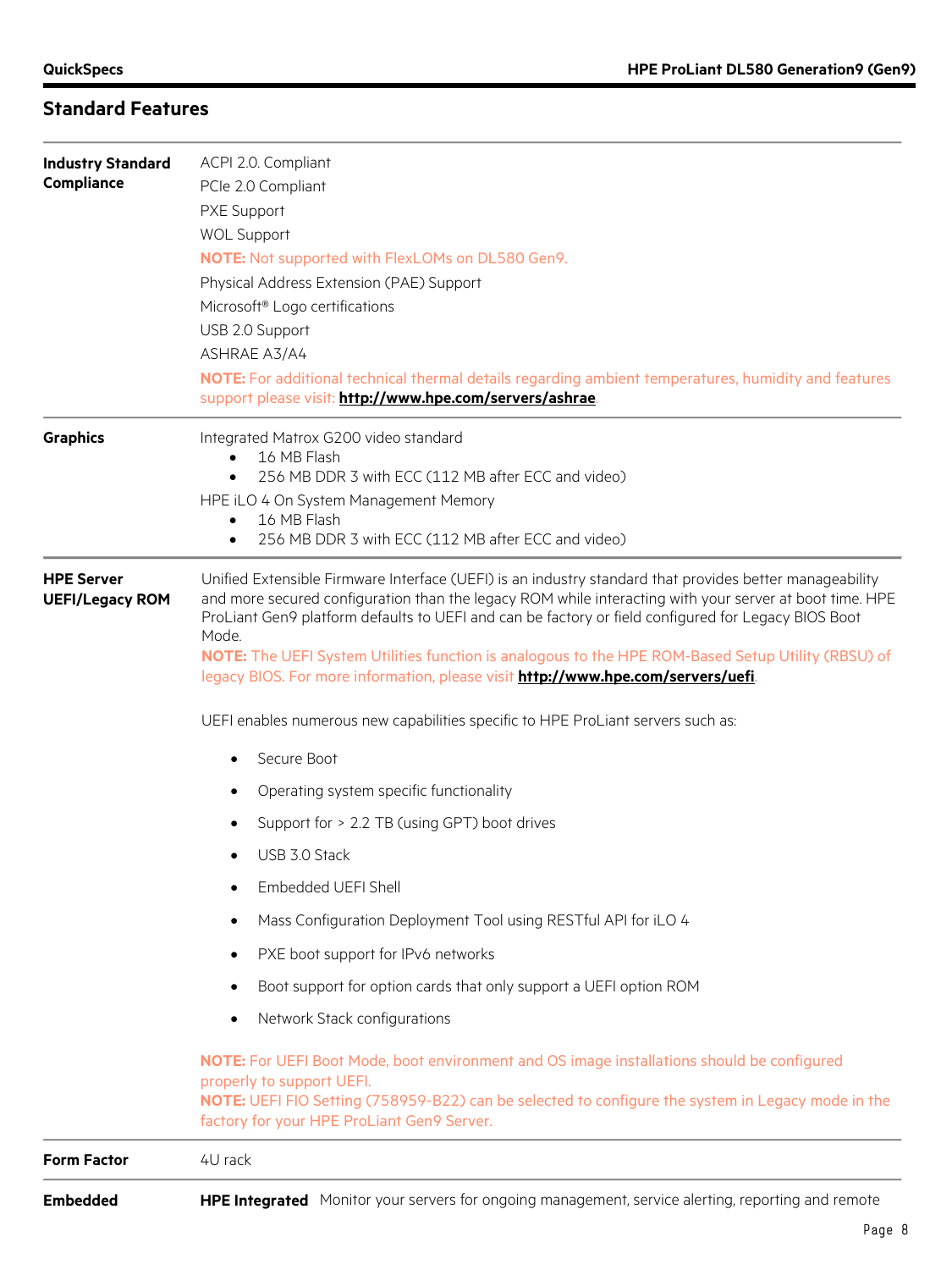## Standard Features

| | |
|---|---|
| **Industry Standard Compliance** | ACPI 2.0. Compliant<br>PCIe 2.0 Compliant<br>PXE Support<br>WOL Support<br>**NOTE:** Not supported with FlexLOMs on DL580 Gen9.<br>Physical Address Extension (PAE) Support<br>Microsoft® Logo certifications<br>USB 2.0 Support<br>ASHRAE A3/A4<br>**NOTE:** For additional technical thermal details regarding ambient temperatures, humidity and features support please visit: **http://www.hpe.com/servers/ashrae**. |
| **Graphics** | Integrated Matrox G200 video standard<br>• 16 MB Flash<br>• 256 MB DDR 3 with ECC (112 MB after ECC and video)<br>HPE iLO 4 On System Management Memory<br>• 16 MB Flash<br>• 256 MB DDR 3 with ECC (112 MB after ECC and video) |
| **HPE Server UEFI/Legacy ROM** | Unified Extensible Firmware Interface (UEFI) is an industry standard that provides better manageability and more secured configuration than the legacy ROM while interacting with your server at boot time. HPE ProLiant Gen9 platform defaults to UEFI and can be factory or field configured for Legacy BIOS Boot Mode.<br>**NOTE:** The UEFI System Utilities function is analogous to the HPE ROM-Based Setup Utility (RBSU) of legacy BIOS. For more information, please visit **http://www.hpe.com/servers/uefi**.<br><br>UEFI enables numerous new capabilities specific to HPE ProLiant servers such as:<br>• Secure Boot<br>• Operating system specific functionality<br>• Support for > 2.2 TB (using GPT) boot drives<br>• USB 3.0 Stack<br>• Embedded UEFI Shell<br>• Mass Configuration Deployment Tool using RESTful API for iLO 4<br>• PXE boot support for IPv6 networks<br>• Boot support for option cards that only support a UEFI option ROM<br>• Network Stack configurations<br><br>**NOTE:** For UEFI Boot Mode, boot environment and OS image installations should be configured properly to support UEFI.<br>**NOTE:** UEFI FIO Setting (758959-B22) can be selected to configure the system in Legacy mode in the factory for your HPE ProLiant Gen9 Server. |
| **Form Factor** | 4U rack |
| **Embedded** | **HPE Integrated** Monitor your servers for ongoing management, service alerting, reporting and remote |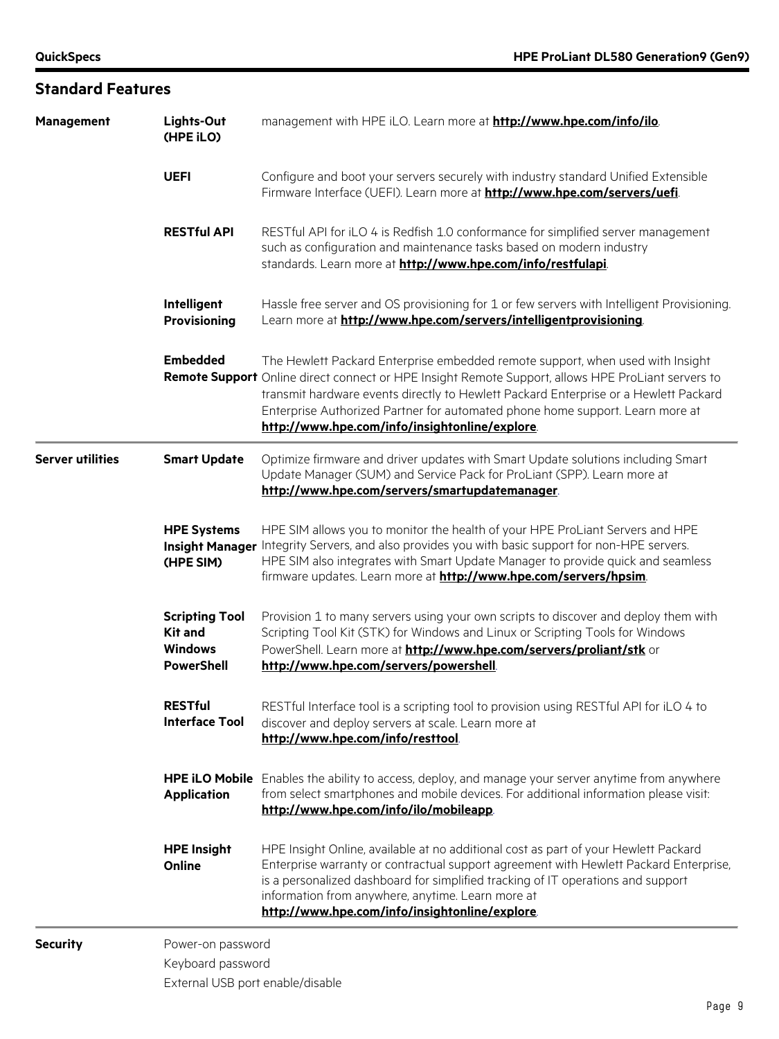## Standard Features

| | | |
|---|---|---|
| **Management** | **Lights-Out (HPE iLO)** | management with HPE iLO. Learn more at **http://www.hpe.com/info/ilo**. |
| | **UEFI** | Configure and boot your servers securely with industry standard Unified Extensible Firmware Interface (UEFI). Learn more at **http://www.hpe.com/servers/uefi**. |
| | **RESTful API** | RESTful API for iLO 4 is Redfish 1.0 conformance for simplified server management such as configuration and maintenance tasks based on modern industry standards. Learn more at **http://www.hpe.com/info/restfulapi**. |
| | **Intelligent Provisioning** | Hassle free server and OS provisioning for 1 or few servers with Intelligent Provisioning. Learn more at **http://www.hpe.com/servers/intelligentprovisioning**. |
| | **Embedded Remote Support** | The Hewlett Packard Enterprise embedded remote support, when used with Insight Online direct connect or HPE Insight Remote Support, allows HPE ProLiant servers to transmit hardware events directly to Hewlett Packard Enterprise or a Hewlett Packard Enterprise Authorized Partner for automated phone home support. Learn more at **http://www.hpe.com/info/insightonline/explore**. |
| **Server utilities** | **Smart Update** | Optimize firmware and driver updates with Smart Update solutions including Smart Update Manager (SUM) and Service Pack for ProLiant (SPP). Learn more at **http://www.hpe.com/servers/smartupdatemanager**. |
| | **HPE Systems Insight Manager (HPE SIM)** | HPE SIM allows you to monitor the health of your HPE ProLiant Servers and HPE Integrity Servers, and also provides you with basic support for non-HPE servers. HPE SIM also integrates with Smart Update Manager to provide quick and seamless firmware updates. Learn more at **http://www.hpe.com/servers/hpsim**. |
| | **Scripting Tool Kit and Windows PowerShell** | Provision 1 to many servers using your own scripts to discover and deploy them with Scripting Tool Kit (STK) for Windows and Linux or Scripting Tools for Windows PowerShell. Learn more at **http://www.hpe.com/servers/proliant/stk** or **http://www.hpe.com/servers/powershell**. |
| | **RESTful Interface Tool** | RESTful Interface tool is a scripting tool to provision using RESTful API for iLO 4 to discover and deploy servers at scale. Learn more at **http://www.hpe.com/info/resttool**. |
| | **HPE iLO Mobile Application** | Enables the ability to access, deploy, and manage your server anytime from anywhere from select smartphones and mobile devices. For additional information please visit: **http://www.hpe.com/info/ilo/mobileapp**. |
| | **HPE Insight Online** | HPE Insight Online, available at no additional cost as part of your Hewlett Packard Enterprise warranty or contractual support agreement with Hewlett Packard Enterprise, is a personalized dashboard for simplified tracking of IT operations and support information from anywhere, anytime. Learn more at **http://www.hpe.com/info/insightonline/explore**. |

**Security**

Power-on password

Keyboard password

External USB port enable/disable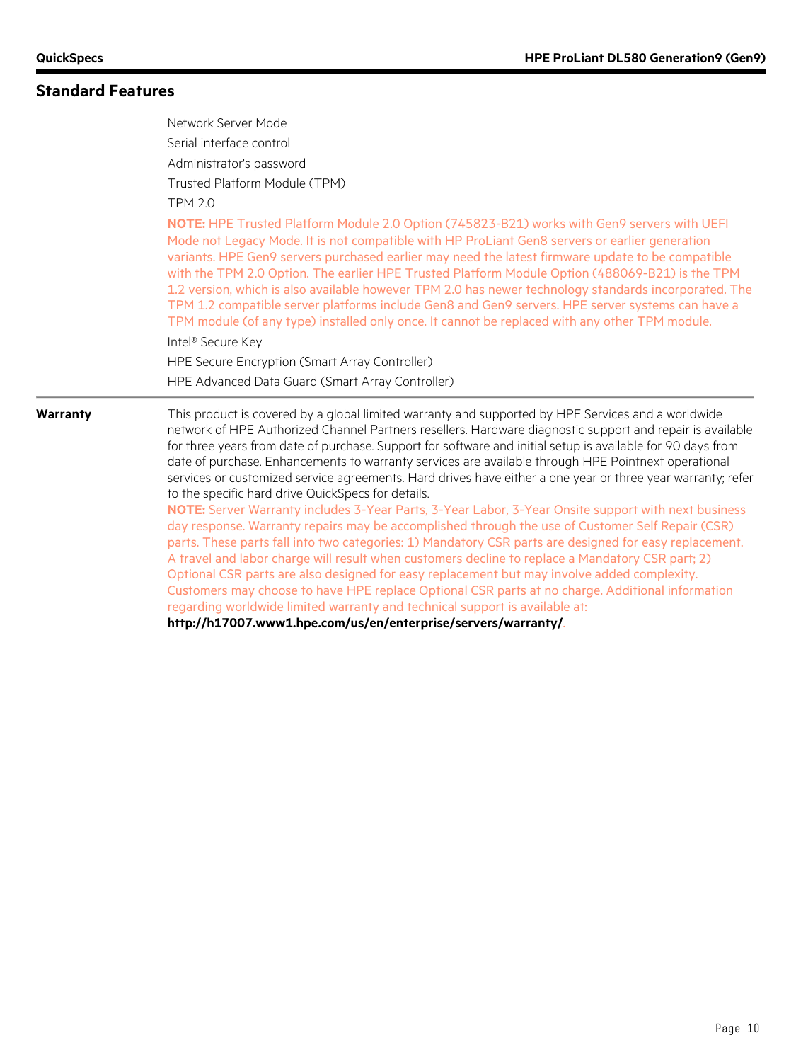## Standard Features

Network Server Mode

Serial interface control

Administrator's password

Trusted Platform Module (TPM)

TPM 2.0

**NOTE:** HPE Trusted Platform Module 2.0 Option (745823-B21) works with Gen9 servers with UEFI Mode not Legacy Mode. It is not compatible with HP ProLiant Gen8 servers or earlier generation variants. HPE Gen9 servers purchased earlier may need the latest firmware update to be compatible with the TPM 2.0 Option. The earlier HPE Trusted Platform Module Option (488069-B21) is the TPM 1.2 version, which is also available however TPM 2.0 has newer technology standards incorporated. The TPM 1.2 compatible server platforms include Gen8 and Gen9 servers. HPE server systems can have a TPM module (of any type) installed only once. It cannot be replaced with any other TPM module.

Intel® Secure Key

HPE Secure Encryption (Smart Array Controller)

HPE Advanced Data Guard (Smart Array Controller)

**Warranty**

This product is covered by a global limited warranty and supported by HPE Services and a worldwide network of HPE Authorized Channel Partners resellers. Hardware diagnostic support and repair is available for three years from date of purchase. Support for software and initial setup is available for 90 days from date of purchase. Enhancements to warranty services are available through HPE Pointnext operational services or customized service agreements. Hard drives have either a one year or three year warranty; refer to the specific hard drive QuickSpecs for details.

**NOTE:** Server Warranty includes 3-Year Parts, 3-Year Labor, 3-Year Onsite support with next business day response. Warranty repairs may be accomplished through the use of Customer Self Repair (CSR) parts. These parts fall into two categories: 1) Mandatory CSR parts are designed for easy replacement. A travel and labor charge will result when customers decline to replace a Mandatory CSR part; 2) Optional CSR parts are also designed for easy replacement but may involve added complexity. Customers may choose to have HPE replace Optional CSR parts at no charge. Additional information regarding worldwide limited warranty and technical support is available at: **http://h17007.www1.hpe.com/us/en/enterprise/servers/warranty/**.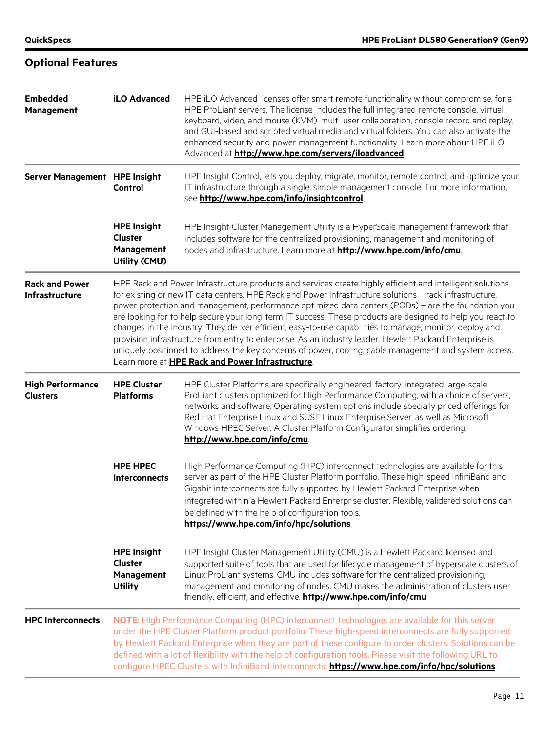## Optional Features

| | | |
|---|---|---|
| **Embedded Management** | **iLO Advanced** | HPE iLO Advanced licenses offer smart remote functionality without compromise, for all HPE ProLiant servers. The license includes the full integrated remote console, virtual keyboard, video, and mouse (KVM), multi-user collaboration, console record and replay, and GUI-based and scripted virtual media and virtual folders. You can also activate the enhanced security and power management functionality. Learn more about HPE iLO Advanced at **http://www.hpe.com/servers/iloadvanced**. |
| **Server Management** | **HPE Insight Control** | HPE Insight Control, lets you deploy, migrate, monitor, remote control, and optimize your IT infrastructure through a single, simple management console. For more information, see **http://www.hpe.com/info/insightcontrol**. |
| | **HPE Insight Cluster Management Utility (CMU)** | HPE Insight Cluster Management Utility is a HyperScale management framework that includes software for the centralized provisioning, management and monitoring of nodes and infrastructure. Learn more at **http://www.hpe.com/info/cmu**. |
| **Rack and Power Infrastructure** | | HPE Rack and Power Infrastructure products and services create highly efficient and intelligent solutions for existing or new IT data centers. HPE Rack and Power infrastructure solutions – rack infrastructure, power protection and management, performance optimized data centers (PODs) – are the foundation you are looking for to help secure your long-term IT success. These products are designed to help you react to changes in the industry. They deliver efficient, easy-to-use capabilities to manage, monitor, deploy and provision infrastructure from entry to enterprise. As an industry leader, Hewlett Packard Enterprise is uniquely positioned to address the key concerns of power, cooling, cable management and system access. Learn more at **HPE Rack and Power Infrastructure**. |
| **High Performance Clusters** | **HPE Cluster Platforms** | HPE Cluster Platforms are specifically engineered, factory-integrated large-scale ProLiant clusters optimized for High Performance Computing, with a choice of servers, networks and software. Operating system options include specially priced offerings for Red Hat Enterprise Linux and SUSE Linux Enterprise Server, as well as Microsoft Windows HPEC Server. A Cluster Platform Configurator simplifies ordering. **http://www.hpe.com/info/cmu**. |
| | **HPE HPEC Interconnects** | High Performance Computing (HPC) interconnect technologies are available for this server as part of the HPE Cluster Platform portfolio. These high-speed InfiniBand and Gigabit interconnects are fully supported by Hewlett Packard Enterprise when integrated within a Hewlett Packard Enterprise cluster. Flexible, validated solutions can be defined with the help of configuration tools. **https://www.hpe.com/info/hpc/solutions**. |
| | **HPE Insight Cluster Management Utility** | HPE Insight Cluster Management Utility (CMU) is a Hewlett Packard licensed and supported suite of tools that are used for lifecycle management of hyperscale clusters of Linux ProLiant systems. CMU includes software for the centralized provisioning, management and monitoring of nodes. CMU makes the administration of clusters user friendly, efficient, and effective. **http://www.hpe.com/info/cmu**. |
| **HPC Interconnects** | | **NOTE:** High Performance Computing (HPC) interconnect technologies are available for this server under the HPE Cluster Platform product portfolio. These high-speed interconnects are fully supported by Hewlett Packard Enterprise when they are part of these configure to order clusters. Solutions can be defined with a lot of flexibility with the help of configuration tools. Please visit the following URL to configure HPEC Clusters with InfiniBand Interconnects: **https://www.hpe.com/info/hpc/solutions**. |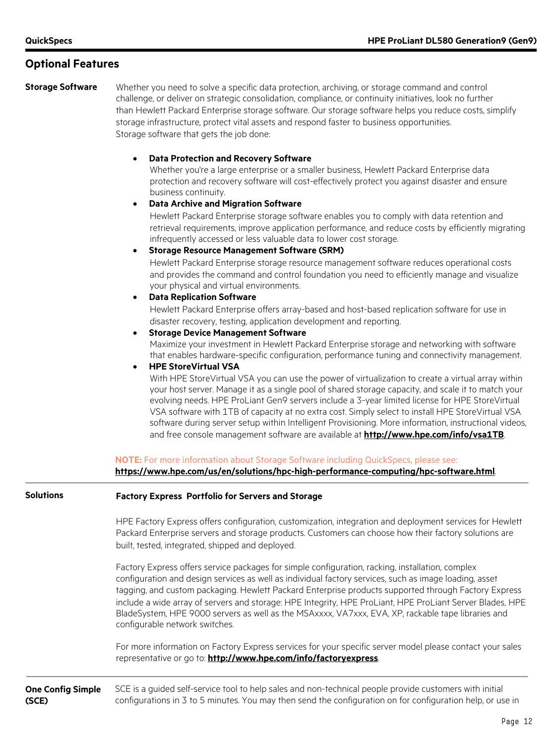## Optional Features

**Storage Software**

Whether you need to solve a specific data protection, archiving, or storage command and control challenge, or deliver on strategic consolidation, compliance, or continuity initiatives, look no further than Hewlett Packard Enterprise storage software. Our storage software helps you reduce costs, simplify storage infrastructure, protect vital assets and respond faster to business opportunities.
Storage software that gets the job done:

- **Data Protection and Recovery Software**
  Whether you're a large enterprise or a smaller business, Hewlett Packard Enterprise data protection and recovery software will cost-effectively protect you against disaster and ensure business continuity.
- **Data Archive and Migration Software**
  Hewlett Packard Enterprise storage software enables you to comply with data retention and retrieval requirements, improve application performance, and reduce costs by efficiently migrating infrequently accessed or less valuable data to lower cost storage.
- **Storage Resource Management Software (SRM)**
  Hewlett Packard Enterprise storage resource management software reduces operational costs and provides the command and control foundation you need to efficiently manage and visualize your physical and virtual environments.
- **Data Replication Software**
  Hewlett Packard Enterprise offers array-based and host-based replication software for use in disaster recovery, testing, application development and reporting.
- **Storage Device Management Software**
  Maximize your investment in Hewlett Packard Enterprise storage and networking with software that enables hardware-specific configuration, performance tuning and connectivity management.
- **HPE StoreVirtual VSA**
  With HPE StoreVirtual VSA you can use the power of virtualization to create a virtual array within your host server. Manage it as a single pool of shared storage capacity, and scale it to match your evolving needs. HPE ProLiant Gen9 servers include a 3-year limited license for HPE StoreVirtual VSA software with 1TB of capacity at no extra cost. Simply select to install HPE StoreVirtual VSA software during server setup within Intelligent Provisioning. More information, instructional videos, and free console management software are available at **http://www.hpe.com/info/vsa1TB**.

**NOTE:** For more information about Storage Software including QuickSpecs, please see: **https://www.hpe.com/us/en/solutions/hpc-high-performance-computing/hpc-software.html**.

**Solutions**

**Factory Express Portfolio for Servers and Storage**

HPE Factory Express offers configuration, customization, integration and deployment services for Hewlett Packard Enterprise servers and storage products. Customers can choose how their factory solutions are built, tested, integrated, shipped and deployed.

Factory Express offers service packages for simple configuration, racking, installation, complex configuration and design services as well as individual factory services, such as image loading, asset tagging, and custom packaging. Hewlett Packard Enterprise products supported through Factory Express include a wide array of servers and storage: HPE Integrity, HPE ProLiant, HPE ProLiant Server Blades, HPE BladeSystem, HPE 9000 servers as well as the MSAxxxx, VA7xxx, EVA, XP, rackable tape libraries and configurable network switches.

For more information on Factory Express services for your specific server model please contact your sales representative or go to: **http://www.hpe.com/info/factoryexpress**.

**One Config Simple (SCE)**

SCE is a guided self-service tool to help sales and non-technical people provide customers with initial configurations in 3 to 5 minutes. You may then send the configuration on for configuration help, or use in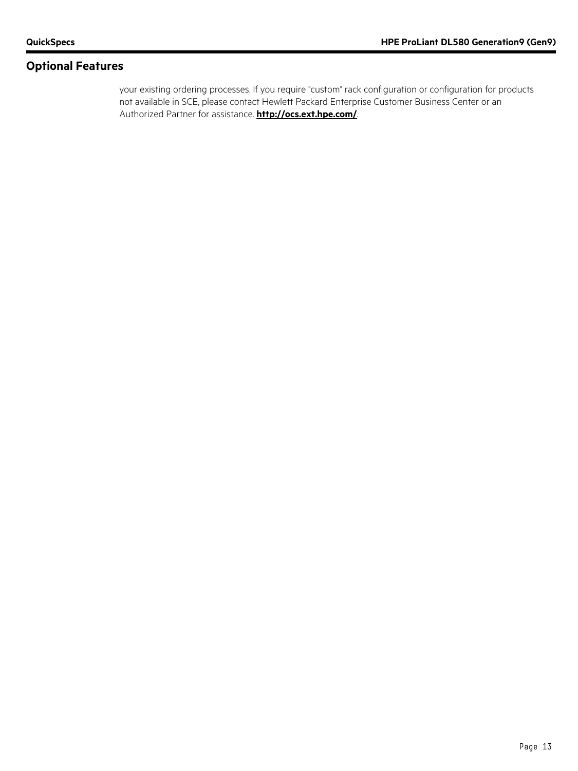## Optional Features

your existing ordering processes. If you require "custom" rack configuration or configuration for products not available in SCE, please contact Hewlett Packard Enterprise Customer Business Center or an Authorized Partner for assistance. **http://ocs.ext.hpe.com/**.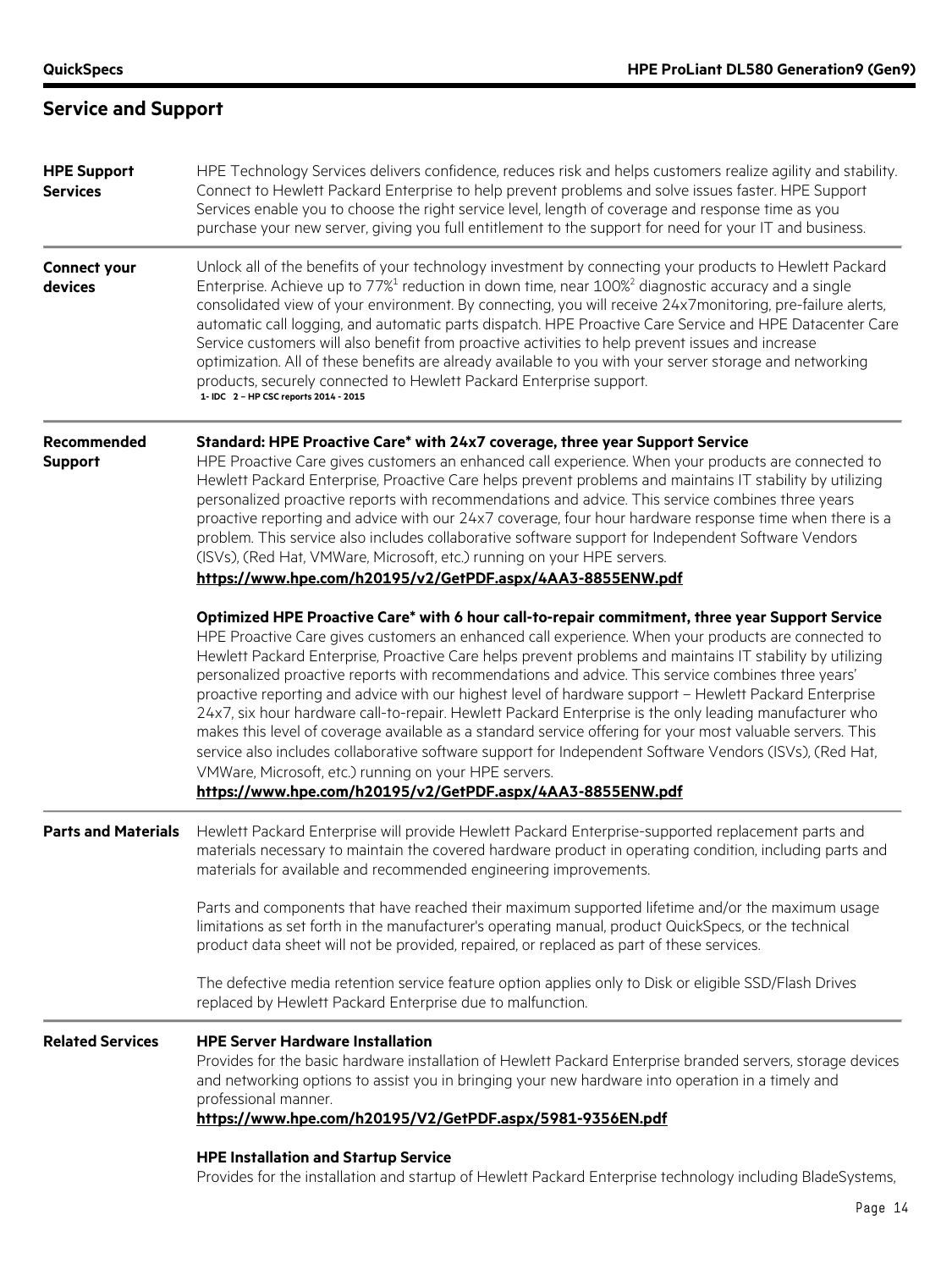## Service and Support

**HPE Support Services**

HPE Technology Services delivers confidence, reduces risk and helps customers realize agility and stability. Connect to Hewlett Packard Enterprise to help prevent problems and solve issues faster. HPE Support Services enable you to choose the right service level, length of coverage and response time as you purchase your new server, giving you full entitlement to the support for need for your IT and business.

**Connect your devices**

Unlock all of the benefits of your technology investment by connecting your products to Hewlett Packard Enterprise. Achieve up to 77%[1] reduction in down time, near 100%[2] diagnostic accuracy and a single consolidated view of your environment. By connecting, you will receive 24x7monitoring, pre-failure alerts, automatic call logging, and automatic parts dispatch. HPE Proactive Care Service and HPE Datacenter Care Service customers will also benefit from proactive activities to help prevent issues and increase optimization. All of these benefits are already available to you with your server storage and networking products, securely connected to Hewlett Packard Enterprise support.

1- IDC 2 – HP CSC reports 2014 - 2015

**Recommended Support**

**Standard: HPE Proactive Care* with 24x7 coverage, three year Support Service**

HPE Proactive Care gives customers an enhanced call experience. When your products are connected to Hewlett Packard Enterprise, Proactive Care helps prevent problems and maintains IT stability by utilizing personalized proactive reports with recommendations and advice. This service combines three years proactive reporting and advice with our 24x7 coverage, four hour hardware response time when there is a problem. This service also includes collaborative software support for Independent Software Vendors (ISVs), (Red Hat, VMWare, Microsoft, etc.) running on your HPE servers.

**https://www.hpe.com/h20195/v2/GetPDF.aspx/4AA3-8855ENW.pdf**

**Optimized HPE Proactive Care* with 6 hour call-to-repair commitment, three year Support Service**

HPE Proactive Care gives customers an enhanced call experience. When your products are connected to Hewlett Packard Enterprise, Proactive Care helps prevent problems and maintains IT stability by utilizing personalized proactive reports with recommendations and advice. This service combines three years' proactive reporting and advice with our highest level of hardware support – Hewlett Packard Enterprise 24x7, six hour hardware call-to-repair. Hewlett Packard Enterprise is the only leading manufacturer who makes this level of coverage available as a standard service offering for your most valuable servers. This service also includes collaborative software support for Independent Software Vendors (ISVs), (Red Hat, VMWare, Microsoft, etc.) running on your HPE servers.

**https://www.hpe.com/h20195/v2/GetPDF.aspx/4AA3-8855ENW.pdf**

**Parts and Materials**

Hewlett Packard Enterprise will provide Hewlett Packard Enterprise-supported replacement parts and materials necessary to maintain the covered hardware product in operating condition, including parts and materials for available and recommended engineering improvements.

Parts and components that have reached their maximum supported lifetime and/or the maximum usage limitations as set forth in the manufacturer's operating manual, product QuickSpecs, or the technical product data sheet will not be provided, repaired, or replaced as part of these services.

The defective media retention service feature option applies only to Disk or eligible SSD/Flash Drives replaced by Hewlett Packard Enterprise due to malfunction.

**Related Services**

**HPE Server Hardware Installation**

Provides for the basic hardware installation of Hewlett Packard Enterprise branded servers, storage devices and networking options to assist you in bringing your new hardware into operation in a timely and professional manner.

**https://www.hpe.com/h20195/V2/GetPDF.aspx/5981-9356EN.pdf**

**HPE Installation and Startup Service**

Provides for the installation and startup of Hewlett Packard Enterprise technology including BladeSystems,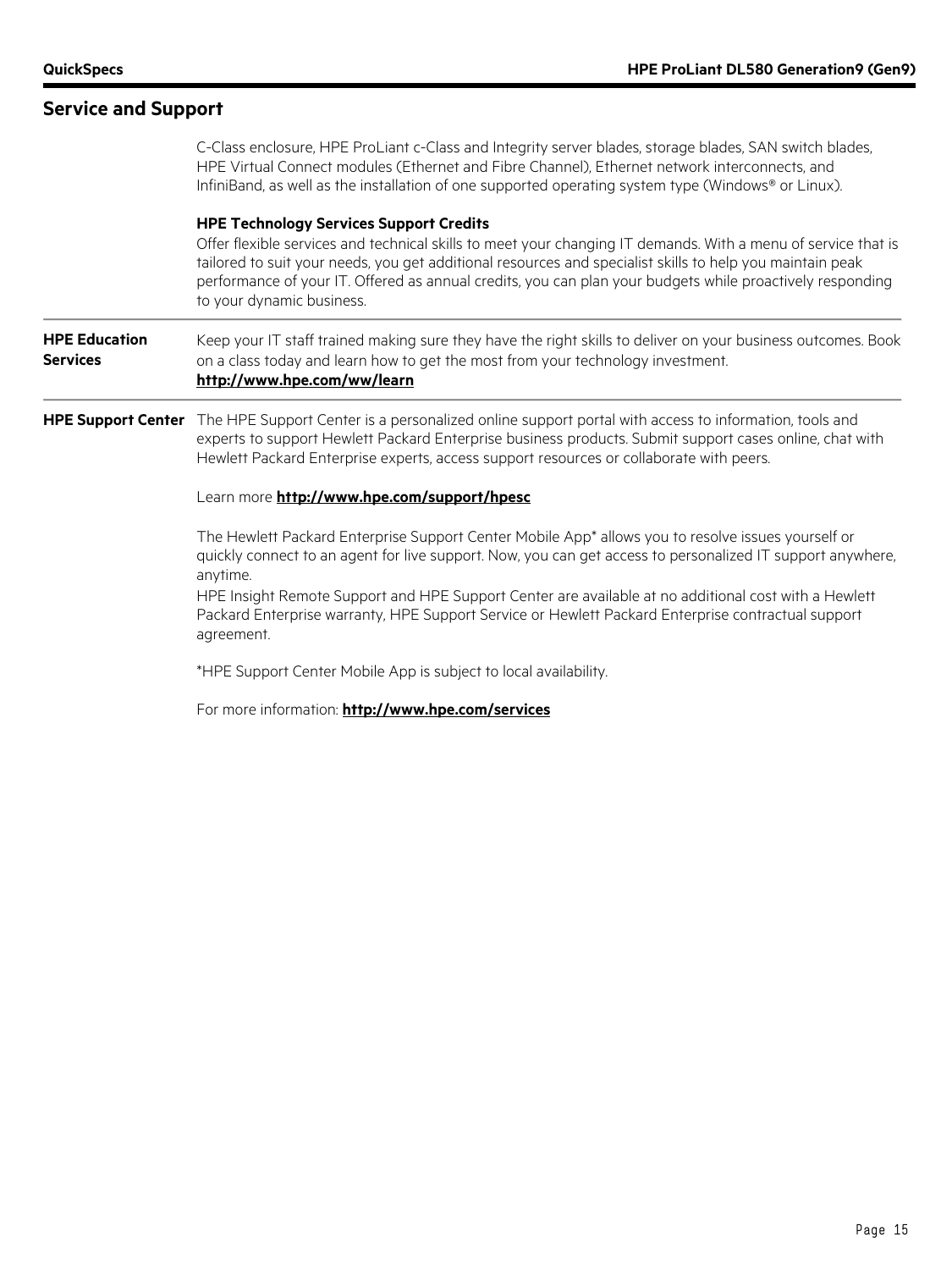## Service and Support

C-Class enclosure, HPE ProLiant c-Class and Integrity server blades, storage blades, SAN switch blades, HPE Virtual Connect modules (Ethernet and Fibre Channel), Ethernet network interconnects, and InfiniBand, as well as the installation of one supported operating system type (Windows® or Linux).

**HPE Technology Services Support Credits**
Offer flexible services and technical skills to meet your changing IT demands. With a menu of service that is tailored to suit your needs, you get additional resources and specialist skills to help you maintain peak performance of your IT. Offered as annual credits, you can plan your budgets while proactively responding to your dynamic business.

**HPE Education Services**

Keep your IT staff trained making sure they have the right skills to deliver on your business outcomes. Book on a class today and learn how to get the most from your technology investment.
**http://www.hpe.com/ww/learn**

**HPE Support Center**

The HPE Support Center is a personalized online support portal with access to information, tools and experts to support Hewlett Packard Enterprise business products. Submit support cases online, chat with Hewlett Packard Enterprise experts, access support resources or collaborate with peers.

Learn more **http://www.hpe.com/support/hpesc**

The Hewlett Packard Enterprise Support Center Mobile App* allows you to resolve issues yourself or quickly connect to an agent for live support. Now, you can get access to personalized IT support anywhere, anytime.
HPE Insight Remote Support and HPE Support Center are available at no additional cost with a Hewlett Packard Enterprise warranty, HPE Support Service or Hewlett Packard Enterprise contractual support agreement.

*HPE Support Center Mobile App is subject to local availability.

For more information: **http://www.hpe.com/services**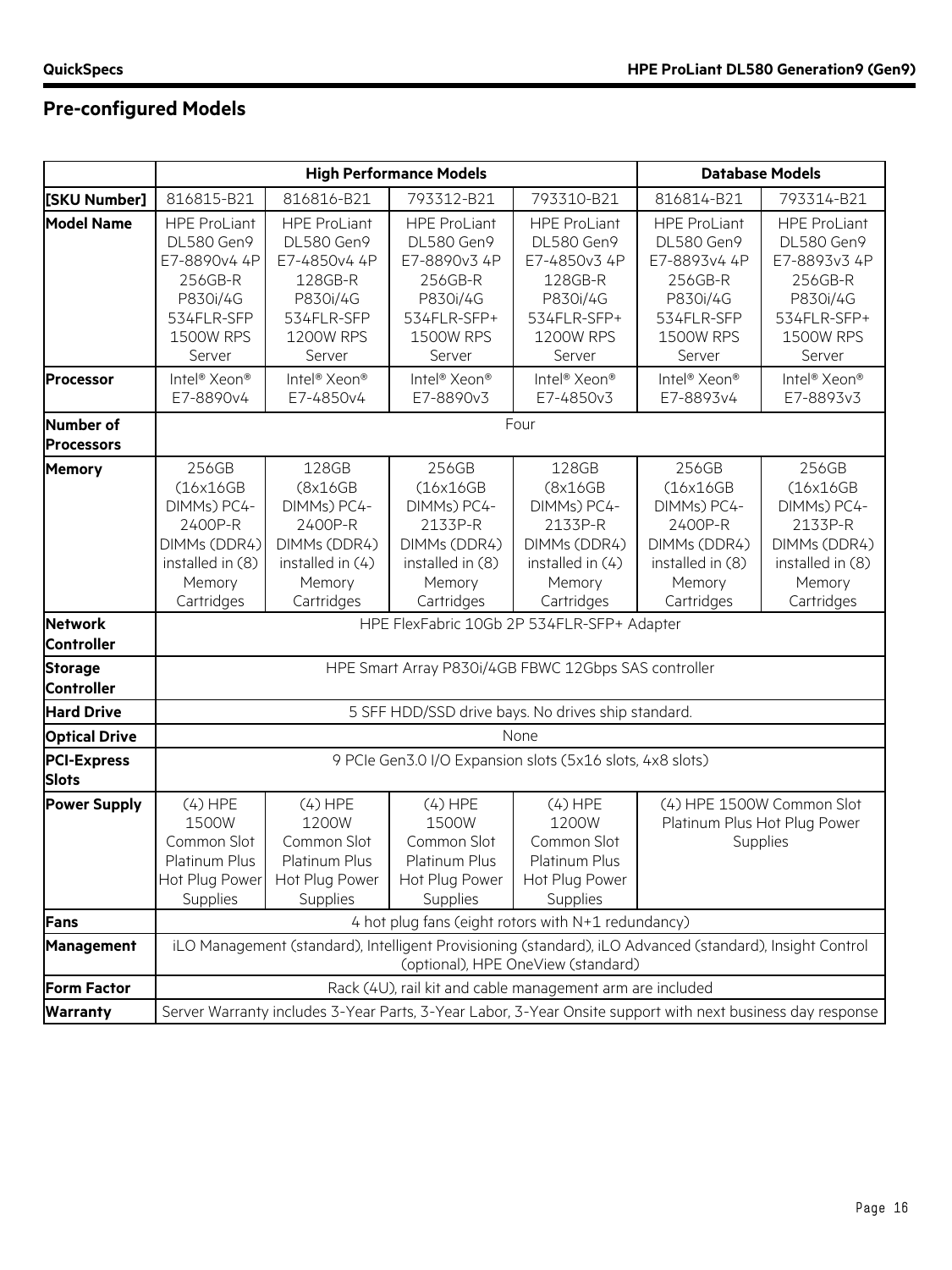## Pre-configured Models

| | High Performance Models | | | | Database Models | |
|---|---|---|---|---|---|---|
| **[SKU Number]** | 816815-B21 | 816816-B21 | 793312-B21 | 793310-B21 | 816814-B21 | 793314-B21 |
| **Model Name** | HPE ProLiant DL580 Gen9 E7-8890v4 4P 256GB-R P830i/4G 534FLR-SFP 1500W RPS Server | HPE ProLiant DL580 Gen9 E7-4850v4 4P 128GB-R P830i/4G 534FLR-SFP 1200W RPS Server | HPE ProLiant DL580 Gen9 E7-8890v3 4P 256GB-R P830i/4G 534FLR-SFP+ 1500W RPS Server | HPE ProLiant DL580 Gen9 E7-4850v3 4P 128GB-R P830i/4G 534FLR-SFP+ 1200W RPS Server | HPE ProLiant DL580 Gen9 E7-8893v4 4P 256GB-R P830i/4G 534FLR-SFP 1500W RPS Server | HPE ProLiant DL580 Gen9 E7-8893v3 4P 256GB-R P830i/4G 534FLR-SFP+ 1500W RPS Server |
| **Processor** | Intel® Xeon® E7-8890v4 | Intel® Xeon® E7-4850v4 | Intel® Xeon® E7-8890v3 | Intel® Xeon® E7-4850v3 | Intel® Xeon® E7-8893v4 | Intel® Xeon® E7-8893v3 |
| **Number of Processors** | Four | | | | | |
| **Memory** | 256GB (16x16GB DIMMs) PC4-2400P-R DIMMs (DDR4) installed in (8) Memory Cartridges | 128GB (8x16GB DIMMs) PC4-2400P-R DIMMs (DDR4) installed in (4) Memory Cartridges | 256GB (16x16GB DIMMs) PC4-2133P-R DIMMs (DDR4) installed in (8) Memory Cartridges | 128GB (8x16GB DIMMs) PC4-2133P-R DIMMs (DDR4) installed in (4) Memory Cartridges | 256GB (16x16GB DIMMs) PC4-2400P-R DIMMs (DDR4) installed in (8) Memory Cartridges | 256GB (16x16GB DIMMs) PC4-2133P-R DIMMs (DDR4) installed in (8) Memory Cartridges |
| **Network Controller** | HPE FlexFabric 10Gb 2P 534FLR-SFP+ Adapter | | | | | |
| **Storage Controller** | HPE Smart Array P830i/4GB FBWC 12Gbps SAS controller | | | | | |
| **Hard Drive** | 5 SFF HDD/SSD drive bays. No drives ship standard. | | | | | |
| **Optical Drive** | None | | | | | |
| **PCI-Express Slots** | 9 PCIe Gen3.0 I/O Expansion slots (5x16 slots, 4x8 slots) | | | | | |
| **Power Supply** | (4) HPE 1500W Common Slot Platinum Plus Hot Plug Power Supplies | (4) HPE 1200W Common Slot Platinum Plus Hot Plug Power Supplies | (4) HPE 1500W Common Slot Platinum Plus Hot Plug Power Supplies | (4) HPE 1200W Common Slot Platinum Plus Hot Plug Power Supplies | (4) HPE 1500W Common Slot Platinum Plus Hot Plug Power Supplies | |
| **Fans** | 4 hot plug fans (eight rotors with N+1 redundancy) | | | | | |
| **Management** | iLO Management (standard), Intelligent Provisioning (standard), iLO Advanced (standard), Insight Control (optional), HPE OneView (standard) | | | | | |
| **Form Factor** | Rack (4U), rail kit and cable management arm are included | | | | | |
| **Warranty** | Server Warranty includes 3-Year Parts, 3-Year Labor, 3-Year Onsite support with next business day response | | | | | |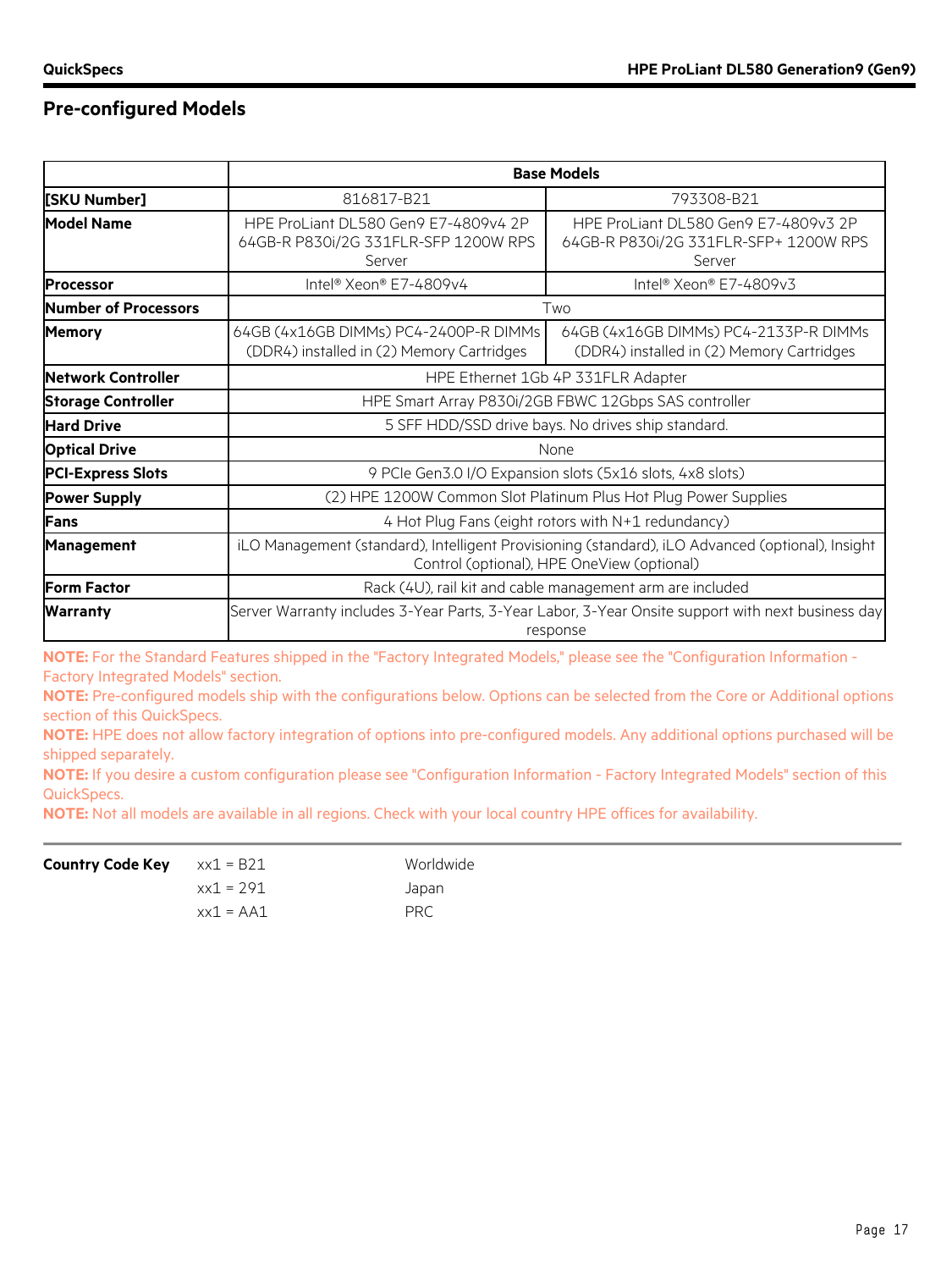## Pre-configured Models

| | Base Models | |
|---|---|---|
| [SKU Number] | 816817-B21 | 793308-B21 |
| Model Name | HPE ProLiant DL580 Gen9 E7-4809v4 2P 64GB-R P830i/2G 331FLR-SFP 1200W RPS Server | HPE ProLiant DL580 Gen9 E7-4809v3 2P 64GB-R P830i/2G 331FLR-SFP+ 1200W RPS Server |
| Processor | Intel® Xeon® E7-4809v4 | Intel® Xeon® E7-4809v3 |
| Number of Processors | Two | |
| Memory | 64GB (4x16GB DIMMs) PC4-2400P-R DIMMs (DDR4) installed in (2) Memory Cartridges | 64GB (4x16GB DIMMs) PC4-2133P-R DIMMs (DDR4) installed in (2) Memory Cartridges |
| Network Controller | HPE Ethernet 1Gb 4P 331FLR Adapter | |
| Storage Controller | HPE Smart Array P830i/2GB FBWC 12Gbps SAS controller | |
| Hard Drive | 5 SFF HDD/SSD drive bays. No drives ship standard. | |
| Optical Drive | None | |
| PCI-Express Slots | 9 PCIe Gen3.0 I/O Expansion slots (5x16 slots, 4x8 slots) | |
| Power Supply | (2) HPE 1200W Common Slot Platinum Plus Hot Plug Power Supplies | |
| Fans | 4 Hot Plug Fans (eight rotors with N+1 redundancy) | |
| Management | iLO Management (standard), Intelligent Provisioning (standard), iLO Advanced (optional), Insight Control (optional), HPE OneView (optional) | |
| Form Factor | Rack (4U), rail kit and cable management arm are included | |
| Warranty | Server Warranty includes 3-Year Parts, 3-Year Labor, 3-Year Onsite support with next business day response | |

**NOTE:** For the Standard Features shipped in the "Factory Integrated Models," please see the "Configuration Information - Factory Integrated Models" section.

**NOTE:** Pre-configured models ship with the configurations below. Options can be selected from the Core or Additional options section of this QuickSpecs.

**NOTE:** HPE does not allow factory integration of options into pre-configured models. Any additional options purchased will be shipped separately.

**NOTE:** If you desire a custom configuration please see "Configuration Information - Factory Integrated Models" section of this QuickSpecs.

**NOTE:** Not all models are available in all regions. Check with your local country HPE offices for availability.

| Country Code Key | | |
|---|---|---|
| | xx1 = B21 | Worldwide |
| | xx1 = 291 | Japan |
| | xx1 = AA1 | PRC |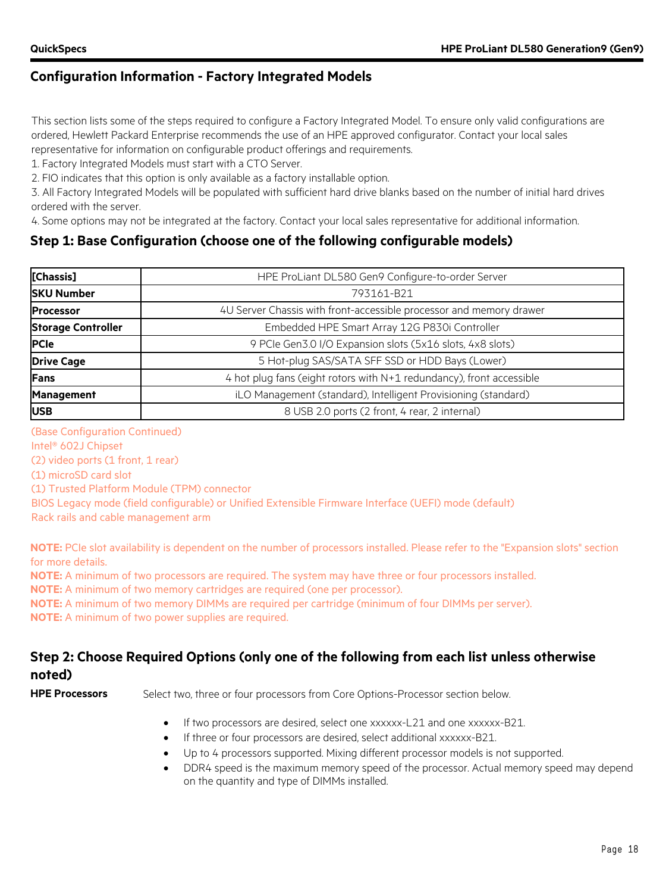## Configuration Information - Factory Integrated Models

This section lists some of the steps required to configure a Factory Integrated Model. To ensure only valid configurations are ordered, Hewlett Packard Enterprise recommends the use of an HPE approved configurator. Contact your local sales representative for information on configurable product offerings and requirements.

1. Factory Integrated Models must start with a CTO Server.
2. FIO indicates that this option is only available as a factory installable option.
3. All Factory Integrated Models will be populated with sufficient hard drive blanks based on the number of initial hard drives ordered with the server.
4. Some options may not be integrated at the factory. Contact your local sales representative for additional information.

### Step 1: Base Configuration (choose one of the following configurable models)

| **[Chassis]** | HPE ProLiant DL580 Gen9 Configure-to-order Server |
|---|---|
| **SKU Number** | 793161-B21 |
| **Processor** | 4U Server Chassis with front-accessible processor and memory drawer |
| **Storage Controller** | Embedded HPE Smart Array 12G P830i Controller |
| **PCIe** | 9 PCIe Gen3.0 I/O Expansion slots (5x16 slots, 4x8 slots) |
| **Drive Cage** | 5 Hot-plug SAS/SATA SFF SSD or HDD Bays (Lower) |
| **Fans** | 4 hot plug fans (eight rotors with N+1 redundancy), front accessible |
| **Management** | iLO Management (standard), Intelligent Provisioning (standard) |
| **USB** | 8 USB 2.0 ports (2 front, 4 rear, 2 internal) |

(Base Configuration Continued)
Intel® 602J Chipset
(2) video ports (1 front, 1 rear)
(1) microSD card slot
(1) Trusted Platform Module (TPM) connector
BIOS Legacy mode (field configurable) or Unified Extensible Firmware Interface (UEFI) mode (default)
Rack rails and cable management arm

**NOTE:** PCIe slot availability is dependent on the number of processors installed. Please refer to the "Expansion slots" section for more details.
**NOTE:** A minimum of two processors are required. The system may have three or four processors installed.
**NOTE:** A minimum of two memory cartridges are required (one per processor).
**NOTE:** A minimum of two memory DIMMs are required per cartridge (minimum of four DIMMs per server).
**NOTE:** A minimum of two power supplies are required.

### Step 2: Choose Required Options (only one of the following from each list unless otherwise noted)

**HPE Processors** Select two, three or four processors from Core Options-Processor section below.

- If two processors are desired, select one xxxxxx-L21 and one xxxxxx-B21.
- If three or four processors are desired, select additional xxxxxx-B21.
- Up to 4 processors supported. Mixing different processor models is not supported.
- DDR4 speed is the maximum memory speed of the processor. Actual memory speed may depend on the quantity and type of DIMMs installed.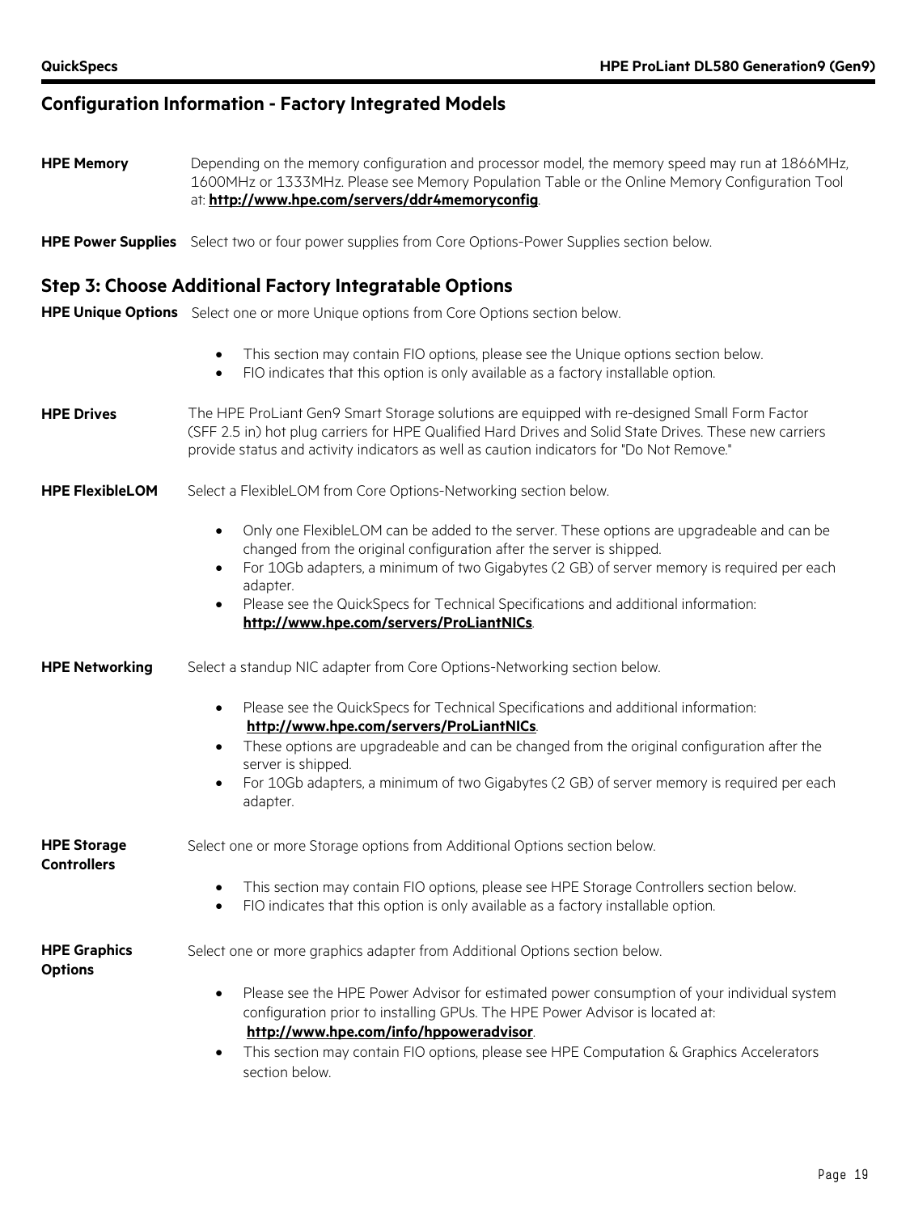## Configuration Information - Factory Integrated Models

**HPE Memory**

Depending on the memory configuration and processor model, the memory speed may run at 1866MHz, 1600MHz or 1333MHz. Please see Memory Population Table or the Online Memory Configuration Tool at: **http://www.hpe.com/servers/ddr4memoryconfig**.

**HPE Power Supplies**

Select two or four power supplies from Core Options-Power Supplies section below.

## Step 3: Choose Additional Factory Integratable Options

**HPE Unique Options**

Select one or more Unique options from Core Options section below.

- This section may contain FIO options, please see the Unique options section below.
- FIO indicates that this option is only available as a factory installable option.

**HPE Drives**

The HPE ProLiant Gen9 Smart Storage solutions are equipped with re-designed Small Form Factor (SFF 2.5 in) hot plug carriers for HPE Qualified Hard Drives and Solid State Drives. These new carriers provide status and activity indicators as well as caution indicators for "Do Not Remove."

**HPE FlexibleLOM**

Select a FlexibleLOM from Core Options-Networking section below.

- Only one FlexibleLOM can be added to the server. These options are upgradeable and can be changed from the original configuration after the server is shipped.
- For 10Gb adapters, a minimum of two Gigabytes (2 GB) of server memory is required per each adapter.
- Please see the QuickSpecs for Technical Specifications and additional information: **http://www.hpe.com/servers/ProLiantNICs**.

**HPE Networking**

Select a standup NIC adapter from Core Options-Networking section below.

- Please see the QuickSpecs for Technical Specifications and additional information: **http://www.hpe.com/servers/ProLiantNICs**.
- These options are upgradeable and can be changed from the original configuration after the server is shipped.
- For 10Gb adapters, a minimum of two Gigabytes (2 GB) of server memory is required per each adapter.

**HPE Storage Controllers**

Select one or more Storage options from Additional Options section below.

- This section may contain FIO options, please see HPE Storage Controllers section below.
- FIO indicates that this option is only available as a factory installable option.

**HPE Graphics Options**

Select one or more graphics adapter from Additional Options section below.

- Please see the HPE Power Advisor for estimated power consumption of your individual system configuration prior to installing GPUs. The HPE Power Advisor is located at: **http://www.hpe.com/info/hppoweradvisor**.
- This section may contain FIO options, please see HPE Computation & Graphics Accelerators section below.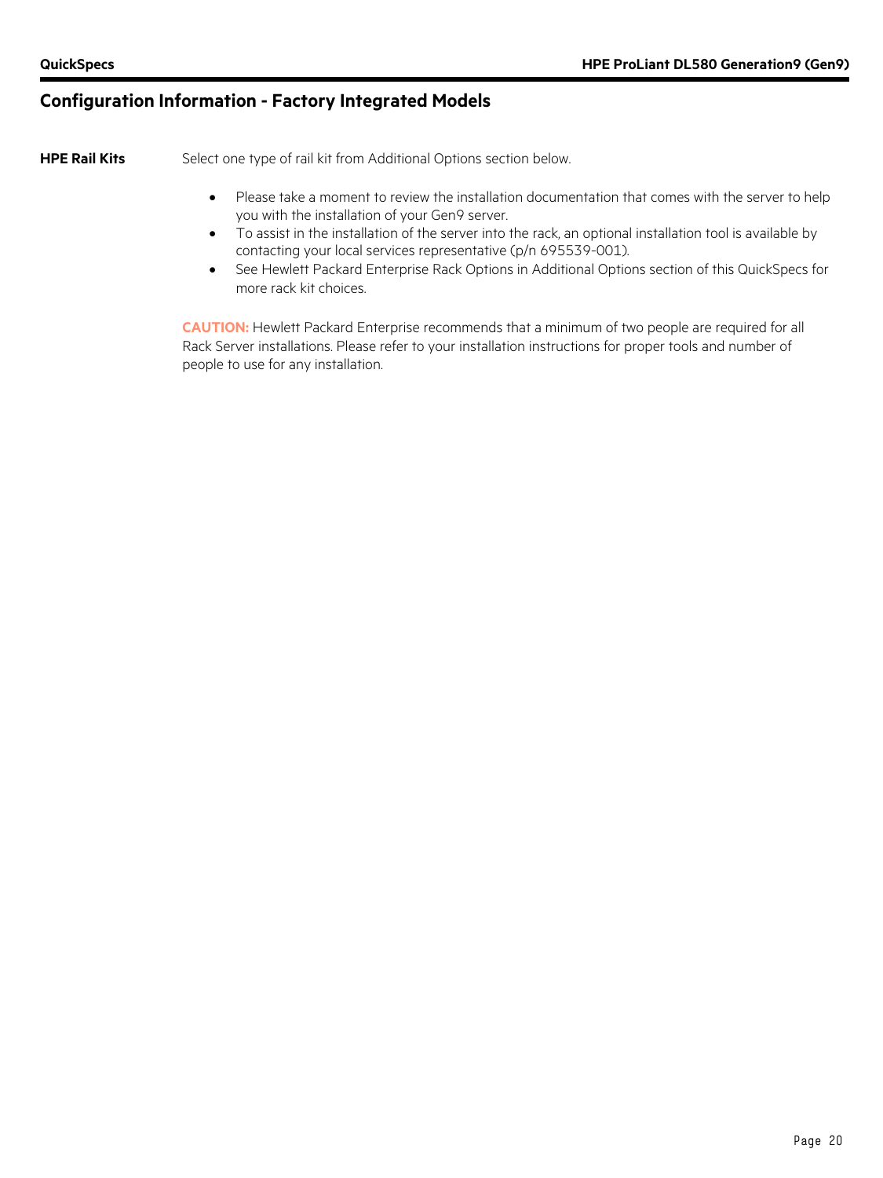## Configuration Information - Factory Integrated Models

**HPE Rail Kits**

Select one type of rail kit from Additional Options section below.

- Please take a moment to review the installation documentation that comes with the server to help you with the installation of your Gen9 server.
- To assist in the installation of the server into the rack, an optional installation tool is available by contacting your local services representative (p/n 695539-001).
- See Hewlett Packard Enterprise Rack Options in Additional Options section of this QuickSpecs for more rack kit choices.

**CAUTION:** Hewlett Packard Enterprise recommends that a minimum of two people are required for all Rack Server installations. Please refer to your installation instructions for proper tools and number of people to use for any installation.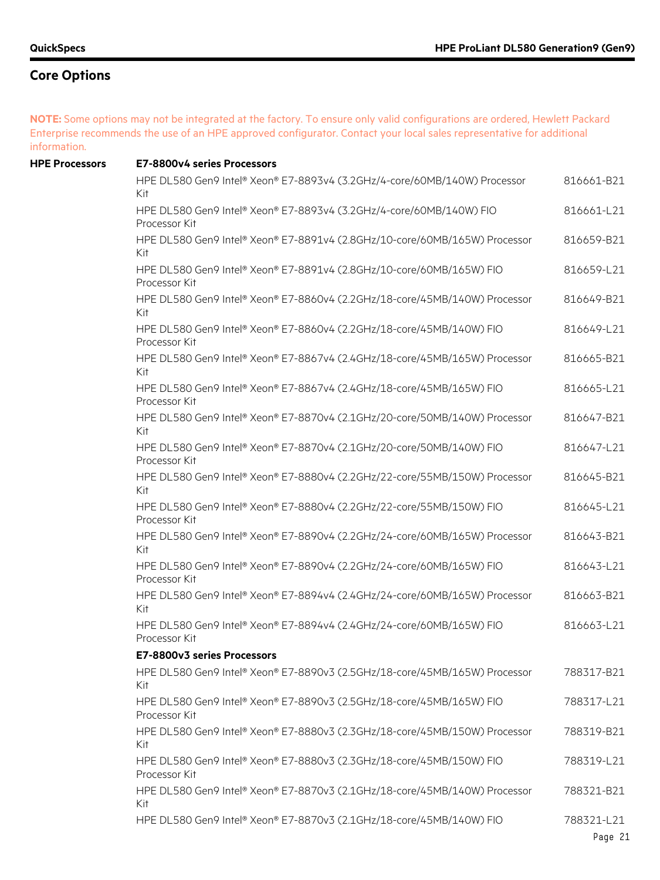## Core Options

**NOTE:** Some options may not be integrated at the factory. To ensure only valid configurations are ordered, Hewlett Packard Enterprise recommends the use of an HPE approved configurator. Contact your local sales representative for additional information.

| | | |
|---|---|---|
| **HPE Processors** | **E7-8800v4 series Processors** | |
| | HPE DL580 Gen9 Intel® Xeon® E7-8893v4 (3.2GHz/4-core/60MB/140W) Processor Kit | 816661-B21 |
| | HPE DL580 Gen9 Intel® Xeon® E7-8893v4 (3.2GHz/4-core/60MB/140W) FIO Processor Kit | 816661-L21 |
| | HPE DL580 Gen9 Intel® Xeon® E7-8891v4 (2.8GHz/10-core/60MB/165W) Processor Kit | 816659-B21 |
| | HPE DL580 Gen9 Intel® Xeon® E7-8891v4 (2.8GHz/10-core/60MB/165W) FIO Processor Kit | 816659-L21 |
| | HPE DL580 Gen9 Intel® Xeon® E7-8860v4 (2.2GHz/18-core/45MB/140W) Processor Kit | 816649-B21 |
| | HPE DL580 Gen9 Intel® Xeon® E7-8860v4 (2.2GHz/18-core/45MB/140W) FIO Processor Kit | 816649-L21 |
| | HPE DL580 Gen9 Intel® Xeon® E7-8867v4 (2.4GHz/18-core/45MB/165W) Processor Kit | 816665-B21 |
| | HPE DL580 Gen9 Intel® Xeon® E7-8867v4 (2.4GHz/18-core/45MB/165W) FIO Processor Kit | 816665-L21 |
| | HPE DL580 Gen9 Intel® Xeon® E7-8870v4 (2.1GHz/20-core/50MB/140W) Processor Kit | 816647-B21 |
| | HPE DL580 Gen9 Intel® Xeon® E7-8870v4 (2.1GHz/20-core/50MB/140W) FIO Processor Kit | 816647-L21 |
| | HPE DL580 Gen9 Intel® Xeon® E7-8880v4 (2.2GHz/22-core/55MB/150W) Processor Kit | 816645-B21 |
| | HPE DL580 Gen9 Intel® Xeon® E7-8880v4 (2.2GHz/22-core/55MB/150W) FIO Processor Kit | 816645-L21 |
| | HPE DL580 Gen9 Intel® Xeon® E7-8890v4 (2.2GHz/24-core/60MB/165W) Processor Kit | 816643-B21 |
| | HPE DL580 Gen9 Intel® Xeon® E7-8890v4 (2.2GHz/24-core/60MB/165W) FIO Processor Kit | 816643-L21 |
| | HPE DL580 Gen9 Intel® Xeon® E7-8894v4 (2.4GHz/24-core/60MB/165W) Processor Kit | 816663-B21 |
| | HPE DL580 Gen9 Intel® Xeon® E7-8894v4 (2.4GHz/24-core/60MB/165W) FIO Processor Kit | 816663-L21 |
| | **E7-8800v3 series Processors** | |
| | HPE DL580 Gen9 Intel® Xeon® E7-8890v3 (2.5GHz/18-core/45MB/165W) Processor Kit | 788317-B21 |
| | HPE DL580 Gen9 Intel® Xeon® E7-8890v3 (2.5GHz/18-core/45MB/165W) FIO Processor Kit | 788317-L21 |
| | HPE DL580 Gen9 Intel® Xeon® E7-8880v3 (2.3GHz/18-core/45MB/150W) Processor Kit | 788319-B21 |
| | HPE DL580 Gen9 Intel® Xeon® E7-8880v3 (2.3GHz/18-core/45MB/150W) FIO Processor Kit | 788319-L21 |
| | HPE DL580 Gen9 Intel® Xeon® E7-8870v3 (2.1GHz/18-core/45MB/140W) Processor Kit | 788321-B21 |
| | HPE DL580 Gen9 Intel® Xeon® E7-8870v3 (2.1GHz/18-core/45MB/140W) FIO | 788321-L21 |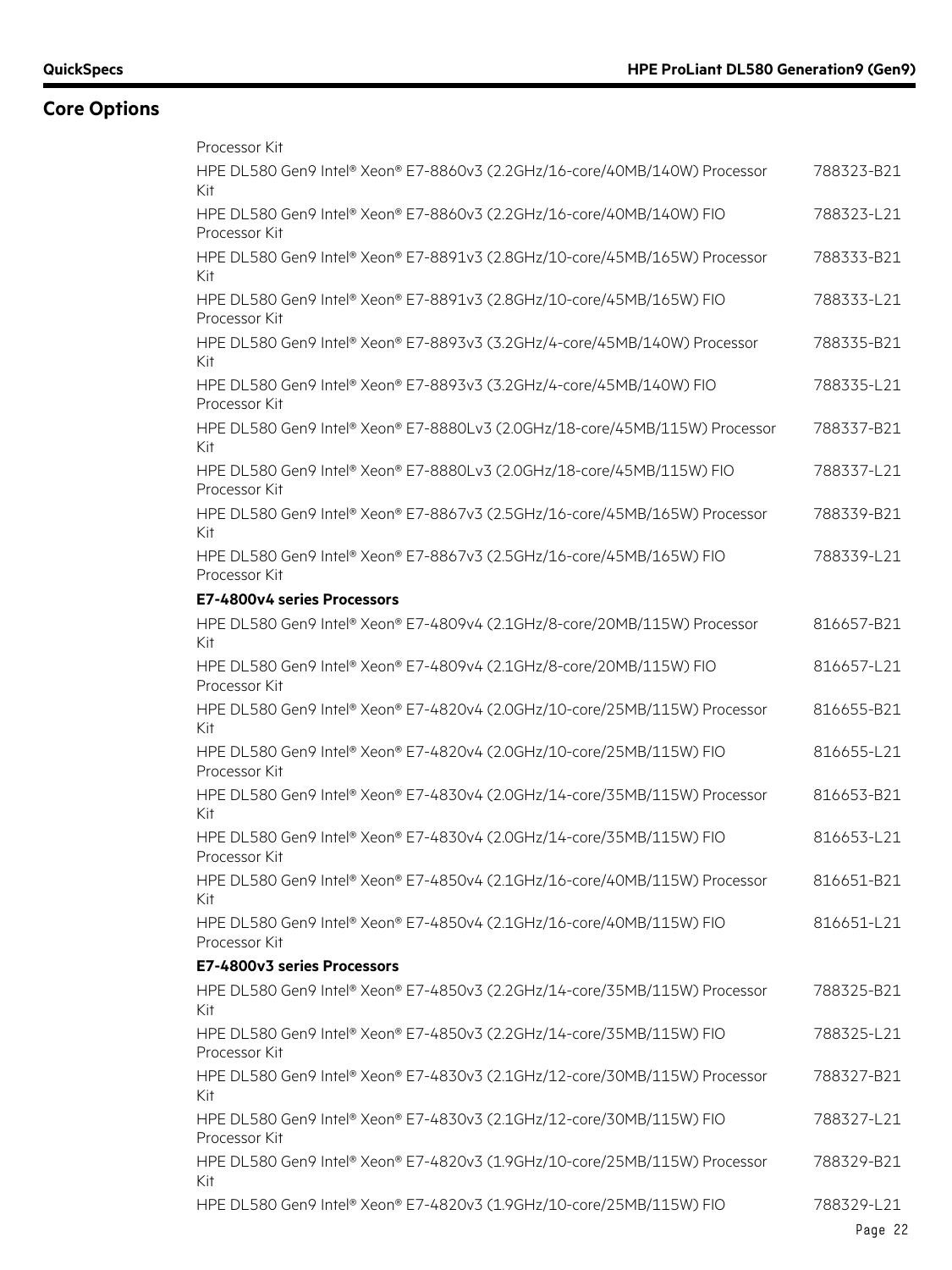## Core Options

Processor Kit

| | |
|---|---|
| HPE DL580 Gen9 Intel® Xeon® E7-8860v3 (2.2GHz/16-core/40MB/140W) Processor Kit | 788323-B21 |
| HPE DL580 Gen9 Intel® Xeon® E7-8860v3 (2.2GHz/16-core/40MB/140W) FIO Processor Kit | 788323-L21 |
| HPE DL580 Gen9 Intel® Xeon® E7-8891v3 (2.8GHz/10-core/45MB/165W) Processor Kit | 788333-B21 |
| HPE DL580 Gen9 Intel® Xeon® E7-8891v3 (2.8GHz/10-core/45MB/165W) FIO Processor Kit | 788333-L21 |
| HPE DL580 Gen9 Intel® Xeon® E7-8893v3 (3.2GHz/4-core/45MB/140W) Processor Kit | 788335-B21 |
| HPE DL580 Gen9 Intel® Xeon® E7-8893v3 (3.2GHz/4-core/45MB/140W) FIO Processor Kit | 788335-L21 |
| HPE DL580 Gen9 Intel® Xeon® E7-8880Lv3 (2.0GHz/18-core/45MB/115W) Processor Kit | 788337-B21 |
| HPE DL580 Gen9 Intel® Xeon® E7-8880Lv3 (2.0GHz/18-core/45MB/115W) FIO Processor Kit | 788337-L21 |
| HPE DL580 Gen9 Intel® Xeon® E7-8867v3 (2.5GHz/16-core/45MB/165W) Processor Kit | 788339-B21 |
| HPE DL580 Gen9 Intel® Xeon® E7-8867v3 (2.5GHz/16-core/45MB/165W) FIO Processor Kit | 788339-L21 |

**E7-4800v4 series Processors**

| | |
|---|---|
| HPE DL580 Gen9 Intel® Xeon® E7-4809v4 (2.1GHz/8-core/20MB/115W) Processor Kit | 816657-B21 |
| HPE DL580 Gen9 Intel® Xeon® E7-4809v4 (2.1GHz/8-core/20MB/115W) FIO Processor Kit | 816657-L21 |
| HPE DL580 Gen9 Intel® Xeon® E7-4820v4 (2.0GHz/10-core/25MB/115W) Processor Kit | 816655-B21 |
| HPE DL580 Gen9 Intel® Xeon® E7-4820v4 (2.0GHz/10-core/25MB/115W) FIO Processor Kit | 816655-L21 |
| HPE DL580 Gen9 Intel® Xeon® E7-4830v4 (2.0GHz/14-core/35MB/115W) Processor Kit | 816653-B21 |
| HPE DL580 Gen9 Intel® Xeon® E7-4830v4 (2.0GHz/14-core/35MB/115W) FIO Processor Kit | 816653-L21 |
| HPE DL580 Gen9 Intel® Xeon® E7-4850v4 (2.1GHz/16-core/40MB/115W) Processor Kit | 816651-B21 |
| HPE DL580 Gen9 Intel® Xeon® E7-4850v4 (2.1GHz/16-core/40MB/115W) FIO Processor Kit | 816651-L21 |

**E7-4800v3 series Processors**

| | |
|---|---|
| HPE DL580 Gen9 Intel® Xeon® E7-4850v3 (2.2GHz/14-core/35MB/115W) Processor Kit | 788325-B21 |
| HPE DL580 Gen9 Intel® Xeon® E7-4850v3 (2.2GHz/14-core/35MB/115W) FIO Processor Kit | 788325-L21 |
| HPE DL580 Gen9 Intel® Xeon® E7-4830v3 (2.1GHz/12-core/30MB/115W) Processor Kit | 788327-B21 |
| HPE DL580 Gen9 Intel® Xeon® E7-4830v3 (2.1GHz/12-core/30MB/115W) FIO Processor Kit | 788327-L21 |
| HPE DL580 Gen9 Intel® Xeon® E7-4820v3 (1.9GHz/10-core/25MB/115W) Processor Kit | 788329-B21 |
| HPE DL580 Gen9 Intel® Xeon® E7-4820v3 (1.9GHz/10-core/25MB/115W) FIO | 788329-L21 |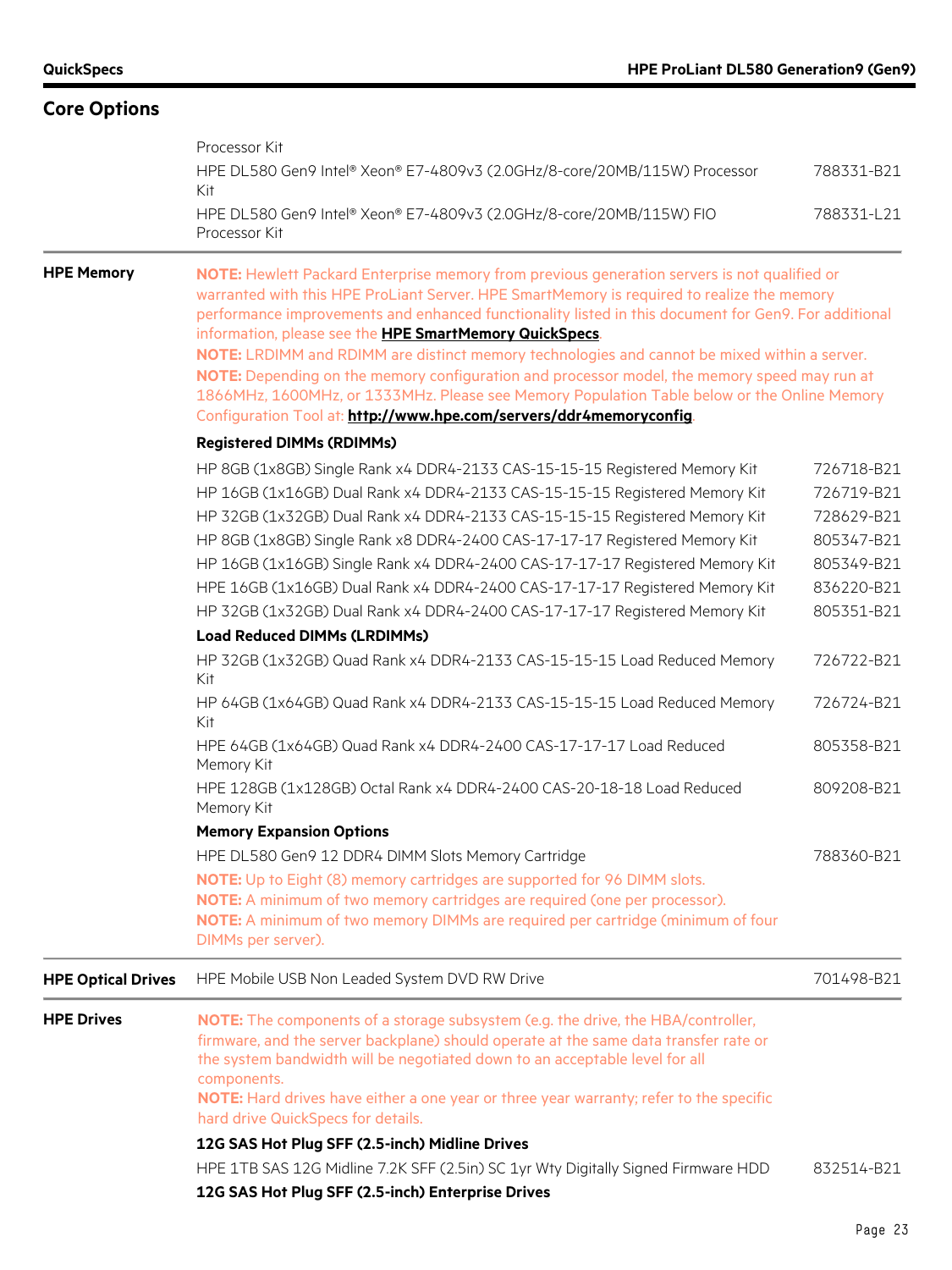## Core Options

Processor Kit

| | | |
|---|---|---|
| | HPE DL580 Gen9 Intel® Xeon® E7-4809v3 (2.0GHz/8-core/20MB/115W) Processor Kit | 788331-B21 |
| | HPE DL580 Gen9 Intel® Xeon® E7-4809v3 (2.0GHz/8-core/20MB/115W) FIO Processor Kit | 788331-L21 |

### HPE Memory

**NOTE:** Hewlett Packard Enterprise memory from previous generation servers is not qualified or warranted with this HPE ProLiant Server. HPE SmartMemory is required to realize the memory performance improvements and enhanced functionality listed in this document for Gen9. For additional information, please see the **HPE SmartMemory QuickSpecs**.
**NOTE:** LRDIMM and RDIMM are distinct memory technologies and cannot be mixed within a server.
**NOTE:** Depending on the memory configuration and processor model, the memory speed may run at 1866MHz, 1600MHz, or 1333MHz. Please see Memory Population Table below or the Online Memory Configuration Tool at: **http://www.hpe.com/servers/ddr4memoryconfig**.

**Registered DIMMs (RDIMMs)**

| | |
|---|---|
| HP 8GB (1x8GB) Single Rank x4 DDR4-2133 CAS-15-15-15 Registered Memory Kit | 726718-B21 |
| HP 16GB (1x16GB) Dual Rank x4 DDR4-2133 CAS-15-15-15 Registered Memory Kit | 726719-B21 |
| HP 32GB (1x32GB) Dual Rank x4 DDR4-2133 CAS-15-15-15 Registered Memory Kit | 728629-B21 |
| HP 8GB (1x8GB) Single Rank x8 DDR4-2400 CAS-17-17-17 Registered Memory Kit | 805347-B21 |
| HP 16GB (1x16GB) Single Rank x4 DDR4-2400 CAS-17-17-17 Registered Memory Kit | 805349-B21 |
| HPE 16GB (1x16GB) Dual Rank x4 DDR4-2400 CAS-17-17-17 Registered Memory Kit | 836220-B21 |
| HP 32GB (1x32GB) Dual Rank x4 DDR4-2400 CAS-17-17-17 Registered Memory Kit | 805351-B21 |

**Load Reduced DIMMs (LRDIMMs)**

| | |
|---|---|
| HP 32GB (1x32GB) Quad Rank x4 DDR4-2133 CAS-15-15-15 Load Reduced Memory Kit | 726722-B21 |
| HP 64GB (1x64GB) Quad Rank x4 DDR4-2133 CAS-15-15-15 Load Reduced Memory Kit | 726724-B21 |
| HPE 64GB (1x64GB) Quad Rank x4 DDR4-2400 CAS-17-17-17 Load Reduced Memory Kit | 805358-B21 |
| HPE 128GB (1x128GB) Octal Rank x4 DDR4-2400 CAS-20-18-18 Load Reduced Memory Kit | 809208-B21 |

**Memory Expansion Options**

| | |
|---|---|
| HPE DL580 Gen9 12 DDR4 DIMM Slots Memory Cartridge | 788360-B21 |

**NOTE:** Up to Eight (8) memory cartridges are supported for 96 DIMM slots.
**NOTE:** A minimum of two memory cartridges are required (one per processor).
**NOTE:** A minimum of two memory DIMMs are required per cartridge (minimum of four DIMMs per server).

### HPE Optical Drives

| | |
|---|---|
| HPE Mobile USB Non Leaded System DVD RW Drive | 701498-B21 |

### HPE Drives

**NOTE:** The components of a storage subsystem (e.g. the drive, the HBA/controller, firmware, and the server backplane) should operate at the same data transfer rate or the system bandwidth will be negotiated down to an acceptable level for all components.
**NOTE:** Hard drives have either a one year or three year warranty; refer to the specific hard drive QuickSpecs for details.

**12G SAS Hot Plug SFF (2.5-inch) Midline Drives**

| | |
|---|---|
| HPE 1TB SAS 12G Midline 7.2K SFF (2.5in) SC 1yr Wty Digitally Signed Firmware HDD | 832514-B21 |

**12G SAS Hot Plug SFF (2.5-inch) Enterprise Drives**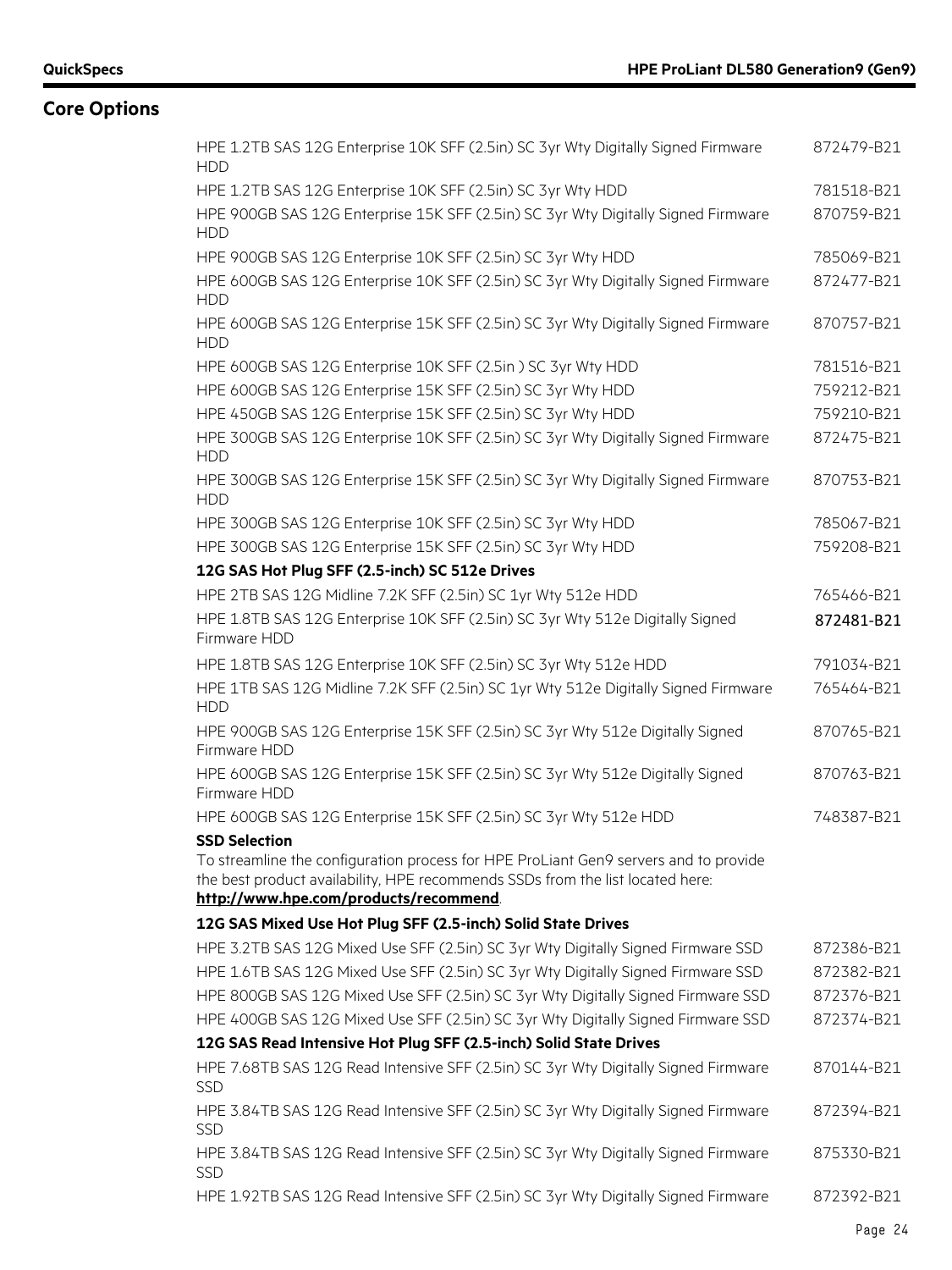## Core Options

| | |
|---|---|
| HPE 1.2TB SAS 12G Enterprise 10K SFF (2.5in) SC 3yr Wty Digitally Signed Firmware HDD | 872479-B21 |
| HPE 1.2TB SAS 12G Enterprise 10K SFF (2.5in) SC 3yr Wty HDD | 781518-B21 |
| HPE 900GB SAS 12G Enterprise 15K SFF (2.5in) SC 3yr Wty Digitally Signed Firmware HDD | 870759-B21 |
| HPE 900GB SAS 12G Enterprise 10K SFF (2.5in) SC 3yr Wty HDD | 785069-B21 |
| HPE 600GB SAS 12G Enterprise 10K SFF (2.5in) SC 3yr Wty Digitally Signed Firmware HDD | 872477-B21 |
| HPE 600GB SAS 12G Enterprise 15K SFF (2.5in) SC 3yr Wty Digitally Signed Firmware HDD | 870757-B21 |
| HPE 600GB SAS 12G Enterprise 10K SFF (2.5in ) SC 3yr Wty HDD | 781516-B21 |
| HPE 600GB SAS 12G Enterprise 15K SFF (2.5in) SC 3yr Wty HDD | 759212-B21 |
| HPE 450GB SAS 12G Enterprise 15K SFF (2.5in) SC 3yr Wty HDD | 759210-B21 |
| HPE 300GB SAS 12G Enterprise 10K SFF (2.5in) SC 3yr Wty Digitally Signed Firmware HDD | 872475-B21 |
| HPE 300GB SAS 12G Enterprise 15K SFF (2.5in) SC 3yr Wty Digitally Signed Firmware HDD | 870753-B21 |
| HPE 300GB SAS 12G Enterprise 10K SFF (2.5in) SC 3yr Wty HDD | 785067-B21 |
| HPE 300GB SAS 12G Enterprise 15K SFF (2.5in) SC 3yr Wty HDD | 759208-B21 |
| **12G SAS Hot Plug SFF (2.5-inch) SC 512e Drives** | |
| HPE 2TB SAS 12G Midline 7.2K SFF (2.5in) SC 1yr Wty 512e HDD | 765466-B21 |
| HPE 1.8TB SAS 12G Enterprise 10K SFF (2.5in) SC 3yr Wty 512e Digitally Signed Firmware HDD | 872481-B21 |
| HPE 1.8TB SAS 12G Enterprise 10K SFF (2.5in) SC 3yr Wty 512e HDD | 791034-B21 |
| HPE 1TB SAS 12G Midline 7.2K SFF (2.5in) SC 1yr Wty 512e Digitally Signed Firmware HDD | 765464-B21 |
| HPE 900GB SAS 12G Enterprise 15K SFF (2.5in) SC 3yr Wty 512e Digitally Signed Firmware HDD | 870765-B21 |
| HPE 600GB SAS 12G Enterprise 15K SFF (2.5in) SC 3yr Wty 512e Digitally Signed Firmware HDD | 870763-B21 |
| HPE 600GB SAS 12G Enterprise 15K SFF (2.5in) SC 3yr Wty 512e HDD | 748387-B21 |

**SSD Selection**
To streamline the configuration process for HPE ProLiant Gen9 servers and to provide the best product availability, HPE recommends SSDs from the list located here: **http://www.hpe.com/products/recommend**.

| | |
|---|---|
| **12G SAS Mixed Use Hot Plug SFF (2.5-inch) Solid State Drives** | |
| HPE 3.2TB SAS 12G Mixed Use SFF (2.5in) SC 3yr Wty Digitally Signed Firmware SSD | 872386-B21 |
| HPE 1.6TB SAS 12G Mixed Use SFF (2.5in) SC 3yr Wty Digitally Signed Firmware SSD | 872382-B21 |
| HPE 800GB SAS 12G Mixed Use SFF (2.5in) SC 3yr Wty Digitally Signed Firmware SSD | 872376-B21 |
| HPE 400GB SAS 12G Mixed Use SFF (2.5in) SC 3yr Wty Digitally Signed Firmware SSD | 872374-B21 |
| **12G SAS Read Intensive Hot Plug SFF (2.5-inch) Solid State Drives** | |
| HPE 7.68TB SAS 12G Read Intensive SFF (2.5in) SC 3yr Wty Digitally Signed Firmware SSD | 870144-B21 |
| HPE 3.84TB SAS 12G Read Intensive SFF (2.5in) SC 3yr Wty Digitally Signed Firmware SSD | 872394-B21 |
| HPE 3.84TB SAS 12G Read Intensive SFF (2.5in) SC 3yr Wty Digitally Signed Firmware SSD | 875330-B21 |
| HPE 1.92TB SAS 12G Read Intensive SFF (2.5in) SC 3yr Wty Digitally Signed Firmware | 872392-B21 |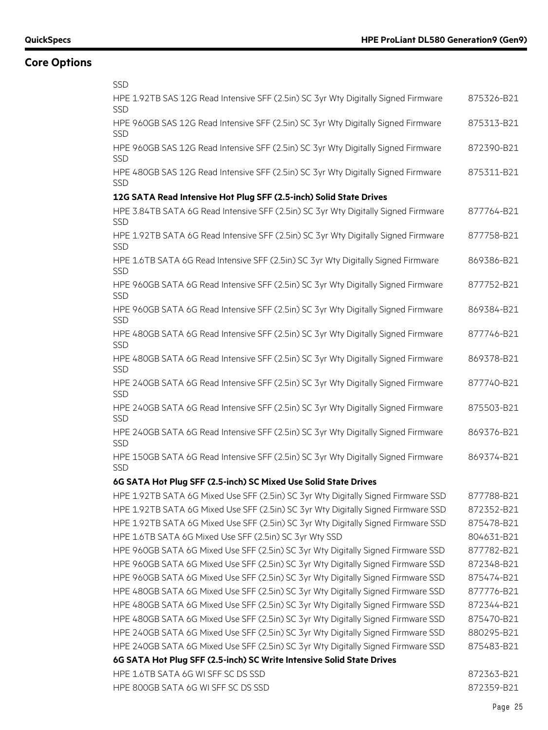## Core Options

| | |
|---|---|
| SSD | |
| HPE 1.92TB SAS 12G Read Intensive SFF (2.5in) SC 3yr Wty Digitally Signed Firmware SSD | 875326-B21 |
| HPE 960GB SAS 12G Read Intensive SFF (2.5in) SC 3yr Wty Digitally Signed Firmware SSD | 875313-B21 |
| HPE 960GB SAS 12G Read Intensive SFF (2.5in) SC 3yr Wty Digitally Signed Firmware SSD | 872390-B21 |
| HPE 480GB SAS 12G Read Intensive SFF (2.5in) SC 3yr Wty Digitally Signed Firmware SSD | 875311-B21 |
| **12G SATA Read Intensive Hot Plug SFF (2.5-inch) Solid State Drives** | |
| HPE 3.84TB SATA 6G Read Intensive SFF (2.5in) SC 3yr Wty Digitally Signed Firmware SSD | 877764-B21 |
| HPE 1.92TB SATA 6G Read Intensive SFF (2.5in) SC 3yr Wty Digitally Signed Firmware SSD | 877758-B21 |
| HPE 1.6TB SATA 6G Read Intensive SFF (2.5in) SC 3yr Wty Digitally Signed Firmware SSD | 869386-B21 |
| HPE 960GB SATA 6G Read Intensive SFF (2.5in) SC 3yr Wty Digitally Signed Firmware SSD | 877752-B21 |
| HPE 960GB SATA 6G Read Intensive SFF (2.5in) SC 3yr Wty Digitally Signed Firmware SSD | 869384-B21 |
| HPE 480GB SATA 6G Read Intensive SFF (2.5in) SC 3yr Wty Digitally Signed Firmware SSD | 877746-B21 |
| HPE 480GB SATA 6G Read Intensive SFF (2.5in) SC 3yr Wty Digitally Signed Firmware SSD | 869378-B21 |
| HPE 240GB SATA 6G Read Intensive SFF (2.5in) SC 3yr Wty Digitally Signed Firmware SSD | 877740-B21 |
| HPE 240GB SATA 6G Read Intensive SFF (2.5in) SC 3yr Wty Digitally Signed Firmware SSD | 875503-B21 |
| HPE 240GB SATA 6G Read Intensive SFF (2.5in) SC 3yr Wty Digitally Signed Firmware SSD | 869376-B21 |
| HPE 150GB SATA 6G Read Intensive SFF (2.5in) SC 3yr Wty Digitally Signed Firmware SSD | 869374-B21 |
| **6G SATA Hot Plug SFF (2.5-inch) SC Mixed Use Solid State Drives** | |
| HPE 1.92TB SATA 6G Mixed Use SFF (2.5in) SC 3yr Wty Digitally Signed Firmware SSD | 877788-B21 |
| HPE 1.92TB SATA 6G Mixed Use SFF (2.5in) SC 3yr Wty Digitally Signed Firmware SSD | 872352-B21 |
| HPE 1.92TB SATA 6G Mixed Use SFF (2.5in) SC 3yr Wty Digitally Signed Firmware SSD | 875478-B21 |
| HPE 1.6TB SATA 6G Mixed Use SFF (2.5in) SC 3yr Wty SSD | 804631-B21 |
| HPE 960GB SATA 6G Mixed Use SFF (2.5in) SC 3yr Wty Digitally Signed Firmware SSD | 877782-B21 |
| HPE 960GB SATA 6G Mixed Use SFF (2.5in) SC 3yr Wty Digitally Signed Firmware SSD | 872348-B21 |
| HPE 960GB SATA 6G Mixed Use SFF (2.5in) SC 3yr Wty Digitally Signed Firmware SSD | 875474-B21 |
| HPE 480GB SATA 6G Mixed Use SFF (2.5in) SC 3yr Wty Digitally Signed Firmware SSD | 877776-B21 |
| HPE 480GB SATA 6G Mixed Use SFF (2.5in) SC 3yr Wty Digitally Signed Firmware SSD | 872344-B21 |
| HPE 480GB SATA 6G Mixed Use SFF (2.5in) SC 3yr Wty Digitally Signed Firmware SSD | 875470-B21 |
| HPE 240GB SATA 6G Mixed Use SFF (2.5in) SC 3yr Wty Digitally Signed Firmware SSD | 880295-B21 |
| HPE 240GB SATA 6G Mixed Use SFF (2.5in) SC 3yr Wty Digitally Signed Firmware SSD | 875483-B21 |
| **6G SATA Hot Plug SFF (2.5-inch) SC Write Intensive Solid State Drives** | |
| HPE 1.6TB SATA 6G WI SFF SC DS SSD | 872363-B21 |
| HPE 800GB SATA 6G WI SFF SC DS SSD | 872359-B21 |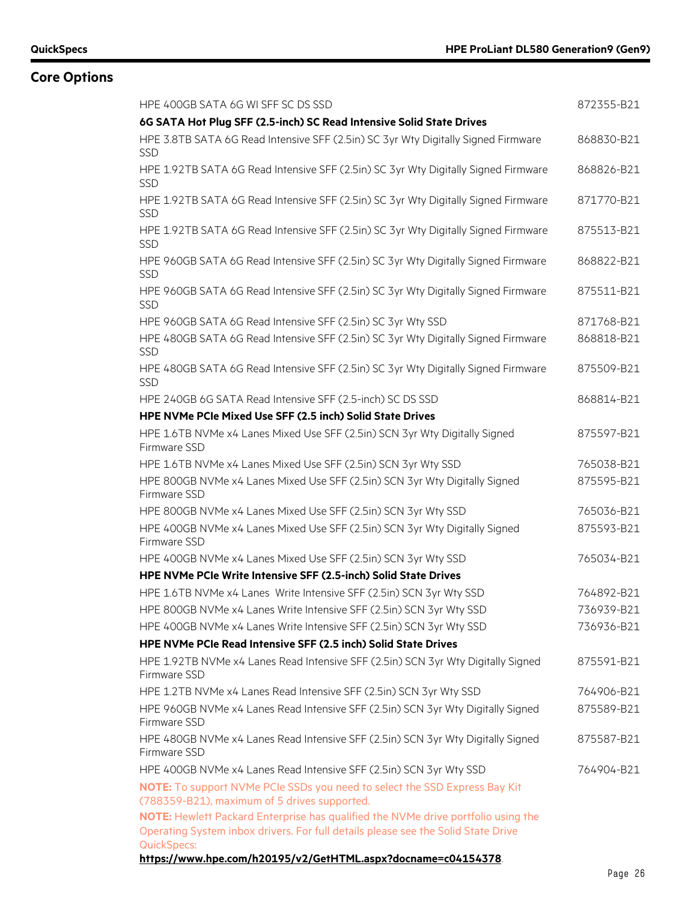## Core Options

| | |
|---|---|
| HPE 400GB SATA 6G WI SFF SC DS SSD | 872355-B21 |
| **6G SATA Hot Plug SFF (2.5-inch) SC Read Intensive Solid State Drives** | |
| HPE 3.8TB SATA 6G Read Intensive SFF (2.5in) SC 3yr Wty Digitally Signed Firmware SSD | 868830-B21 |
| HPE 1.92TB SATA 6G Read Intensive SFF (2.5in) SC 3yr Wty Digitally Signed Firmware SSD | 868826-B21 |
| HPE 1.92TB SATA 6G Read Intensive SFF (2.5in) SC 3yr Wty Digitally Signed Firmware SSD | 871770-B21 |
| HPE 1.92TB SATA 6G Read Intensive SFF (2.5in) SC 3yr Wty Digitally Signed Firmware SSD | 875513-B21 |
| HPE 960GB SATA 6G Read Intensive SFF (2.5in) SC 3yr Wty Digitally Signed Firmware SSD | 868822-B21 |
| HPE 960GB SATA 6G Read Intensive SFF (2.5in) SC 3yr Wty Digitally Signed Firmware SSD | 875511-B21 |
| HPE 960GB SATA 6G Read Intensive SFF (2.5in) SC 3yr Wty SSD | 871768-B21 |
| HPE 480GB SATA 6G Read Intensive SFF (2.5in) SC 3yr Wty Digitally Signed Firmware SSD | 868818-B21 |
| HPE 480GB SATA 6G Read Intensive SFF (2.5in) SC 3yr Wty Digitally Signed Firmware SSD | 875509-B21 |
| HPE 240GB 6G SATA Read Intensive SFF (2.5-inch) SC DS SSD | 868814-B21 |
| **HPE NVMe PCIe Mixed Use SFF (2.5 inch) Solid State Drives** | |
| HPE 1.6TB NVMe x4 Lanes Mixed Use SFF (2.5in) SCN 3yr Wty Digitally Signed Firmware SSD | 875597-B21 |
| HPE 1.6TB NVMe x4 Lanes Mixed Use SFF (2.5in) SCN 3yr Wty SSD | 765038-B21 |
| HPE 800GB NVMe x4 Lanes Mixed Use SFF (2.5in) SCN 3yr Wty Digitally Signed Firmware SSD | 875595-B21 |
| HPE 800GB NVMe x4 Lanes Mixed Use SFF (2.5in) SCN 3yr Wty SSD | 765036-B21 |
| HPE 400GB NVMe x4 Lanes Mixed Use SFF (2.5in) SCN 3yr Wty Digitally Signed Firmware SSD | 875593-B21 |
| HPE 400GB NVMe x4 Lanes Mixed Use SFF (2.5in) SCN 3yr Wty SSD | 765034-B21 |
| **HPE NVMe PCIe Write Intensive SFF (2.5-inch) Solid State Drives** | |
| HPE 1.6TB NVMe x4 Lanes Write Intensive SFF (2.5in) SCN 3yr Wty SSD | 764892-B21 |
| HPE 800GB NVMe x4 Lanes Write Intensive SFF (2.5in) SCN 3yr Wty SSD | 736939-B21 |
| HPE 400GB NVMe x4 Lanes Write Intensive SFF (2.5in) SCN 3yr Wty SSD | 736936-B21 |
| **HPE NVMe PCIe Read Intensive SFF (2.5 inch) Solid State Drives** | |
| HPE 1.92TB NVMe x4 Lanes Read Intensive SFF (2.5in) SCN 3yr Wty Digitally Signed Firmware SSD | 875591-B21 |
| HPE 1.2TB NVMe x4 Lanes Read Intensive SFF (2.5in) SCN 3yr Wty SSD | 764906-B21 |
| HPE 960GB NVMe x4 Lanes Read Intensive SFF (2.5in) SCN 3yr Wty Digitally Signed Firmware SSD | 875589-B21 |
| HPE 480GB NVMe x4 Lanes Read Intensive SFF (2.5in) SCN 3yr Wty Digitally Signed Firmware SSD | 875587-B21 |
| HPE 400GB NVMe x4 Lanes Read Intensive SFF (2.5in) SCN 3yr Wty SSD | 764904-B21 |

**NOTE:** To support NVMe PCIe SSDs you need to select the SSD Express Bay Kit (788359-B21), maximum of 5 drives supported.

**NOTE:** Hewlett Packard Enterprise has qualified the NVMe drive portfolio using the Operating System inbox drivers. For full details please see the Solid State Drive QuickSpecs:
**https://www.hpe.com/h20195/v2/GetHTML.aspx?docname=c04154378**.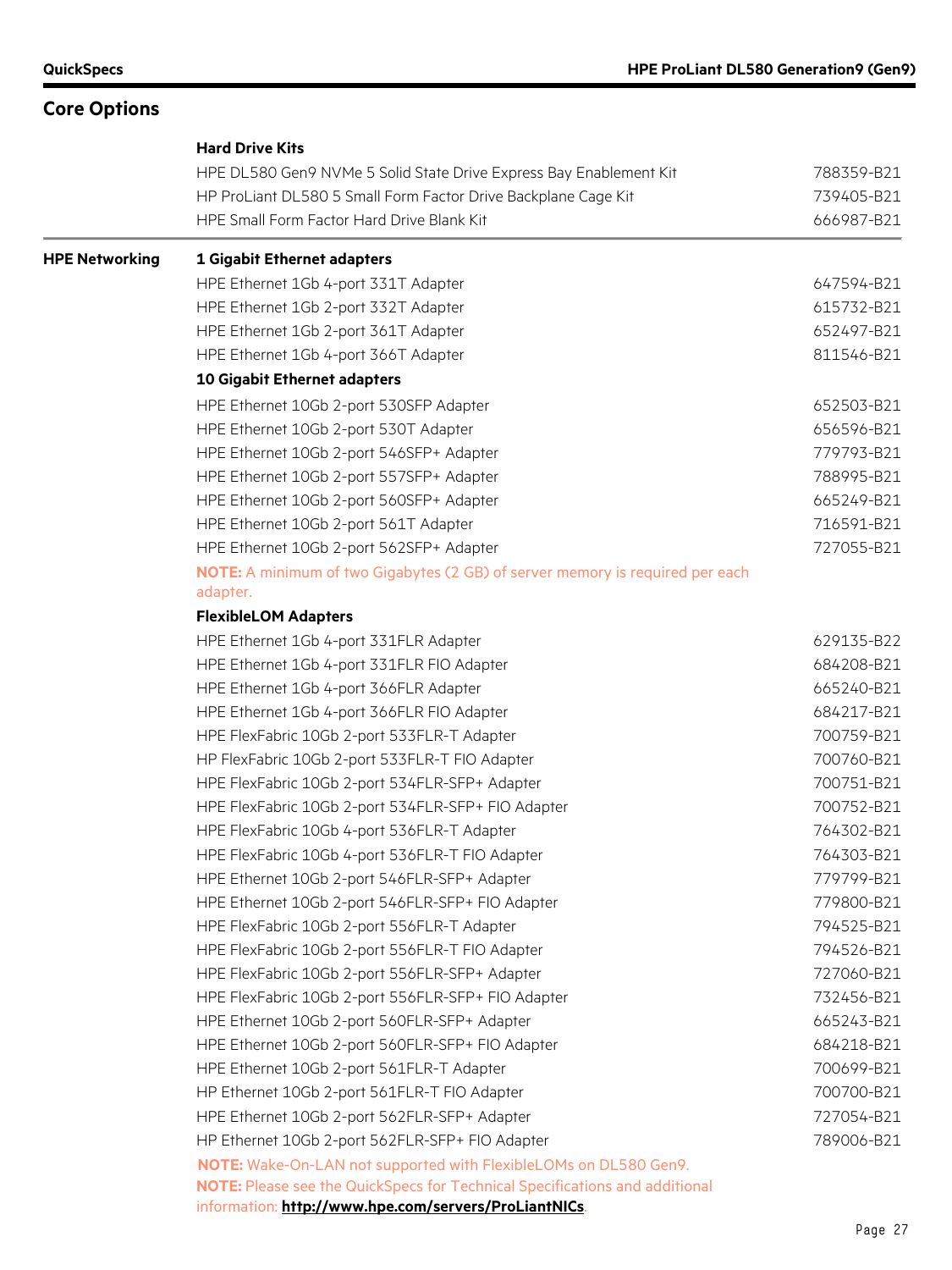## Core Options

| | | |
|---|---|---|
| | **Hard Drive Kits** | |
| | HPE DL580 Gen9 NVMe 5 Solid State Drive Express Bay Enablement Kit | 788359-B21 |
| | HP ProLiant DL580 5 Small Form Factor Drive Backplane Cage Kit | 739405-B21 |
| | HPE Small Form Factor Hard Drive Blank Kit | 666987-B21 |
| **HPE Networking** | **1 Gigabit Ethernet adapters** | |
| | HPE Ethernet 1Gb 4-port 331T Adapter | 647594-B21 |
| | HPE Ethernet 1Gb 2-port 332T Adapter | 615732-B21 |
| | HPE Ethernet 1Gb 2-port 361T Adapter | 652497-B21 |
| | HPE Ethernet 1Gb 4-port 366T Adapter | 811546-B21 |
| | **10 Gigabit Ethernet adapters** | |
| | HPE Ethernet 10Gb 2-port 530SFP Adapter | 652503-B21 |
| | HPE Ethernet 10Gb 2-port 530T Adapter | 656596-B21 |
| | HPE Ethernet 10Gb 2-port 546SFP+ Adapter | 779793-B21 |
| | HPE Ethernet 10Gb 2-port 557SFP+ Adapter | 788995-B21 |
| | HPE Ethernet 10Gb 2-port 560SFP+ Adapter | 665249-B21 |
| | HPE Ethernet 10Gb 2-port 561T Adapter | 716591-B21 |
| | HPE Ethernet 10Gb 2-port 562SFP+ Adapter | 727055-B21 |
| | **NOTE:** A minimum of two Gigabytes (2 GB) of server memory is required per each adapter. | |
| | **FlexibleLOM Adapters** | |
| | HPE Ethernet 1Gb 4-port 331FLR Adapter | 629135-B22 |
| | HPE Ethernet 1Gb 4-port 331FLR FIO Adapter | 684208-B21 |
| | HPE Ethernet 1Gb 4-port 366FLR Adapter | 665240-B21 |
| | HPE Ethernet 1Gb 4-port 366FLR FIO Adapter | 684217-B21 |
| | HPE FlexFabric 10Gb 2-port 533FLR-T Adapter | 700759-B21 |
| | HP FlexFabric 10Gb 2-port 533FLR-T FIO Adapter | 700760-B21 |
| | HPE FlexFabric 10Gb 2-port 534FLR-SFP+ Adapter | 700751-B21 |
| | HPE FlexFabric 10Gb 2-port 534FLR-SFP+ FIO Adapter | 700752-B21 |
| | HPE FlexFabric 10Gb 4-port 536FLR-T Adapter | 764302-B21 |
| | HPE FlexFabric 10Gb 4-port 536FLR-T FIO Adapter | 764303-B21 |
| | HPE Ethernet 10Gb 2-port 546FLR-SFP+ Adapter | 779799-B21 |
| | HPE Ethernet 10Gb 2-port 546FLR-SFP+ FIO Adapter | 779800-B21 |
| | HPE FlexFabric 10Gb 2-port 556FLR-T Adapter | 794525-B21 |
| | HPE FlexFabric 10Gb 2-port 556FLR-T FIO Adapter | 794526-B21 |
| | HPE FlexFabric 10Gb 2-port 556FLR-SFP+ Adapter | 727060-B21 |
| | HPE FlexFabric 10Gb 2-port 556FLR-SFP+ FIO Adapter | 732456-B21 |
| | HPE Ethernet 10Gb 2-port 560FLR-SFP+ Adapter | 665243-B21 |
| | HPE Ethernet 10Gb 2-port 560FLR-SFP+ FIO Adapter | 684218-B21 |
| | HPE Ethernet 10Gb 2-port 561FLR-T Adapter | 700699-B21 |
| | HP Ethernet 10Gb 2-port 561FLR-T FIO Adapter | 700700-B21 |
| | HPE Ethernet 10Gb 2-port 562FLR-SFP+ Adapter | 727054-B21 |
| | HP Ethernet 10Gb 2-port 562FLR-SFP+ FIO Adapter | 789006-B21 |
| | **NOTE:** Wake-On-LAN not supported with FlexibleLOMs on DL580 Gen9. **NOTE:** Please see the QuickSpecs for Technical Specifications and additional information: **http://www.hpe.com/servers/ProLiantNICs**. | |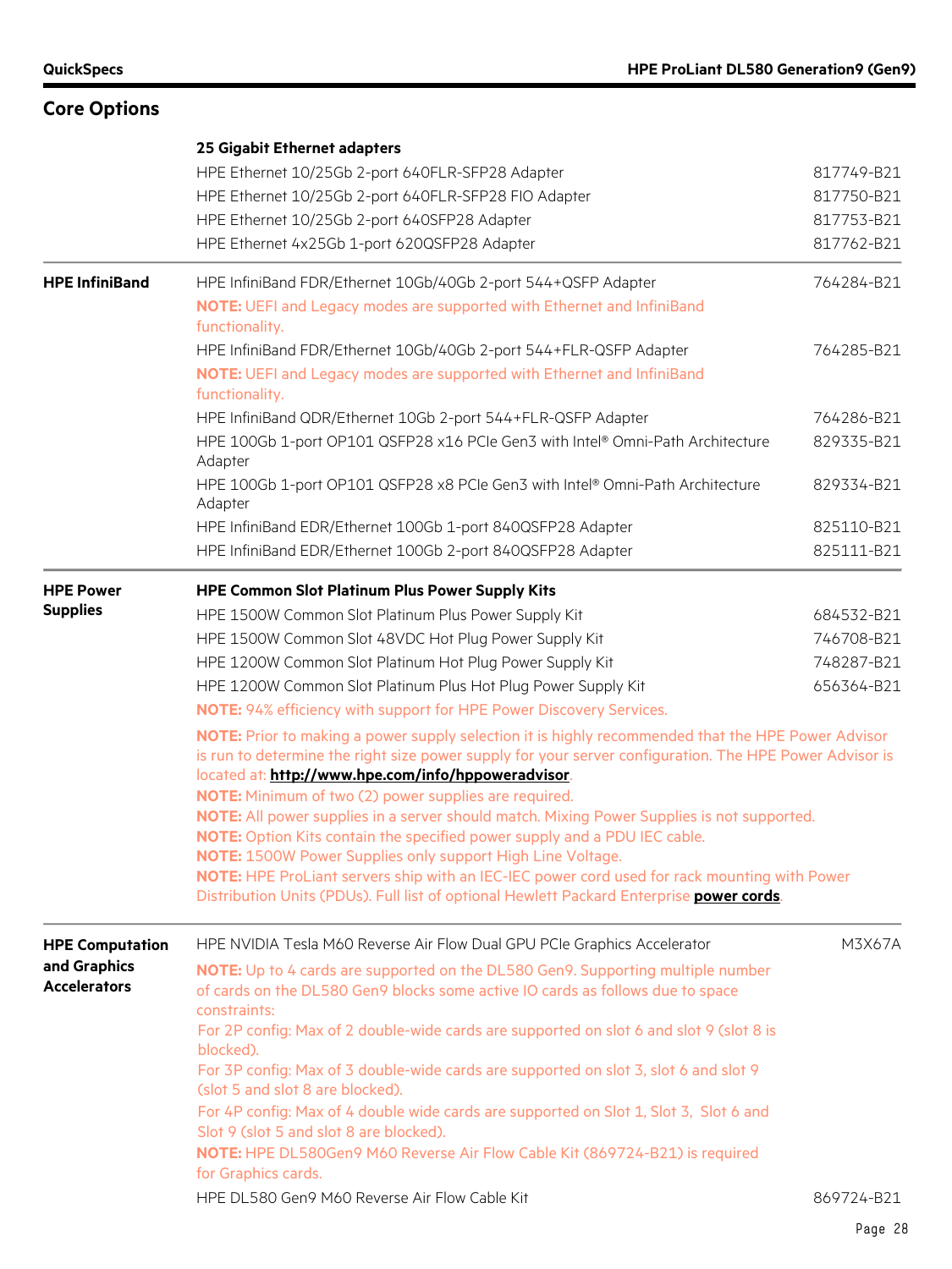## Core Options

| | | |
|---|---|---|
| | **25 Gigabit Ethernet adapters** | |
| | HPE Ethernet 10/25Gb 2-port 640FLR-SFP28 Adapter | 817749-B21 |
| | HPE Ethernet 10/25Gb 2-port 640FLR-SFP28 FIO Adapter | 817750-B21 |
| | HPE Ethernet 10/25Gb 2-port 640SFP28 Adapter | 817753-B21 |
| | HPE Ethernet 4x25Gb 1-port 620QSFP28 Adapter | 817762-B21 |
| **HPE InfiniBand** | HPE InfiniBand FDR/Ethernet 10Gb/40Gb 2-port 544+QSFP Adapter | 764284-B21 |
| | **NOTE:** UEFI and Legacy modes are supported with Ethernet and InfiniBand functionality. | |
| | HPE InfiniBand FDR/Ethernet 10Gb/40Gb 2-port 544+FLR-QSFP Adapter | 764285-B21 |
| | **NOTE:** UEFI and Legacy modes are supported with Ethernet and InfiniBand functionality. | |
| | HPE InfiniBand QDR/Ethernet 10Gb 2-port 544+FLR-QSFP Adapter | 764286-B21 |
| | HPE 100Gb 1-port OP101 QSFP28 x16 PCIe Gen3 with Intel® Omni-Path Architecture Adapter | 829335-B21 |
| | HPE 100Gb 1-port OP101 QSFP28 x8 PCIe Gen3 with Intel® Omni-Path Architecture Adapter | 829334-B21 |
| | HPE InfiniBand EDR/Ethernet 100Gb 1-port 840QSFP28 Adapter | 825110-B21 |
| | HPE InfiniBand EDR/Ethernet 100Gb 2-port 840QSFP28 Adapter | 825111-B21 |
| **HPE Power Supplies** | **HPE Common Slot Platinum Plus Power Supply Kits** | |
| | HPE 1500W Common Slot Platinum Plus Power Supply Kit | 684532-B21 |
| | HPE 1500W Common Slot 48VDC Hot Plug Power Supply Kit | 746708-B21 |
| | HPE 1200W Common Slot Platinum Hot Plug Power Supply Kit | 748287-B21 |
| | HPE 1200W Common Slot Platinum Plus Hot Plug Power Supply Kit | 656364-B21 |
| | **NOTE:** 94% efficiency with support for HPE Power Discovery Services. | |
| | **NOTE:** Prior to making a power supply selection it is highly recommended that the HPE Power Advisor is run to determine the right size power supply for your server configuration. The HPE Power Advisor is located at: **http://www.hpe.com/info/hppoweradvisor**.<br>**NOTE:** Minimum of two (2) power supplies are required.<br>**NOTE:** All power supplies in a server should match. Mixing Power Supplies is not supported.<br>**NOTE:** Option Kits contain the specified power supply and a PDU IEC cable.<br>**NOTE:** 1500W Power Supplies only support High Line Voltage.<br>**NOTE:** HPE ProLiant servers ship with an IEC-IEC power cord used for rack mounting with Power Distribution Units (PDUs). Full list of optional Hewlett Packard Enterprise **power cords**. | |
| **HPE Computation and Graphics Accelerators** | HPE NVIDIA Tesla M60 Reverse Air Flow Dual GPU PCIe Graphics Accelerator | M3X67A |
| | **NOTE:** Up to 4 cards are supported on the DL580 Gen9. Supporting multiple number of cards on the DL580 Gen9 blocks some active IO cards as follows due to space constraints:<br>For 2P config: Max of 2 double-wide cards are supported on slot 6 and slot 9 (slot 8 is blocked).<br>For 3P config: Max of 3 double-wide cards are supported on slot 3, slot 6 and slot 9 (slot 5 and slot 8 are blocked).<br>For 4P config: Max of 4 double wide cards are supported on Slot 1, Slot 3, Slot 6 and Slot 9 (slot 5 and slot 8 are blocked).<br>**NOTE:** HPE DL580Gen9 M60 Reverse Air Flow Cable Kit (869724-B21) is required for Graphics cards. | |
| | HPE DL580 Gen9 M60 Reverse Air Flow Cable Kit | 869724-B21 |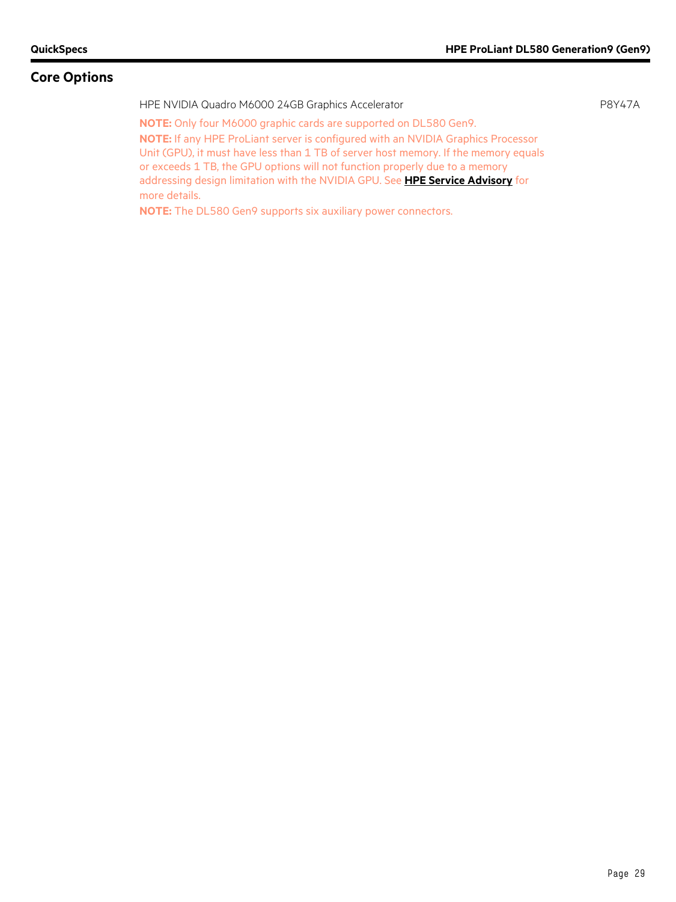## Core Options

HPE NVIDIA Quadro M6000 24GB Graphics Accelerator P8Y47A

**NOTE:** Only four M6000 graphic cards are supported on DL580 Gen9.

**NOTE:** If any HPE ProLiant server is configured with an NVIDIA Graphics Processor Unit (GPU), it must have less than 1 TB of server host memory. If the memory equals or exceeds 1 TB, the GPU options will not function properly due to a memory addressing design limitation with the NVIDIA GPU. See **HPE Service Advisory** for more details.

**NOTE:** The DL580 Gen9 supports six auxiliary power connectors.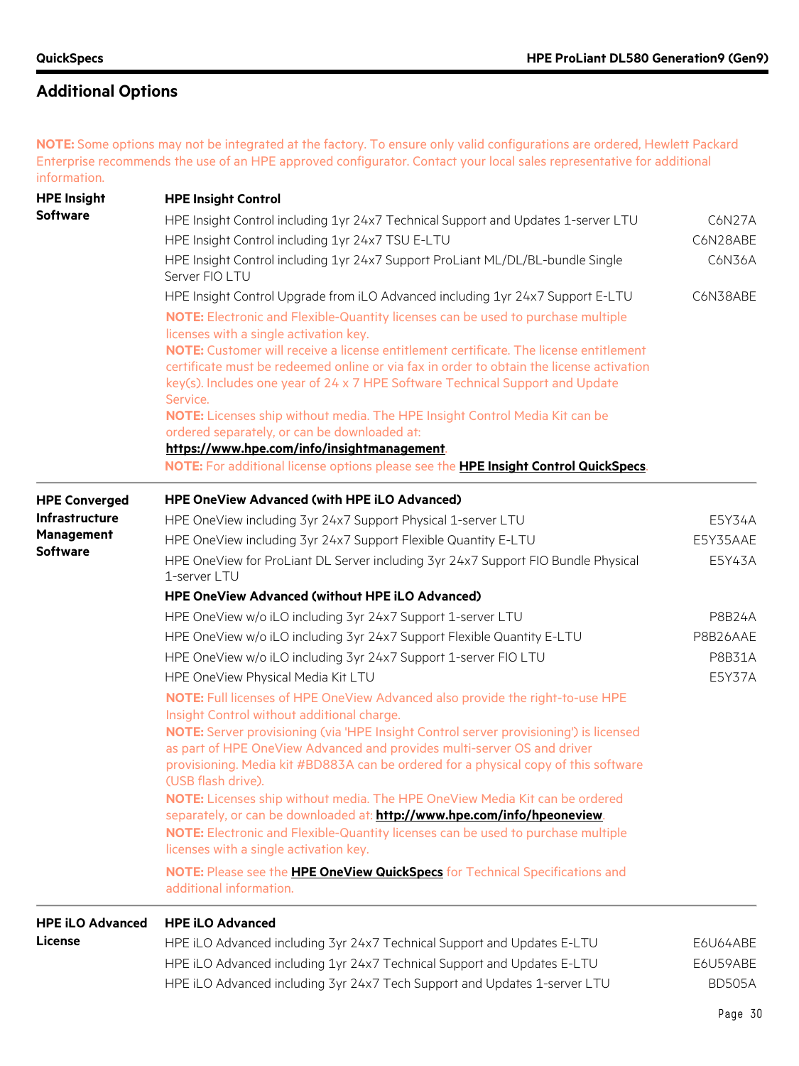## Additional Options

NOTE: Some options may not be integrated at the factory. To ensure only valid configurations are ordered, Hewlett Packard Enterprise recommends the use of an HPE approved configurator. Contact your local sales representative for additional information.

### HPE Insight Software

**HPE Insight Control**

| Description | Part Number |
|---|---|
| HPE Insight Control including 1yr 24x7 Technical Support and Updates 1-server LTU | C6N27A |
| HPE Insight Control including 1yr 24x7 TSU E-LTU | C6N28ABE |
| HPE Insight Control including 1yr 24x7 Support ProLiant ML/DL/BL-bundle Single Server FIO LTU | C6N36A |
| HPE Insight Control Upgrade from iLO Advanced including 1yr 24x7 Support E-LTU | C6N38ABE |

**NOTE:** Electronic and Flexible-Quantity licenses can be used to purchase multiple licenses with a single activation key.
**NOTE:** Customer will receive a license entitlement certificate. The license entitlement certificate must be redeemed online or via fax in order to obtain the license activation key(s). Includes one year of 24 x 7 HPE Software Technical Support and Update Service.
**NOTE:** Licenses ship without media. The HPE Insight Control Media Kit can be ordered separately, or can be downloaded at: **https://www.hpe.com/info/insightmanagement**.
**NOTE:** For additional license options please see the **HPE Insight Control QuickSpecs**.

### HPE Converged Infrastructure Management Software

**HPE OneView Advanced (with HPE iLO Advanced)**

| Description | Part Number |
|---|---|
| HPE OneView including 3yr 24x7 Support Physical 1-server LTU | E5Y34A |
| HPE OneView including 3yr 24x7 Support Flexible Quantity E-LTU | E5Y35AAE |
| HPE OneView for ProLiant DL Server including 3yr 24x7 Support FIO Bundle Physical 1-server LTU | E5Y43A |

**HPE OneView Advanced (without HPE iLO Advanced)**

| Description | Part Number |
|---|---|
| HPE OneView w/o iLO including 3yr 24x7 Support 1-server LTU | P8B24A |
| HPE OneView w/o iLO including 3yr 24x7 Support Flexible Quantity E-LTU | P8B26AAE |
| HPE OneView w/o iLO including 3yr 24x7 Support 1-server FIO LTU | P8B31A |
| HPE OneView Physical Media Kit LTU | E5Y37A |

**NOTE:** Full licenses of HPE OneView Advanced also provide the right-to-use HPE Insight Control without additional charge.
**NOTE:** Server provisioning (via 'HPE Insight Control server provisioning') is licensed as part of HPE OneView Advanced and provides multi-server OS and driver provisioning. Media kit #BD883A can be ordered for a physical copy of this software (USB flash drive).
**NOTE:** Licenses ship without media. The HPE OneView Media Kit can be ordered separately, or can be downloaded at: **http://www.hpe.com/info/hpeoneview**.
**NOTE:** Electronic and Flexible-Quantity licenses can be used to purchase multiple licenses with a single activation key.

**NOTE:** Please see the **HPE OneView QuickSpecs** for Technical Specifications and additional information.

### HPE iLO Advanced License

**HPE iLO Advanced**

| Description | Part Number |
|---|---|
| HPE iLO Advanced including 3yr 24x7 Technical Support and Updates E-LTU | E6U64ABE |
| HPE iLO Advanced including 1yr 24x7 Technical Support and Updates E-LTU | E6U59ABE |
| HPE iLO Advanced including 3yr 24x7 Tech Support and Updates 1-server LTU | BD505A |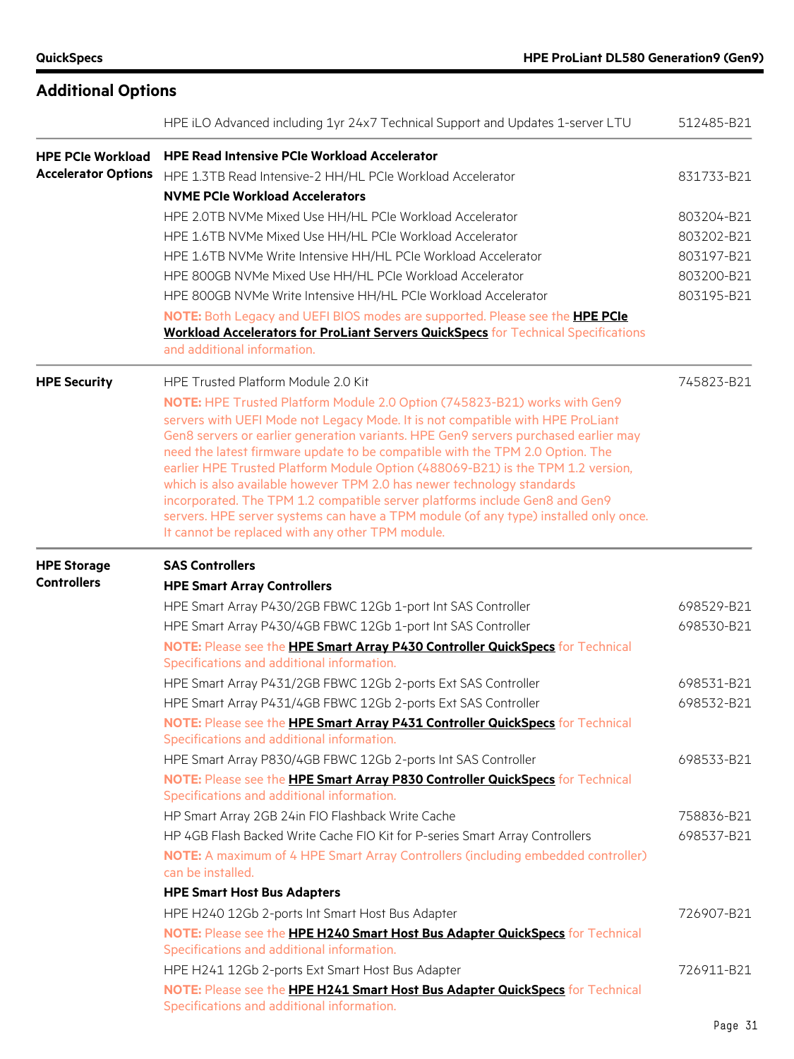## Additional Options

| | | |
|---|---|---|
| | HPE iLO Advanced including 1yr 24x7 Technical Support and Updates 1-server LTU | 512485-B21 |
| **HPE PCIe Workload Accelerator Options** | **HPE Read Intensive PCIe Workload Accelerator** | |
| | HPE 1.3TB Read Intensive-2 HH/HL PCIe Workload Accelerator | 831733-B21 |
| | **NVME PCIe Workload Accelerators** | |
| | HPE 2.0TB NVMe Mixed Use HH/HL PCIe Workload Accelerator | 803204-B21 |
| | HPE 1.6TB NVMe Mixed Use HH/HL PCIe Workload Accelerator | 803202-B21 |
| | HPE 1.6TB NVMe Write Intensive HH/HL PCIe Workload Accelerator | 803197-B21 |
| | HPE 800GB NVMe Mixed Use HH/HL PCIe Workload Accelerator | 803200-B21 |
| | HPE 800GB NVMe Write Intensive HH/HL PCIe Workload Accelerator | 803195-B21 |
| | **NOTE:** Both Legacy and UEFI BIOS modes are supported. Please see the **HPE PCIe Workload Accelerators for ProLiant Servers QuickSpecs** for Technical Specifications and additional information. | |
| **HPE Security** | HPE Trusted Platform Module 2.0 Kit | 745823-B21 |
| | **NOTE:** HPE Trusted Platform Module 2.0 Option (745823-B21) works with Gen9 servers with UEFI Mode not Legacy Mode. It is not compatible with HPE ProLiant Gen8 servers or earlier generation variants. HPE Gen9 servers purchased earlier may need the latest firmware update to be compatible with the TPM 2.0 Option. The earlier HPE Trusted Platform Module Option (488069-B21) is the TPM 1.2 version, which is also available however TPM 2.0 has newer technology standards incorporated. The TPM 1.2 compatible server platforms include Gen8 and Gen9 servers. HPE server systems can have a TPM module (of any type) installed only once. It cannot be replaced with any other TPM module. | |
| **HPE Storage Controllers** | **SAS Controllers** | |
| | **HPE Smart Array Controllers** | |
| | HPE Smart Array P430/2GB FBWC 12Gb 1-port Int SAS Controller | 698529-B21 |
| | HPE Smart Array P430/4GB FBWC 12Gb 1-port Int SAS Controller | 698530-B21 |
| | **NOTE:** Please see the **HPE Smart Array P430 Controller QuickSpecs** for Technical Specifications and additional information. | |
| | HPE Smart Array P431/2GB FBWC 12Gb 2-ports Ext SAS Controller | 698531-B21 |
| | HPE Smart Array P431/4GB FBWC 12Gb 2-ports Ext SAS Controller | 698532-B21 |
| | **NOTE:** Please see the **HPE Smart Array P431 Controller QuickSpecs** for Technical Specifications and additional information. | |
| | HPE Smart Array P830/4GB FBWC 12Gb 2-ports Int SAS Controller | 698533-B21 |
| | **NOTE:** Please see the **HPE Smart Array P830 Controller QuickSpecs** for Technical Specifications and additional information. | |
| | HP Smart Array 2GB 24in FIO Flashback Write Cache | 758836-B21 |
| | HP 4GB Flash Backed Write Cache FIO Kit for P-series Smart Array Controllers | 698537-B21 |
| | **NOTE:** A maximum of 4 HPE Smart Array Controllers (including embedded controller) can be installed. | |
| | **HPE Smart Host Bus Adapters** | |
| | HPE H240 12Gb 2-ports Int Smart Host Bus Adapter | 726907-B21 |
| | **NOTE:** Please see the **HPE H240 Smart Host Bus Adapter QuickSpecs** for Technical Specifications and additional information. | |
| | HPE H241 12Gb 2-ports Ext Smart Host Bus Adapter | 726911-B21 |
| | **NOTE:** Please see the **HPE H241 Smart Host Bus Adapter QuickSpecs** for Technical Specifications and additional information. | |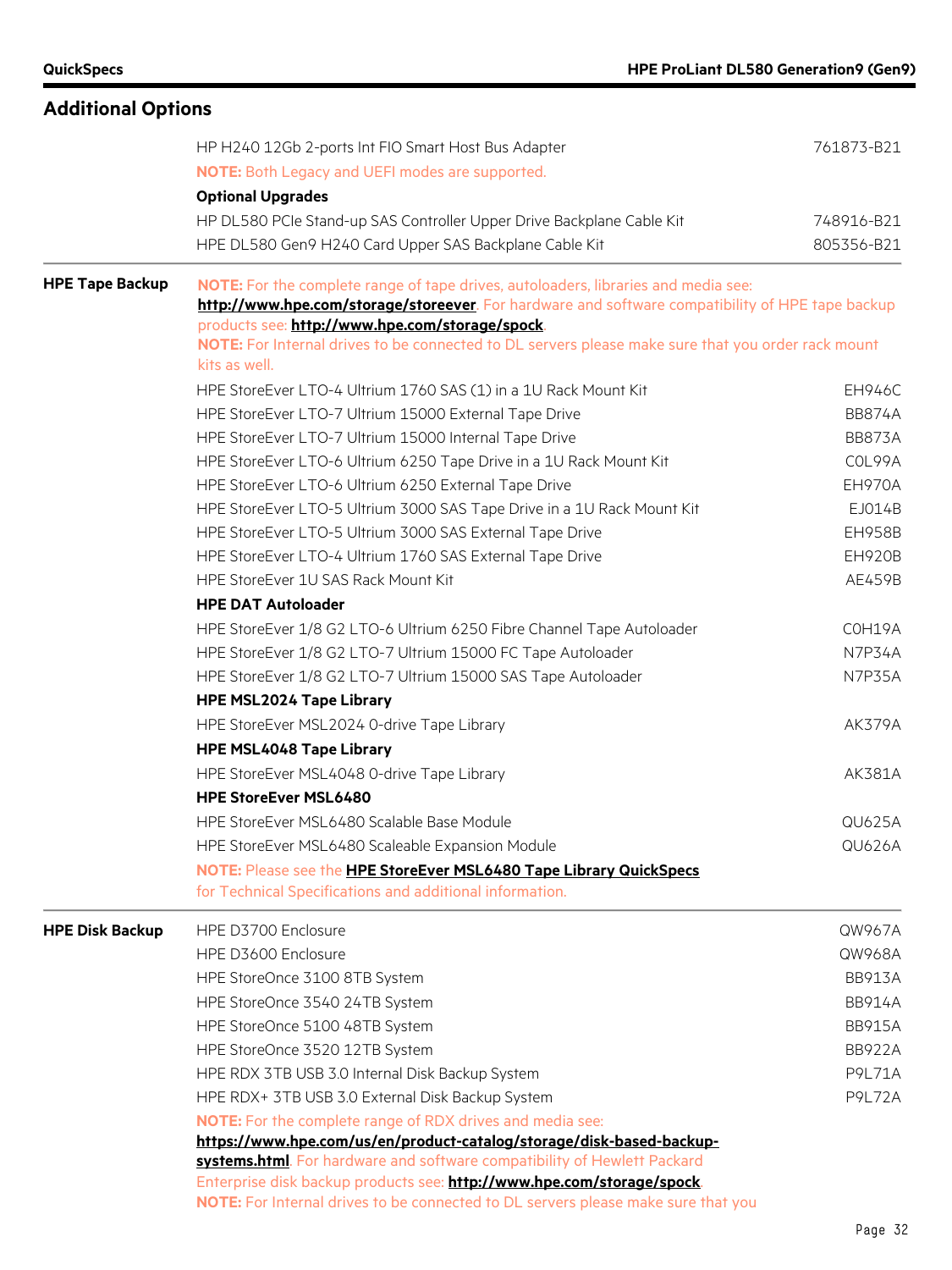## Additional Options

| | | |
|---|---|---|
| | HP H240 12Gb 2-ports Int FIO Smart Host Bus Adapter | 761873-B21 |
| | **NOTE:** Both Legacy and UEFI modes are supported. | |
| | **Optional Upgrades** | |
| | HP DL580 PCIe Stand-up SAS Controller Upper Drive Backplane Cable Kit | 748916-B21 |
| | HPE DL580 Gen9 H240 Card Upper SAS Backplane Cable Kit | 805356-B21 |
| **HPE Tape Backup** | **NOTE:** For the complete range of tape drives, autoloaders, libraries and media see: **http://www.hpe.com/storage/storeever**. For hardware and software compatibility of HPE tape backup products see: **http://www.hpe.com/storage/spock**. **NOTE:** For Internal drives to be connected to DL servers please make sure that you order rack mount kits as well. | |
| | HPE StoreEver LTO-4 Ultrium 1760 SAS (1) in a 1U Rack Mount Kit | EH946C |
| | HPE StoreEver LTO-7 Ultrium 15000 External Tape Drive | BB874A |
| | HPE StoreEver LTO-7 Ultrium 15000 Internal Tape Drive | BB873A |
| | HPE StoreEver LTO-6 Ultrium 6250 Tape Drive in a 1U Rack Mount Kit | C0L99A |
| | HPE StoreEver LTO-6 Ultrium 6250 External Tape Drive | EH970A |
| | HPE StoreEver LTO-5 Ultrium 3000 SAS Tape Drive in a 1U Rack Mount Kit | EJ014B |
| | HPE StoreEver LTO-5 Ultrium 3000 SAS External Tape Drive | EH958B |
| | HPE StoreEver LTO-4 Ultrium 1760 SAS External Tape Drive | EH920B |
| | HPE StoreEver 1U SAS Rack Mount Kit | AE459B |
| | **HPE DAT Autoloader** | |
| | HPE StoreEver 1/8 G2 LTO-6 Ultrium 6250 Fibre Channel Tape Autoloader | C0H19A |
| | HPE StoreEver 1/8 G2 LTO-7 Ultrium 15000 FC Tape Autoloader | N7P34A |
| | HPE StoreEver 1/8 G2 LTO-7 Ultrium 15000 SAS Tape Autoloader | N7P35A |
| | **HPE MSL2024 Tape Library** | |
| | HPE StoreEver MSL2024 0-drive Tape Library | AK379A |
| | **HPE MSL4048 Tape Library** | |
| | HPE StoreEver MSL4048 0-drive Tape Library | AK381A |
| | **HPE StoreEver MSL6480** | |
| | HPE StoreEver MSL6480 Scalable Base Module | QU625A |
| | HPE StoreEver MSL6480 Scaleable Expansion Module | QU626A |
| | **NOTE:** Please see the **HPE StoreEver MSL6480 Tape Library QuickSpecs** for Technical Specifications and additional information. | |
| **HPE Disk Backup** | HPE D3700 Enclosure | QW967A |
| | HPE D3600 Enclosure | QW968A |
| | HPE StoreOnce 3100 8TB System | BB913A |
| | HPE StoreOnce 3540 24TB System | BB914A |
| | HPE StoreOnce 5100 48TB System | BB915A |
| | HPE StoreOnce 3520 12TB System | BB922A |
| | HPE RDX 3TB USB 3.0 Internal Disk Backup System | P9L71A |
| | HPE RDX+ 3TB USB 3.0 External Disk Backup System | P9L72A |
| | **NOTE:** For the complete range of RDX drives and media see: **https://www.hpe.com/us/en/product-catalog/storage/disk-based-backup-systems.html**. For hardware and software compatibility of Hewlett Packard Enterprise disk backup products see: **http://www.hpe.com/storage/spock**. **NOTE:** For Internal drives to be connected to DL servers please make sure that you | |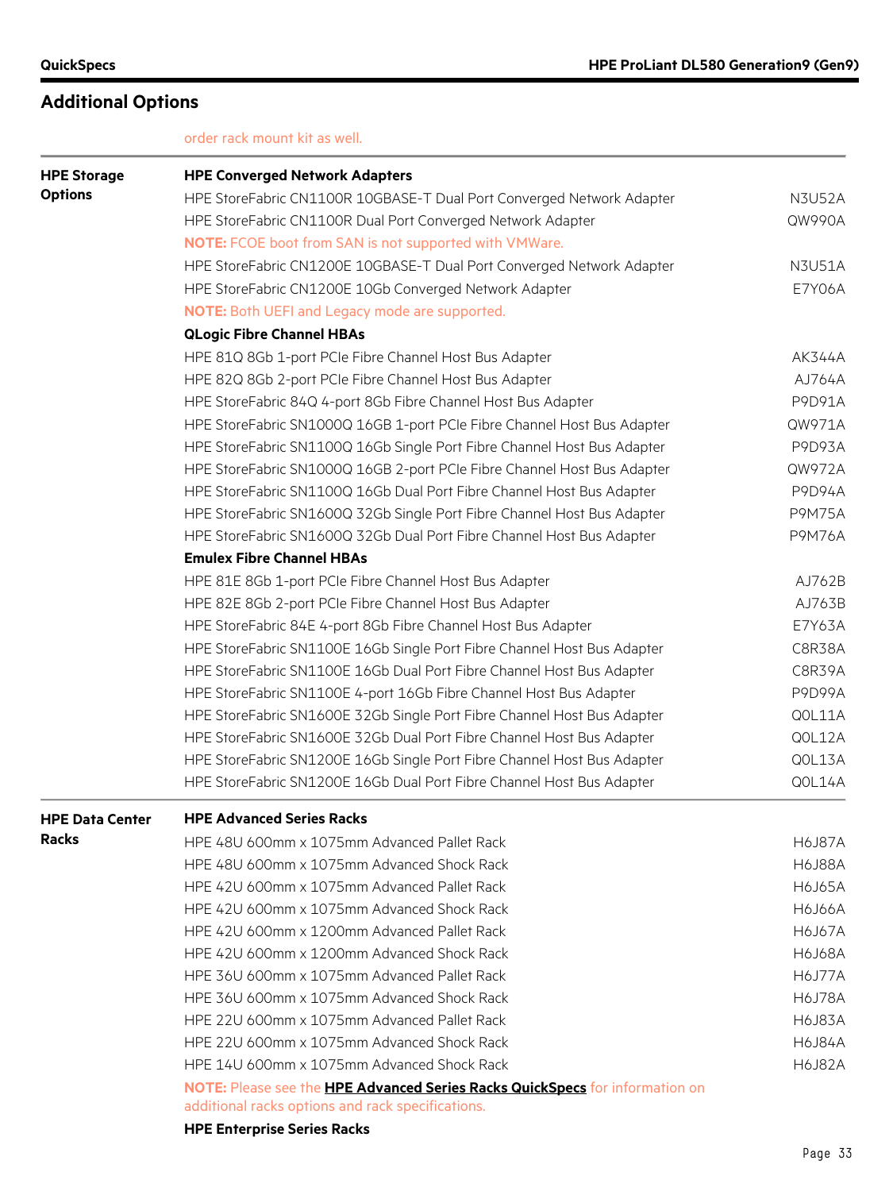## Additional Options

order rack mount kit as well.

| | | |
|---|---|---|
| **HPE Storage Options** | **HPE Converged Network Adapters** | |
| | HPE StoreFabric CN1100R 10GBASE-T Dual Port Converged Network Adapter | N3U52A |
| | HPE StoreFabric CN1100R Dual Port Converged Network Adapter | QW990A |
| | **NOTE:** FCOE boot from SAN is not supported with VMWare. | |
| | HPE StoreFabric CN1200E 10GBASE-T Dual Port Converged Network Adapter | N3U51A |
| | HPE StoreFabric CN1200E 10Gb Converged Network Adapter | E7Y06A |
| | **NOTE:** Both UEFI and Legacy mode are supported. | |
| | **QLogic Fibre Channel HBAs** | |
| | HPE 81Q 8Gb 1-port PCIe Fibre Channel Host Bus Adapter | AK344A |
| | HPE 82Q 8Gb 2-port PCIe Fibre Channel Host Bus Adapter | AJ764A |
| | HPE StoreFabric 84Q 4-port 8Gb Fibre Channel Host Bus Adapter | P9D91A |
| | HPE StoreFabric SN1000Q 16GB 1-port PCIe Fibre Channel Host Bus Adapter | QW971A |
| | HPE StoreFabric SN1100Q 16Gb Single Port Fibre Channel Host Bus Adapter | P9D93A |
| | HPE StoreFabric SN1000Q 16GB 2-port PCIe Fibre Channel Host Bus Adapter | QW972A |
| | HPE StoreFabric SN1100Q 16Gb Dual Port Fibre Channel Host Bus Adapter | P9D94A |
| | HPE StoreFabric SN1600Q 32Gb Single Port Fibre Channel Host Bus Adapter | P9M75A |
| | HPE StoreFabric SN1600Q 32Gb Dual Port Fibre Channel Host Bus Adapter | P9M76A |
| | **Emulex Fibre Channel HBAs** | |
| | HPE 81E 8Gb 1-port PCIe Fibre Channel Host Bus Adapter | AJ762B |
| | HPE 82E 8Gb 2-port PCIe Fibre Channel Host Bus Adapter | AJ763B |
| | HPE StoreFabric 84E 4-port 8Gb Fibre Channel Host Bus Adapter | E7Y63A |
| | HPE StoreFabric SN1100E 16Gb Single Port Fibre Channel Host Bus Adapter | C8R38A |
| | HPE StoreFabric SN1100E 16Gb Dual Port Fibre Channel Host Bus Adapter | C8R39A |
| | HPE StoreFabric SN1100E 4-port 16Gb Fibre Channel Host Bus Adapter | P9D99A |
| | HPE StoreFabric SN1600E 32Gb Single Port Fibre Channel Host Bus Adapter | Q0L11A |
| | HPE StoreFabric SN1600E 32Gb Dual Port Fibre Channel Host Bus Adapter | Q0L12A |
| | HPE StoreFabric SN1200E 16Gb Single Port Fibre Channel Host Bus Adapter | Q0L13A |
| | HPE StoreFabric SN1200E 16Gb Dual Port Fibre Channel Host Bus Adapter | Q0L14A |
| **HPE Data Center Racks** | **HPE Advanced Series Racks** | |
| | HPE 48U 600mm x 1075mm Advanced Pallet Rack | H6J87A |
| | HPE 48U 600mm x 1075mm Advanced Shock Rack | H6J88A |
| | HPE 42U 600mm x 1075mm Advanced Pallet Rack | H6J65A |
| | HPE 42U 600mm x 1075mm Advanced Shock Rack | H6J66A |
| | HPE 42U 600mm x 1200mm Advanced Pallet Rack | H6J67A |
| | HPE 42U 600mm x 1200mm Advanced Shock Rack | H6J68A |
| | HPE 36U 600mm x 1075mm Advanced Pallet Rack | H6J77A |
| | HPE 36U 600mm x 1075mm Advanced Shock Rack | H6J78A |
| | HPE 22U 600mm x 1075mm Advanced Pallet Rack | H6J83A |
| | HPE 22U 600mm x 1075mm Advanced Shock Rack | H6J84A |
| | HPE 14U 600mm x 1075mm Advanced Shock Rack | H6J82A |
| | **NOTE:** Please see the **HPE Advanced Series Racks QuickSpecs** for information on additional racks options and rack specifications. | |
| | **HPE Enterprise Series Racks** | |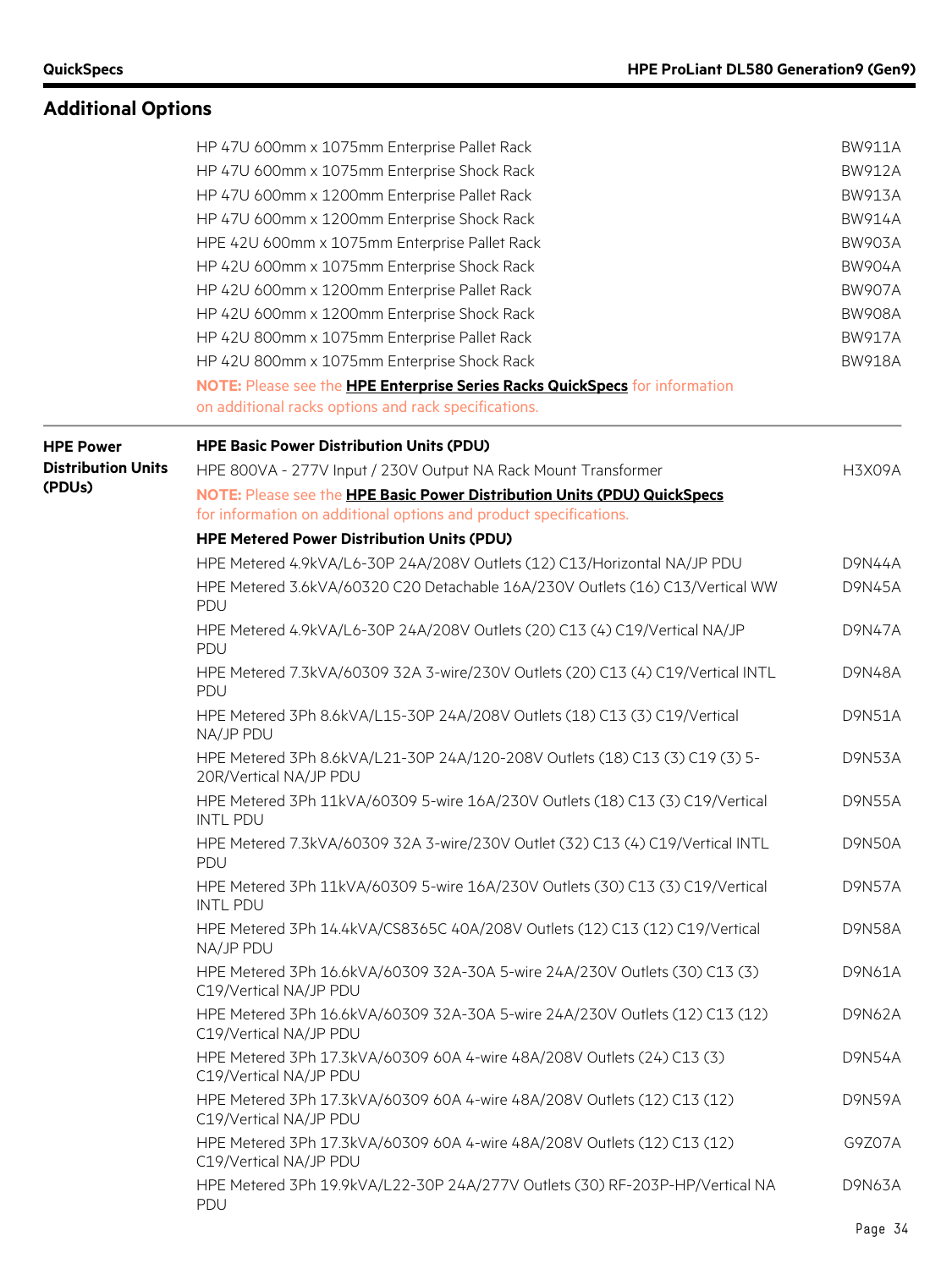## Additional Options

| | | |
|---|---|---|
| | HP 47U 600mm x 1075mm Enterprise Pallet Rack | BW911A |
| | HP 47U 600mm x 1075mm Enterprise Shock Rack | BW912A |
| | HP 47U 600mm x 1200mm Enterprise Pallet Rack | BW913A |
| | HP 47U 600mm x 1200mm Enterprise Shock Rack | BW914A |
| | HPE 42U 600mm x 1075mm Enterprise Pallet Rack | BW903A |
| | HP 42U 600mm x 1075mm Enterprise Shock Rack | BW904A |
| | HP 42U 600mm x 1200mm Enterprise Pallet Rack | BW907A |
| | HP 42U 600mm x 1200mm Enterprise Shock Rack | BW908A |
| | HP 42U 800mm x 1075mm Enterprise Pallet Rack | BW917A |
| | HP 42U 800mm x 1075mm Enterprise Shock Rack | BW918A |
| | **NOTE:** Please see the **HPE Enterprise Series Racks QuickSpecs** for information on additional racks options and rack specifications. | |
| **HPE Power Distribution Units (PDUs)** | **HPE Basic Power Distribution Units (PDU)** | |
| | HPE 800VA - 277V Input / 230V Output NA Rack Mount Transformer | H3X09A |
| | **NOTE:** Please see the **HPE Basic Power Distribution Units (PDU) QuickSpecs** for information on additional options and product specifications. | |
| | **HPE Metered Power Distribution Units (PDU)** | |
| | HPE Metered 4.9kVA/L6-30P 24A/208V Outlets (12) C13/Horizontal NA/JP PDU | D9N44A |
| | HPE Metered 3.6kVA/60320 C20 Detachable 16A/230V Outlets (16) C13/Vertical WW PDU | D9N45A |
| | HPE Metered 4.9kVA/L6-30P 24A/208V Outlets (20) C13 (4) C19/Vertical NA/JP PDU | D9N47A |
| | HPE Metered 7.3kVA/60309 32A 3-wire/230V Outlets (20) C13 (4) C19/Vertical INTL PDU | D9N48A |
| | HPE Metered 3Ph 8.6kVA/L15-30P 24A/208V Outlets (18) C13 (3) C19/Vertical NA/JP PDU | D9N51A |
| | HPE Metered 3Ph 8.6kVA/L21-30P 24A/120-208V Outlets (18) C13 (3) C19 (3) 5-20R/Vertical NA/JP PDU | D9N53A |
| | HPE Metered 3Ph 11kVA/60309 5-wire 16A/230V Outlets (18) C13 (3) C19/Vertical INTL PDU | D9N55A |
| | HPE Metered 7.3kVA/60309 32A 3-wire/230V Outlet (32) C13 (4) C19/Vertical INTL PDU | D9N50A |
| | HPE Metered 3Ph 11kVA/60309 5-wire 16A/230V Outlets (30) C13 (3) C19/Vertical INTL PDU | D9N57A |
| | HPE Metered 3Ph 14.4kVA/CS8365C 40A/208V Outlets (12) C13 (12) C19/Vertical NA/JP PDU | D9N58A |
| | HPE Metered 3Ph 16.6kVA/60309 32A-30A 5-wire 24A/230V Outlets (30) C13 (3) C19/Vertical NA/JP PDU | D9N61A |
| | HPE Metered 3Ph 16.6kVA/60309 32A-30A 5-wire 24A/230V Outlets (12) C13 (12) C19/Vertical NA/JP PDU | D9N62A |
| | HPE Metered 3Ph 17.3kVA/60309 60A 4-wire 48A/208V Outlets (24) C13 (3) C19/Vertical NA/JP PDU | D9N54A |
| | HPE Metered 3Ph 17.3kVA/60309 60A 4-wire 48A/208V Outlets (12) C13 (12) C19/Vertical NA/JP PDU | D9N59A |
| | HPE Metered 3Ph 17.3kVA/60309 60A 4-wire 48A/208V Outlets (12) C13 (12) C19/Vertical NA/JP PDU | G9Z07A |
| | HPE Metered 3Ph 19.9kVA/L22-30P 24A/277V Outlets (30) RF-203P-HP/Vertical NA PDU | D9N63A |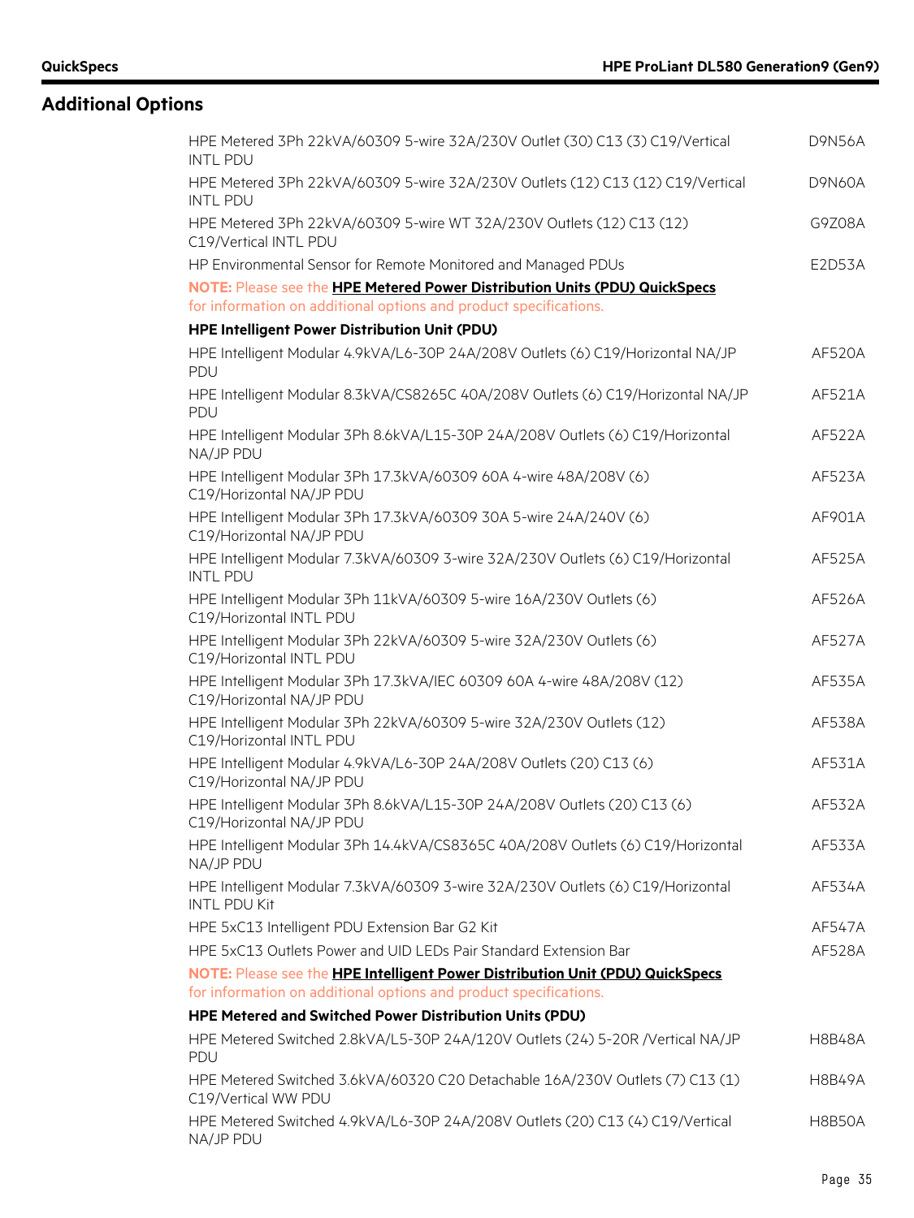## Additional Options

| | |
|---|---|
| HPE Metered 3Ph 22kVA/60309 5-wire 32A/230V Outlet (30) C13 (3) C19/Vertical INTL PDU | D9N56A |
| HPE Metered 3Ph 22kVA/60309 5-wire 32A/230V Outlets (12) C13 (12) C19/Vertical INTL PDU | D9N60A |
| HPE Metered 3Ph 22kVA/60309 5-wire WT 32A/230V Outlets (12) C13 (12) C19/Vertical INTL PDU | G9Z08A |
| HP Environmental Sensor for Remote Monitored and Managed PDUs | E2D53A |

**NOTE:** Please see the **HPE Metered Power Distribution Units (PDU) QuickSpecs** for information on additional options and product specifications.

**HPE Intelligent Power Distribution Unit (PDU)**

| | |
|---|---|
| HPE Intelligent Modular 4.9kVA/L6-30P 24A/208V Outlets (6) C19/Horizontal NA/JP PDU | AF520A |
| HPE Intelligent Modular 8.3kVA/CS8265C 40A/208V Outlets (6) C19/Horizontal NA/JP PDU | AF521A |
| HPE Intelligent Modular 3Ph 8.6kVA/L15-30P 24A/208V Outlets (6) C19/Horizontal NA/JP PDU | AF522A |
| HPE Intelligent Modular 3Ph 17.3kVA/60309 60A 4-wire 48A/208V (6) C19/Horizontal NA/JP PDU | AF523A |
| HPE Intelligent Modular 3Ph 17.3kVA/60309 30A 5-wire 24A/240V (6) C19/Horizontal NA/JP PDU | AF901A |
| HPE Intelligent Modular 7.3kVA/60309 3-wire 32A/230V Outlets (6) C19/Horizontal INTL PDU | AF525A |
| HPE Intelligent Modular 3Ph 11kVA/60309 5-wire 16A/230V Outlets (6) C19/Horizontal INTL PDU | AF526A |
| HPE Intelligent Modular 3Ph 22kVA/60309 5-wire 32A/230V Outlets (6) C19/Horizontal INTL PDU | AF527A |
| HPE Intelligent Modular 3Ph 17.3kVA/IEC 60309 60A 4-wire 48A/208V (12) C19/Horizontal NA/JP PDU | AF535A |
| HPE Intelligent Modular 3Ph 22kVA/60309 5-wire 32A/230V Outlets (12) C19/Horizontal INTL PDU | AF538A |
| HPE Intelligent Modular 4.9kVA/L6-30P 24A/208V Outlets (20) C13 (6) C19/Horizontal NA/JP PDU | AF531A |
| HPE Intelligent Modular 3Ph 8.6kVA/L15-30P 24A/208V Outlets (20) C13 (6) C19/Horizontal NA/JP PDU | AF532A |
| HPE Intelligent Modular 3Ph 14.4kVA/CS8365C 40A/208V Outlets (6) C19/Horizontal NA/JP PDU | AF533A |
| HPE Intelligent Modular 7.3kVA/60309 3-wire 32A/230V Outlets (6) C19/Horizontal INTL PDU Kit | AF534A |
| HPE 5xC13 Intelligent PDU Extension Bar G2 Kit | AF547A |
| HPE 5xC13 Outlets Power and UID LEDs Pair Standard Extension Bar | AF528A |

**NOTE:** Please see the **HPE Intelligent Power Distribution Unit (PDU) QuickSpecs** for information on additional options and product specifications.

**HPE Metered and Switched Power Distribution Units (PDU)**

| | |
|---|---|
| HPE Metered Switched 2.8kVA/L5-30P 24A/120V Outlets (24) 5-20R /Vertical NA/JP PDU | H8B48A |
| HPE Metered Switched 3.6kVA/60320 C20 Detachable 16A/230V Outlets (7) C13 (1) C19/Vertical WW PDU | H8B49A |
| HPE Metered Switched 4.9kVA/L6-30P 24A/208V Outlets (20) C13 (4) C19/Vertical NA/JP PDU | H8B50A |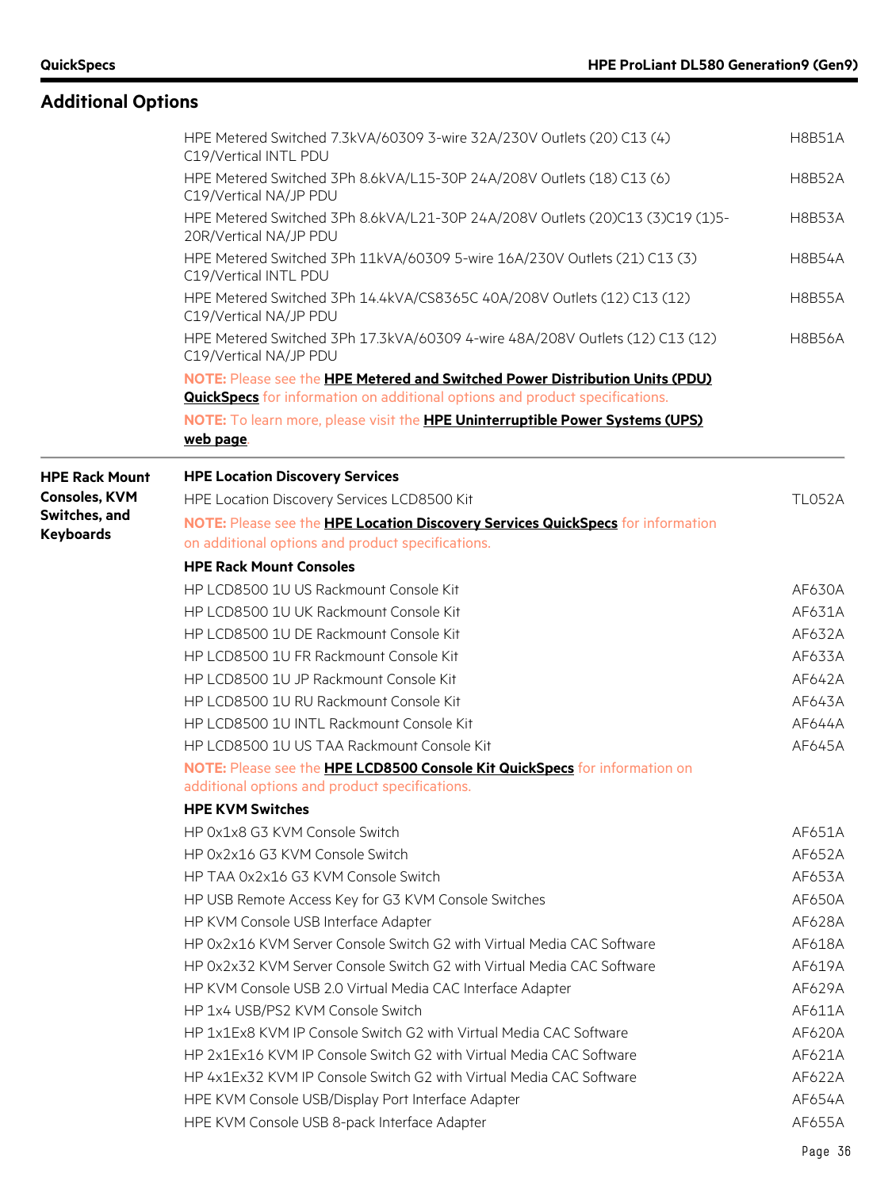## Additional Options

| | | |
|---|---|---|
| | HPE Metered Switched 7.3kVA/60309 3-wire 32A/230V Outlets (20) C13 (4) C19/Vertical INTL PDU | H8B51A |
| | HPE Metered Switched 3Ph 8.6kVA/L15-30P 24A/208V Outlets (18) C13 (6) C19/Vertical NA/JP PDU | H8B52A |
| | HPE Metered Switched 3Ph 8.6kVA/L21-30P 24A/208V Outlets (20)C13 (3)C19 (1)5-20R/Vertical NA/JP PDU | H8B53A |
| | HPE Metered Switched 3Ph 11kVA/60309 5-wire 16A/230V Outlets (21) C13 (3) C19/Vertical INTL PDU | H8B54A |
| | HPE Metered Switched 3Ph 14.4kVA/CS8365C 40A/208V Outlets (12) C13 (12) C19/Vertical NA/JP PDU | H8B55A |
| | HPE Metered Switched 3Ph 17.3kVA/60309 4-wire 48A/208V Outlets (12) C13 (12) C19/Vertical NA/JP PDU | H8B56A |
| | **NOTE:** Please see the **HPE Metered and Switched Power Distribution Units (PDU) QuickSpecs** for information on additional options and product specifications. | |
| | **NOTE:** To learn more, please visit the **HPE Uninterruptible Power Systems (UPS) web page**. | |
| **HPE Rack Mount Consoles, KVM Switches, and Keyboards** | **HPE Location Discovery Services** | |
| | HPE Location Discovery Services LCD8500 Kit | TL052A |
| | **NOTE:** Please see the **HPE Location Discovery Services QuickSpecs** for information on additional options and product specifications. | |
| | **HPE Rack Mount Consoles** | |
| | HP LCD8500 1U US Rackmount Console Kit | AF630A |
| | HP LCD8500 1U UK Rackmount Console Kit | AF631A |
| | HP LCD8500 1U DE Rackmount Console Kit | AF632A |
| | HP LCD8500 1U FR Rackmount Console Kit | AF633A |
| | HP LCD8500 1U JP Rackmount Console Kit | AF642A |
| | HP LCD8500 1U RU Rackmount Console Kit | AF643A |
| | HP LCD8500 1U INTL Rackmount Console Kit | AF644A |
| | HP LCD8500 1U US TAA Rackmount Console Kit | AF645A |
| | **NOTE:** Please see the **HPE LCD8500 Console Kit QuickSpecs** for information on additional options and product specifications. | |
| | **HPE KVM Switches** | |
| | HP 0x1x8 G3 KVM Console Switch | AF651A |
| | HP 0x2x16 G3 KVM Console Switch | AF652A |
| | HP TAA 0x2x16 G3 KVM Console Switch | AF653A |
| | HP USB Remote Access Key for G3 KVM Console Switches | AF650A |
| | HP KVM Console USB Interface Adapter | AF628A |
| | HP 0x2x16 KVM Server Console Switch G2 with Virtual Media CAC Software | AF618A |
| | HP 0x2x32 KVM Server Console Switch G2 with Virtual Media CAC Software | AF619A |
| | HP KVM Console USB 2.0 Virtual Media CAC Interface Adapter | AF629A |
| | HP 1x4 USB/PS2 KVM Console Switch | AF611A |
| | HP 1x1Ex8 KVM IP Console Switch G2 with Virtual Media CAC Software | AF620A |
| | HP 2x1Ex16 KVM IP Console Switch G2 with Virtual Media CAC Software | AF621A |
| | HP 4x1Ex32 KVM IP Console Switch G2 with Virtual Media CAC Software | AF622A |
| | HPE KVM Console USB/Display Port Interface Adapter | AF654A |
| | HPE KVM Console USB 8-pack Interface Adapter | AF655A |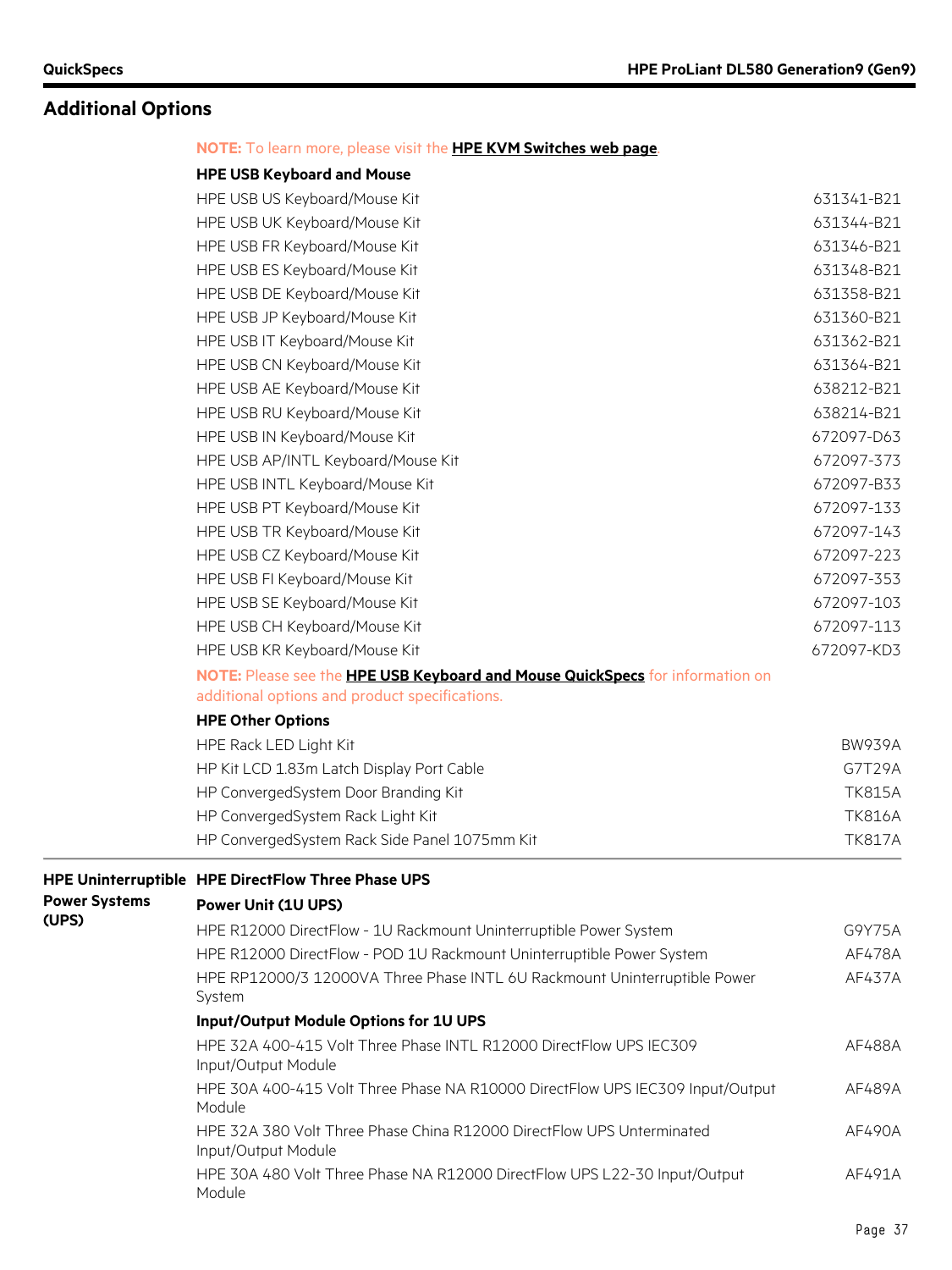## Additional Options

**NOTE:** To learn more, please visit the **HPE KVM Switches web page**.

**HPE USB Keyboard and Mouse**

| | |
|---|---|
| HPE USB US Keyboard/Mouse Kit | 631341-B21 |
| HPE USB UK Keyboard/Mouse Kit | 631344-B21 |
| HPE USB FR Keyboard/Mouse Kit | 631346-B21 |
| HPE USB ES Keyboard/Mouse Kit | 631348-B21 |
| HPE USB DE Keyboard/Mouse Kit | 631358-B21 |
| HPE USB JP Keyboard/Mouse Kit | 631360-B21 |
| HPE USB IT Keyboard/Mouse Kit | 631362-B21 |
| HPE USB CN Keyboard/Mouse Kit | 631364-B21 |
| HPE USB AE Keyboard/Mouse Kit | 638212-B21 |
| HPE USB RU Keyboard/Mouse Kit | 638214-B21 |
| HPE USB IN Keyboard/Mouse Kit | 672097-D63 |
| HPE USB AP/INTL Keyboard/Mouse Kit | 672097-373 |
| HPE USB INTL Keyboard/Mouse Kit | 672097-B33 |
| HPE USB PT Keyboard/Mouse Kit | 672097-133 |
| HPE USB TR Keyboard/Mouse Kit | 672097-143 |
| HPE USB CZ Keyboard/Mouse Kit | 672097-223 |
| HPE USB FI Keyboard/Mouse Kit | 672097-353 |
| HPE USB SE Keyboard/Mouse Kit | 672097-103 |
| HPE USB CH Keyboard/Mouse Kit | 672097-113 |
| HPE USB KR Keyboard/Mouse Kit | 672097-KD3 |

**NOTE:** Please see the **HPE USB Keyboard and Mouse QuickSpecs** for information on additional options and product specifications.

**HPE Other Options**

| | |
|---|---|
| HPE Rack LED Light Kit | BW939A |
| HP Kit LCD 1.83m Latch Display Port Cable | G7T29A |
| HP ConvergedSystem Door Branding Kit | TK815A |
| HP ConvergedSystem Rack Light Kit | TK816A |
| HP ConvergedSystem Rack Side Panel 1075mm Kit | TK817A |

### HPE Uninterruptible Power Systems (UPS)

**HPE DirectFlow Three Phase UPS**

**Power Unit (1U UPS)**

| | |
|---|---|
| HPE R12000 DirectFlow - 1U Rackmount Uninterruptible Power System | G9Y75A |
| HPE R12000 DirectFlow - POD 1U Rackmount Uninterruptible Power System | AF478A |
| HPE RP12000/3 12000VA Three Phase INTL 6U Rackmount Uninterruptible Power System | AF437A |

**Input/Output Module Options for 1U UPS**

| | |
|---|---|
| HPE 32A 400-415 Volt Three Phase INTL R12000 DirectFlow UPS IEC309 Input/Output Module | AF488A |
| HPE 30A 400-415 Volt Three Phase NA R10000 DirectFlow UPS IEC309 Input/Output Module | AF489A |
| HPE 32A 380 Volt Three Phase China R12000 DirectFlow UPS Unterminated Input/Output Module | AF490A |
| HPE 30A 480 Volt Three Phase NA R12000 DirectFlow UPS L22-30 Input/Output Module | AF491A |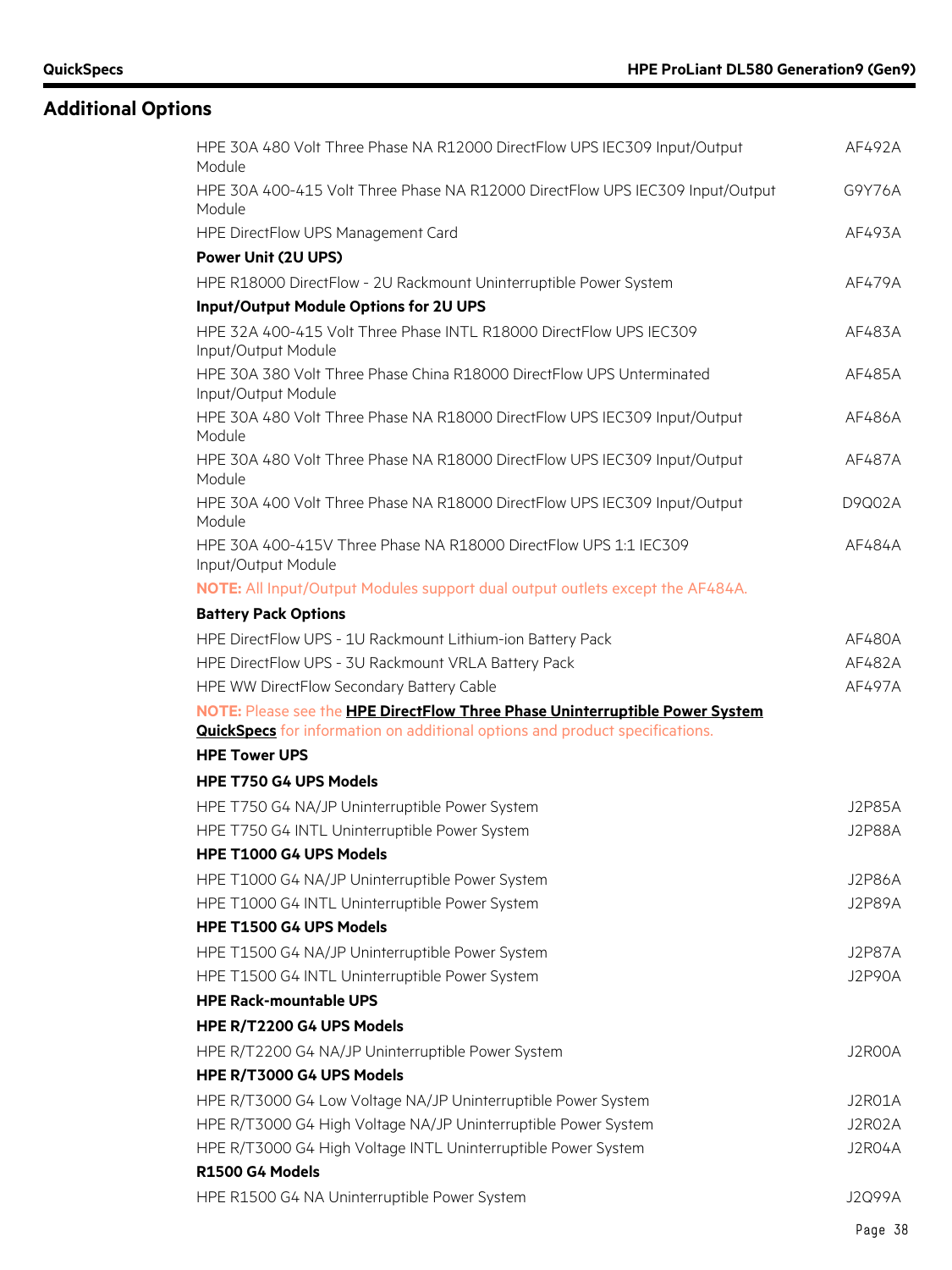## Additional Options

| | |
|---|---|
| HPE 30A 480 Volt Three Phase NA R12000 DirectFlow UPS IEC309 Input/Output Module | AF492A |
| HPE 30A 400-415 Volt Three Phase NA R12000 DirectFlow UPS IEC309 Input/Output Module | G9Y76A |
| HPE DirectFlow UPS Management Card | AF493A |
| **Power Unit (2U UPS)** | |
| HPE R18000 DirectFlow - 2U Rackmount Uninterruptible Power System | AF479A |
| **Input/Output Module Options for 2U UPS** | |
| HPE 32A 400-415 Volt Three Phase INTL R18000 DirectFlow UPS IEC309 Input/Output Module | AF483A |
| HPE 30A 380 Volt Three Phase China R18000 DirectFlow UPS Unterminated Input/Output Module | AF485A |
| HPE 30A 480 Volt Three Phase NA R18000 DirectFlow UPS IEC309 Input/Output Module | AF486A |
| HPE 30A 480 Volt Three Phase NA R18000 DirectFlow UPS IEC309 Input/Output Module | AF487A |
| HPE 30A 400 Volt Three Phase NA R18000 DirectFlow UPS IEC309 Input/Output Module | D9Q02A |
| HPE 30A 400-415V Three Phase NA R18000 DirectFlow UPS 1:1 IEC309 Input/Output Module | AF484A |

**NOTE:** All Input/Output Modules support dual output outlets except the AF484A.

| | |
|---|---|
| **Battery Pack Options** | |
| HPE DirectFlow UPS - 1U Rackmount Lithium-ion Battery Pack | AF480A |
| HPE DirectFlow UPS - 3U Rackmount VRLA Battery Pack | AF482A |
| HPE WW DirectFlow Secondary Battery Cable | AF497A |

**NOTE:** Please see the **HPE DirectFlow Three Phase Uninterruptible Power System QuickSpecs** for information on additional options and product specifications.

| | |
|---|---|
| **HPE Tower UPS** | |
| **HPE T750 G4 UPS Models** | |
| HPE T750 G4 NA/JP Uninterruptible Power System | J2P85A |
| HPE T750 G4 INTL Uninterruptible Power System | J2P88A |
| **HPE T1000 G4 UPS Models** | |
| HPE T1000 G4 NA/JP Uninterruptible Power System | J2P86A |
| HPE T1000 G4 INTL Uninterruptible Power System | J2P89A |
| **HPE T1500 G4 UPS Models** | |
| HPE T1500 G4 NA/JP Uninterruptible Power System | J2P87A |
| HPE T1500 G4 INTL Uninterruptible Power System | J2P90A |
| **HPE Rack-mountable UPS** | |
| **HPE R/T2200 G4 UPS Models** | |
| HPE R/T2200 G4 NA/JP Uninterruptible Power System | J2R00A |
| **HPE R/T3000 G4 UPS Models** | |
| HPE R/T3000 G4 Low Voltage NA/JP Uninterruptible Power System | J2R01A |
| HPE R/T3000 G4 High Voltage NA/JP Uninterruptible Power System | J2R02A |
| HPE R/T3000 G4 High Voltage INTL Uninterruptible Power System | J2R04A |
| **R1500 G4 Models** | |
| HPE R1500 G4 NA Uninterruptible Power System | J2Q99A |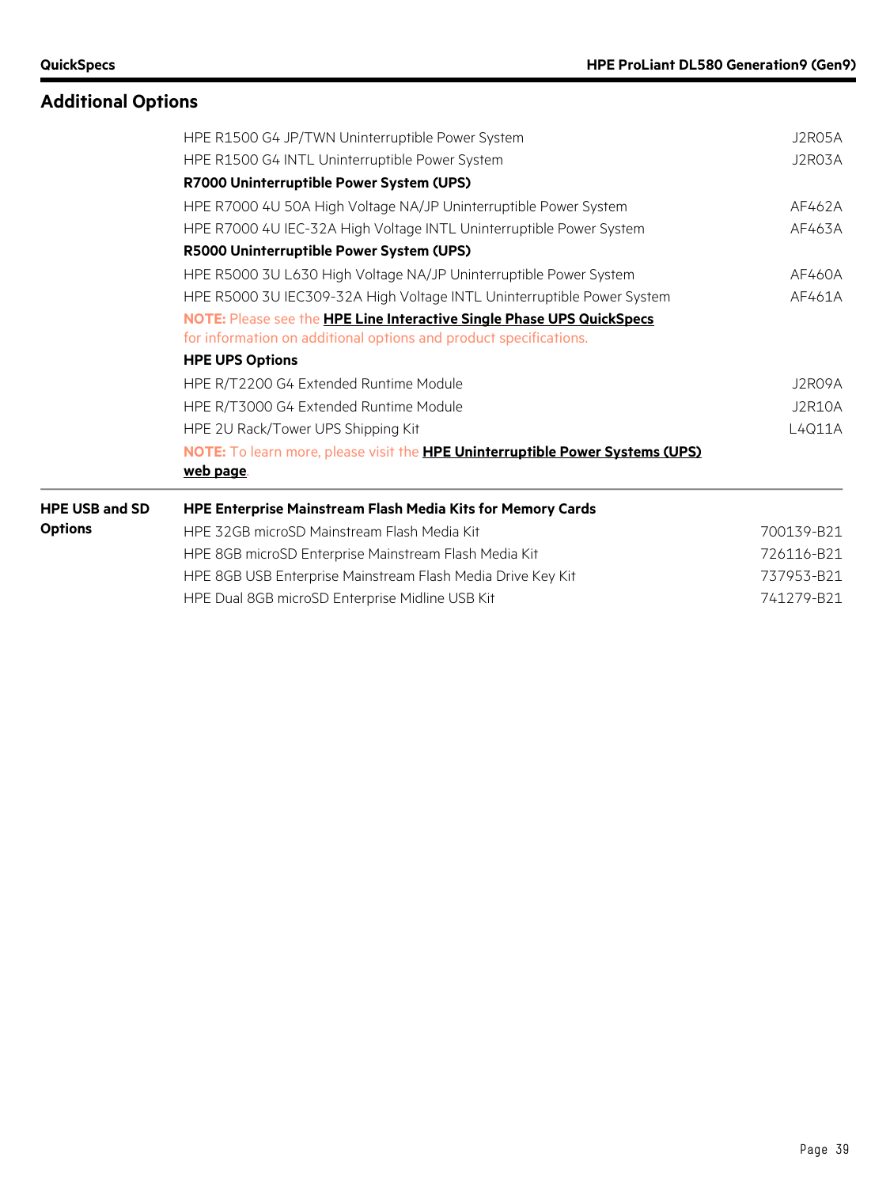## Additional Options

| | | |
|---|---|---|
| | HPE R1500 G4 JP/TWN Uninterruptible Power System | J2R05A |
| | HPE R1500 G4 INTL Uninterruptible Power System | J2R03A |
| | **R7000 Uninterruptible Power System (UPS)** | |
| | HPE R7000 4U 50A High Voltage NA/JP Uninterruptible Power System | AF462A |
| | HPE R7000 4U IEC-32A High Voltage INTL Uninterruptible Power System | AF463A |
| | **R5000 Uninterruptible Power System (UPS)** | |
| | HPE R5000 3U L630 High Voltage NA/JP Uninterruptible Power System | AF460A |
| | HPE R5000 3U IEC309-32A High Voltage INTL Uninterruptible Power System | AF461A |
| | **NOTE:** Please see the **HPE Line Interactive Single Phase UPS QuickSpecs** for information on additional options and product specifications. | |
| | **HPE UPS Options** | |
| | HPE R/T2200 G4 Extended Runtime Module | J2R09A |
| | HPE R/T3000 G4 Extended Runtime Module | J2R10A |
| | HPE 2U Rack/Tower UPS Shipping Kit | L4Q11A |
| | **NOTE:** To learn more, please visit the **HPE Uninterruptible Power Systems (UPS) web page**. | |
| **HPE USB and SD Options** | **HPE Enterprise Mainstream Flash Media Kits for Memory Cards** | |
| | HPE 32GB microSD Mainstream Flash Media Kit | 700139-B21 |
| | HPE 8GB microSD Enterprise Mainstream Flash Media Kit | 726116-B21 |
| | HPE 8GB USB Enterprise Mainstream Flash Media Drive Key Kit | 737953-B21 |
| | HPE Dual 8GB microSD Enterprise Midline USB Kit | 741279-B21 |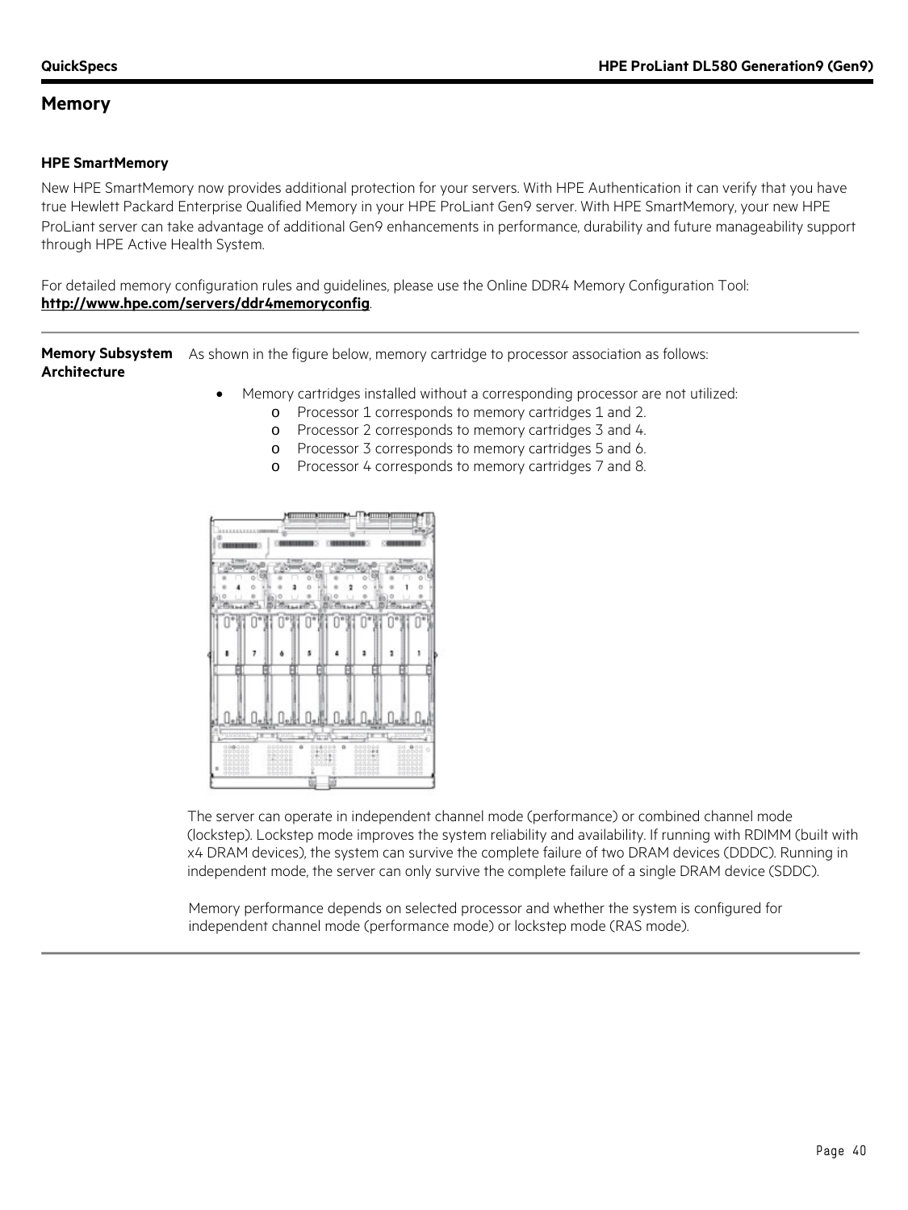## Memory

### HPE SmartMemory

New HPE SmartMemory now provides additional protection for your servers. With HPE Authentication it can verify that you have true Hewlett Packard Enterprise Qualified Memory in your HPE ProLiant Gen9 server. With HPE SmartMemory, your new HPE ProLiant server can take advantage of additional Gen9 enhancements in performance, durability and future manageability support through HPE Active Health System.

For detailed memory configuration rules and guidelines, please use the Online DDR4 Memory Configuration Tool: **http://www.hpe.com/servers/ddr4memoryconfig**.

**Memory Subsystem Architecture**

As shown in the figure below, memory cartridge to processor association as follows:

- Memory cartridges installed without a corresponding processor are not utilized:
  - Processor 1 corresponds to memory cartridges 1 and 2.
  - Processor 2 corresponds to memory cartridges 3 and 4.
  - Processor 3 corresponds to memory cartridges 5 and 6.
  - Processor 4 corresponds to memory cartridges 7 and 8.

The server can operate in independent channel mode (performance) or combined channel mode (lockstep). Lockstep mode improves the system reliability and availability. If running with RDIMM (built with x4 DRAM devices), the system can survive the complete failure of two DRAM devices (DDDC). Running in independent mode, the server can only survive the complete failure of a single DRAM device (SDDC).

Memory performance depends on selected processor and whether the system is configured for independent channel mode (performance mode) or lockstep mode (RAS mode).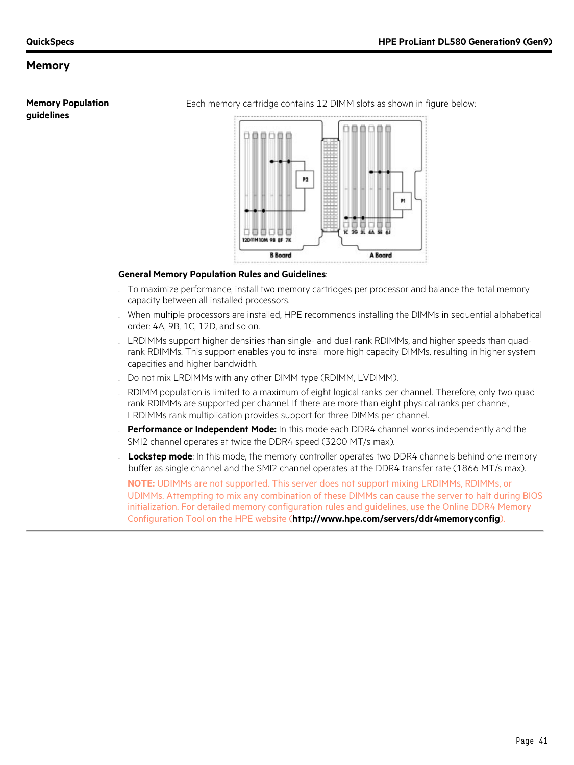## Memory

**Memory Population guidelines**

Each memory cartridge contains 12 DIMM slots as shown in figure below:

**General Memory Population Rules and Guidelines**:

- To maximize performance, install two memory cartridges per processor and balance the total memory capacity between all installed processors.
- When multiple processors are installed, HPE recommends installing the DIMMs in sequential alphabetical order: 4A, 9B, 1C, 12D, and so on.
- LRDIMMs support higher densities than single- and dual-rank RDIMMs, and higher speeds than quad-rank RDIMMs. This support enables you to install more high capacity DIMMs, resulting in higher system capacities and higher bandwidth.
- Do not mix LRDIMMs with any other DIMM type (RDIMM, LVDIMM).
- RDIMM population is limited to a maximum of eight logical ranks per channel. Therefore, only two quad rank RDIMMs are supported per channel. If there are more than eight physical ranks per channel, LRDIMMs rank multiplication provides support for three DIMMs per channel.
- **Performance or Independent Mode:** In this mode each DDR4 channel works independently and the SMI2 channel operates at twice the DDR4 speed (3200 MT/s max).
- **Lockstep mode**: In this mode, the memory controller operates two DDR4 channels behind one memory buffer as single channel and the SMI2 channel operates at the DDR4 transfer rate (1866 MT/s max).

**NOTE:** UDIMMs are not supported. This server does not support mixing LRDIMMs, RDIMMs, or UDIMMs. Attempting to mix any combination of these DIMMs can cause the server to halt during BIOS initialization. For detailed memory configuration rules and guidelines, use the Online DDR4 Memory Configuration Tool on the HPE website (**http://www.hpe.com/servers/ddr4memoryconfig**).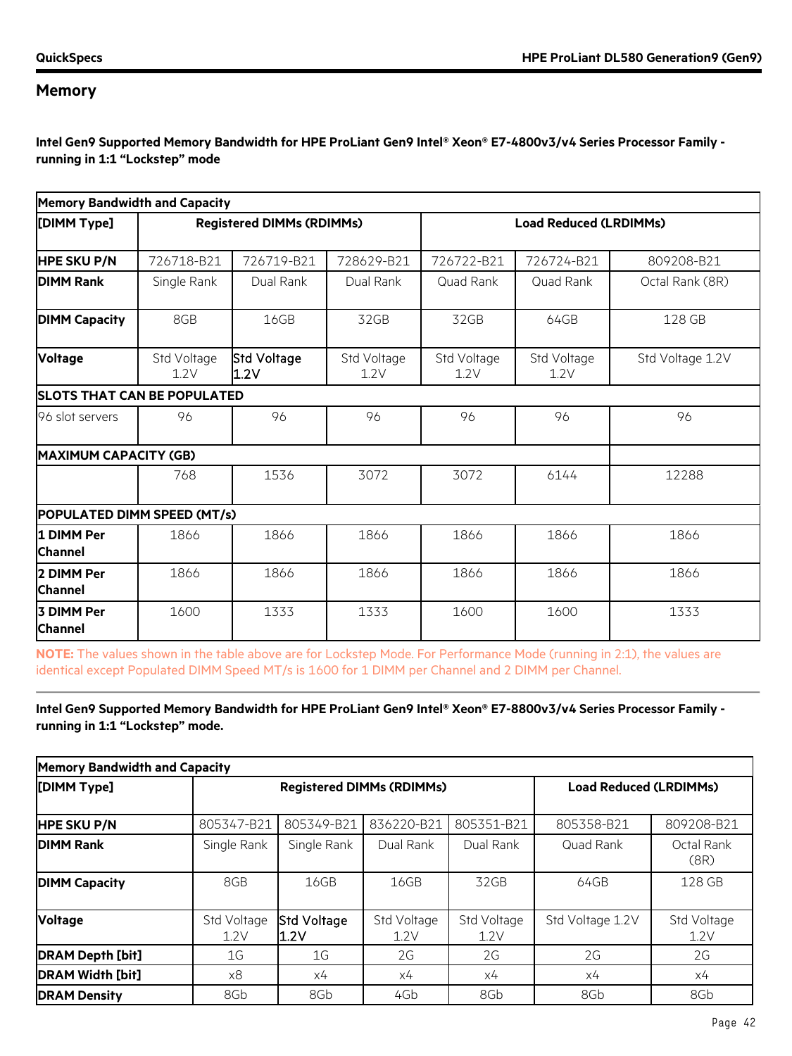## Memory

**Intel Gen9 Supported Memory Bandwidth for HPE ProLiant Gen9 Intel® Xeon® E7-4800v3/v4 Series Processor Family - running in 1:1 "Lockstep" mode**

| Memory Bandwidth and Capacity | | | | | | |
|---|---|---|---|---|---|---|
| **[DIMM Type]** | **Registered DIMMs (RDIMMs)** | | | **Load Reduced (LRDIMMs)** | | |
| **HPE SKU P/N** | 726718-B21 | 726719-B21 | 728629-B21 | 726722-B21 | 726724-B21 | 809208-B21 |
| **DIMM Rank** | Single Rank | Dual Rank | Dual Rank | Quad Rank | Quad Rank | Octal Rank (8R) |
| **DIMM Capacity** | 8GB | 16GB | 32GB | 32GB | 64GB | 128 GB |
| **Voltage** | Std Voltage 1.2V | Std Voltage 1.2V | Std Voltage 1.2V | Std Voltage 1.2V | Std Voltage 1.2V | Std Voltage 1.2V |
| **SLOTS THAT CAN BE POPULATED** | | | | | | |
| 96 slot servers | 96 | 96 | 96 | 96 | 96 | 96 |
| **MAXIMUM CAPACITY (GB)** | | | | | | |
| | 768 | 1536 | 3072 | 3072 | 6144 | 12288 |
| **POPULATED DIMM SPEED (MT/s)** | | | | | | |
| **1 DIMM Per Channel** | 1866 | 1866 | 1866 | 1866 | 1866 | 1866 |
| **2 DIMM Per Channel** | 1866 | 1866 | 1866 | 1866 | 1866 | 1866 |
| **3 DIMM Per Channel** | 1600 | 1333 | 1333 | 1600 | 1600 | 1333 |

**NOTE:** The values shown in the table above are for Lockstep Mode. For Performance Mode (running in 2:1), the values are identical except Populated DIMM Speed MT/s is 1600 for 1 DIMM per Channel and 2 DIMM per Channel.

**Intel Gen9 Supported Memory Bandwidth for HPE ProLiant Gen9 Intel® Xeon® E7-8800v3/v4 Series Processor Family - running in 1:1 "Lockstep" mode.**

| Memory Bandwidth and Capacity | | | | | | |
|---|---|---|---|---|---|---|
| **[DIMM Type]** | **Registered DIMMs (RDIMMs)** | | | | **Load Reduced (LRDIMMs)** | |
| **HPE SKU P/N** | 805347-B21 | 805349-B21 | 836220-B21 | 805351-B21 | 805358-B21 | 809208-B21 |
| **DIMM Rank** | Single Rank | Single Rank | Dual Rank | Dual Rank | Quad Rank | Octal Rank (8R) |
| **DIMM Capacity** | 8GB | 16GB | 16GB | 32GB | 64GB | 128 GB |
| **Voltage** | Std Voltage 1.2V | Std Voltage 1.2V | Std Voltage 1.2V | Std Voltage 1.2V | Std Voltage 1.2V | Std Voltage 1.2V |
| **DRAM Depth [bit]** | 1G | 1G | 2G | 2G | 2G | 2G |
| **DRAM Width [bit]** | x8 | x4 | x4 | x4 | x4 | x4 |
| **DRAM Density** | 8Gb | 8Gb | 4Gb | 8Gb | 8Gb | 8Gb |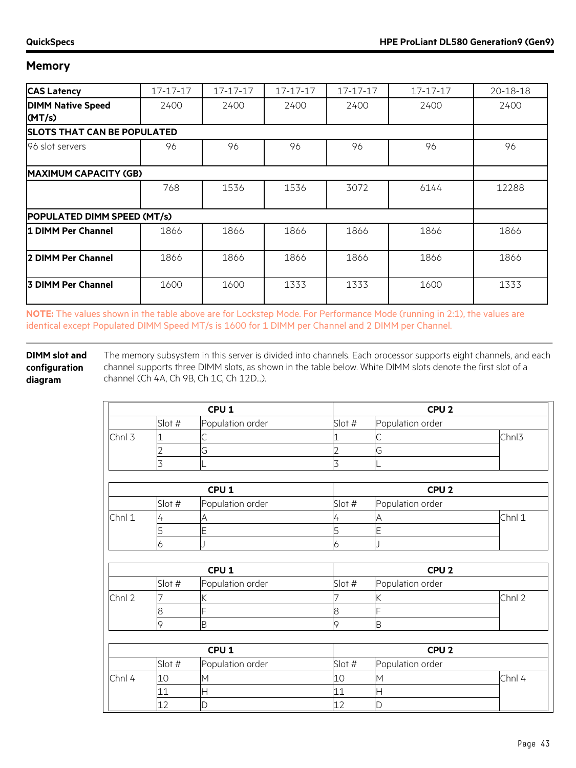## Memory

| CAS Latency | 17-17-17 | 17-17-17 | 17-17-17 | 17-17-17 | 17-17-17 | 20-18-18 |
|---|---|---|---|---|---|---|
| **DIMM Native Speed (MT/s)** | 2400 | 2400 | 2400 | 2400 | 2400 | 2400 |
| **SLOTS THAT CAN BE POPULATED** | | | | | | |
| 96 slot servers | 96 | 96 | 96 | 96 | 96 | 96 |
| **MAXIMUM CAPACITY (GB)** | | | | | | |
| | 768 | 1536 | 1536 | 3072 | 6144 | 12288 |
| **POPULATED DIMM SPEED (MT/s)** | | | | | | |
| **1 DIMM Per Channel** | 1866 | 1866 | 1866 | 1866 | 1866 | 1866 |
| **2 DIMM Per Channel** | 1866 | 1866 | 1866 | 1866 | 1866 | 1866 |
| **3 DIMM Per Channel** | 1600 | 1600 | 1333 | 1333 | 1600 | 1333 |

**NOTE:** The values shown in the table above are for Lockstep Mode. For Performance Mode (running in 2:1), the values are identical except Populated DIMM Speed MT/s is 1600 for 1 DIMM per Channel and 2 DIMM per Channel.

**DIMM slot and configuration diagram**

The memory subsystem in this server is divided into channels. Each processor supports eight channels, and each channel supports three DIMM slots, as shown in the table below. White DIMM slots denote the first slot of a channel (Ch 4A, Ch 9B, Ch 1C, Ch 12D…).

| | CPU 1 | | CPU 2 | | |
|---|---|---|---|---|---|
| | Slot # | Population order | Slot # | Population order | |
| Chnl 3 | 1 | C | 1 | C | Chnl3 |
| | 2 | G | 2 | G | |
| | 3 | L | 3 | L | |

| | CPU 1 | | CPU 2 | | |
|---|---|---|---|---|---|
| | Slot # | Population order | Slot # | Population order | |
| Chnl 1 | 4 | A | 4 | A | Chnl 1 |
| | 5 | E | 5 | E | |
| | 6 | J | 6 | J | |

| | CPU 1 | | CPU 2 | | |
|---|---|---|---|---|---|
| | Slot # | Population order | Slot # | Population order | |
| Chnl 2 | 7 | K | 7 | K | Chnl 2 |
| | 8 | F | 8 | F | |
| | 9 | B | 9 | B | |

| | CPU 1 | | CPU 2 | | |
|---|---|---|---|---|---|
| | Slot # | Population order | Slot # | Population order | |
| Chnl 4 | 10 | M | 10 | M | Chnl 4 |
| | 11 | H | 11 | H | |
| | 12 | D | 12 | D | |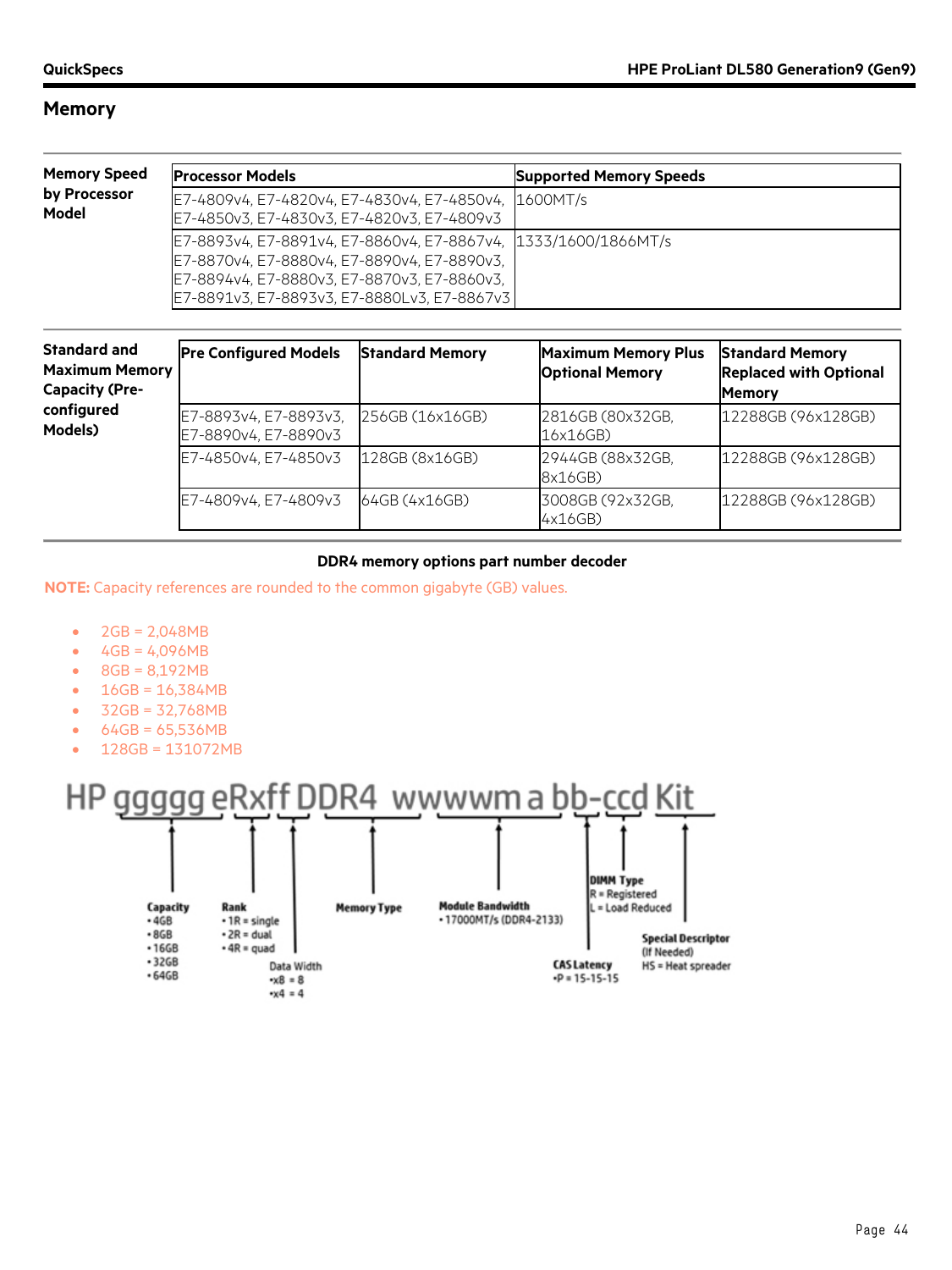## Memory

**Memory Speed by Processor Model**

| Processor Models | Supported Memory Speeds |
|---|---|
| E7-4809v4, E7-4820v4, E7-4830v4, E7-4850v4, E7-4850v3, E7-4830v3, E7-4820v3, E7-4809v3 | 1600MT/s |
| E7-8893v4, E7-8891v4, E7-8860v4, E7-8867v4, E7-8870v4, E7-8880v4, E7-8890v4, E7-8890v3, E7-8894v4, E7-8880v3, E7-8870v3, E7-8860v3, E7-8891v3, E7-8893v3, E7-8880Lv3, E7-8867v3 | 1333/1600/1866MT/s |

**Standard and Maximum Memory Capacity (Pre-configured Models)**

| Pre Configured Models | Standard Memory | Maximum Memory Plus Optional Memory | Standard Memory Replaced with Optional Memory |
|---|---|---|---|
| E7-8893v4, E7-8893v3, E7-8890v4, E7-8890v3 | 256GB (16x16GB) | 2816GB (80x32GB, 16x16GB) | 12288GB (96x128GB) |
| E7-4850v4, E7-4850v3 | 128GB (8x16GB) | 2944GB (88x32GB, 8x16GB) | 12288GB (96x128GB) |
| E7-4809v4, E7-4809v3 | 64GB (4x16GB) | 3008GB (92x32GB, 4x16GB) | 12288GB (96x128GB) |

**DDR4 memory options part number decoder**

**NOTE:** Capacity references are rounded to the common gigabyte (GB) values.

- 2GB = 2,048MB
- 4GB = 4,096MB
- 8GB = 8,192MB
- 16GB = 16,384MB
- 32GB = 32,768MB
- 64GB = 65,536MB
- 128GB = 131072MB

HP ggggg eRxff DDR4 wwwwm a bb-ccd Kit

- **Capacity** (ggggg)
  - 4GB
  - 8GB
  - 16GB
  - 32GB
  - 64GB
- **Rank** (eR)
  - 1R = single
  - 2R = dual
  - 4R = quad
- **Data Width** (xff)
  - x8 = 8
  - x4 = 4
- **Memory Type** (DDR4)
- **Module Bandwidth** (wwwwm)
  - 17000MT/s (DDR4-2133)
- **CAS Latency** (a)
  - P = 15-15-15
- **DIMM Type** (bb-c)
  - R = Registered
  - L = Load Reduced
- **Special Descriptor** (cd) (If Needed)
  - HS = Heat spreader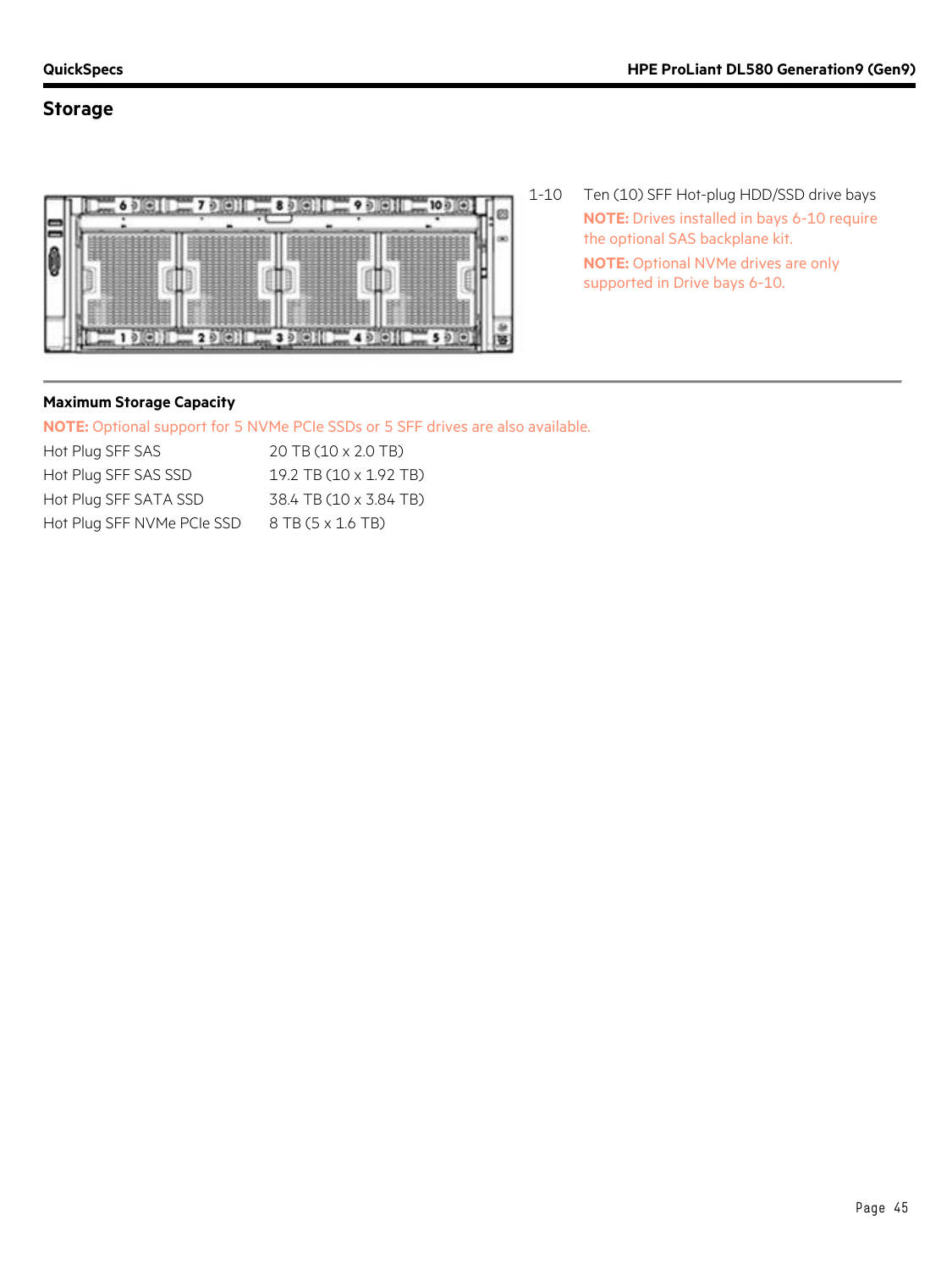## Storage

1-10 Ten (10) SFF Hot-plug HDD/SSD drive bays

**NOTE:** Drives installed in bays 6-10 require the optional SAS backplane kit.

**NOTE:** Optional NVMe drives are only supported in Drive bays 6-10.

### Maximum Storage Capacity

**NOTE:** Optional support for 5 NVMe PCIe SSDs or 5 SFF drives are also available.

| | |
|---|---|
| Hot Plug SFF SAS | 20 TB (10 x 2.0 TB) |
| Hot Plug SFF SAS SSD | 19.2 TB (10 x 1.92 TB) |
| Hot Plug SFF SATA SSD | 38.4 TB (10 x 3.84 TB) |
| Hot Plug SFF NVMe PCIe SSD | 8 TB (5 x 1.6 TB) |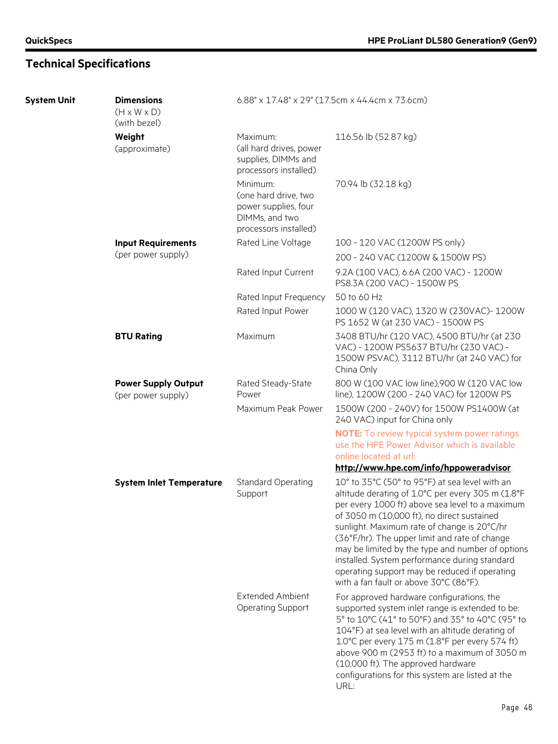## Technical Specifications

| | | | |
|---|---|---|---|
| **System Unit** | **Dimensions** (H x W x D) (with bezel) | 6.88" x 17.48" x 29" (17.5cm x 44.4cm x 73.6cm) | |
| | **Weight** (approximate) | Maximum: (all hard drives, power supplies, DIMMs and processors installed) | 116.56 lb (52.87 kg) |
| | | Minimum: (one hard drive, two power supplies, four DIMMs, and two processors installed) | 70.94 lb (32.18 kg) |
| | **Input Requirements** (per power supply) | Rated Line Voltage | 100 - 120 VAC (1200W PS only) |
| | | | 200 - 240 VAC (1200W & 1500W PS) |
| | | Rated Input Current | 9.2A (100 VAC), 6.6A (200 VAC) - 1200W PS8.3A (200 VAC) - 1500W PS |
| | | Rated Input Frequency | 50 to 60 Hz |
| | | Rated Input Power | 1000 W (120 VAC), 1320 W (230VAC)- 1200W PS 1652 W (at 230 VAC) - 1500W PS |
| | **BTU Rating** | Maximum | 3408 BTU/hr (120 VAC), 4500 BTU/hr (at 230 VAC) - 1200W PS5637 BTU/hr (230 VAC) - 1500W PSVAC), 3112 BTU/hr (at 240 VAC) for China Only |
| | **Power Supply Output** (per power supply) | Rated Steady-State Power | 800 W (100 VAC low line),900 W (120 VAC low line), 1200W (200 - 240 VAC) for 1200W PS |
| | | Maximum Peak Power | 1500W (200 - 240V) for 1500W PS1400W (at 240 VAC) input for China only<br>**NOTE:** To review typical system power ratings use the HPE Power Advisor which is available online located at url: **http://www.hpe.com/info/hppoweradvisor**. |
| | **System Inlet Temperature** | Standard Operating Support | 10° to 35°C (50° to 95°F) at sea level with an altitude derating of 1.0°C per every 305 m (1.8°F per every 1000 ft) above sea level to a maximum of 3050 m (10,000 ft), no direct sustained sunlight. Maximum rate of change is 20°C/hr (36°F/hr). The upper limit and rate of change may be limited by the type and number of options installed. System performance during standard operating support may be reduced if operating with a fan fault or above 30°C (86°F). |
| | | Extended Ambient Operating Support | For approved hardware configurations, the supported system inlet range is extended to be: 5° to 10°C (41° to 50°F) and 35° to 40°C (95° to 104°F) at sea level with an altitude derating of 1.0°C per every 175 m (1.8°F per every 574 ft) above 900 m (2953 ft) to a maximum of 3050 m (10,000 ft). The approved hardware configurations for this system are listed at the URL: |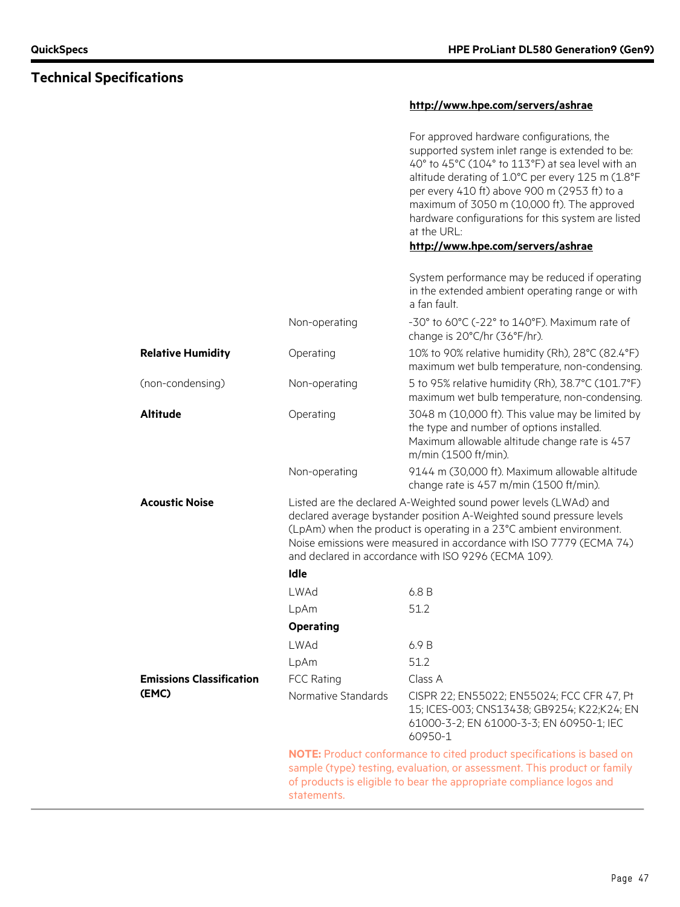## Technical Specifications

| | | |
|---|---|---|
| | | **http://www.hpe.com/servers/ashrae** |
| | | For approved hardware configurations, the supported system inlet range is extended to be: 40° to 45°C (104° to 113°F) at sea level with an altitude derating of 1.0°C per every 125 m (1.8°F per every 410 ft) above 900 m (2953 ft) to a maximum of 3050 m (10,000 ft). The approved hardware configurations for this system are listed at the URL: **http://www.hpe.com/servers/ashrae** |
| | | System performance may be reduced if operating in the extended ambient operating range or with a fan fault. |
| | Non-operating | -30° to 60°C (-22° to 140°F). Maximum rate of change is 20°C/hr (36°F/hr). |
| **Relative Humidity** | Operating | 10% to 90% relative humidity (Rh), 28°C (82.4°F) maximum wet bulb temperature, non-condensing. |
| (non-condensing) | Non-operating | 5 to 95% relative humidity (Rh), 38.7°C (101.7°F) maximum wet bulb temperature, non-condensing. |
| **Altitude** | Operating | 3048 m (10,000 ft). This value may be limited by the type and number of options installed. Maximum allowable altitude change rate is 457 m/min (1500 ft/min). |
| | Non-operating | 9144 m (30,000 ft). Maximum allowable altitude change rate is 457 m/min (1500 ft/min). |
| **Acoustic Noise** | Listed are the declared A-Weighted sound power levels (LWAd) and declared average bystander position A-Weighted sound pressure levels (LpAm) when the product is operating in a 23°C ambient environment. Noise emissions were measured in accordance with ISO 7779 (ECMA 74) and declared in accordance with ISO 9296 (ECMA 109). | |
| | **Idle** | |
| | LWAd | 6.8 B |
| | LpAm | 51.2 |
| | **Operating** | |
| | LWAd | 6.9 B |
| | LpAm | 51.2 |
| **Emissions Classification (EMC)** | FCC Rating | Class A |
| | Normative Standards | CISPR 22; EN55022; EN55024; FCC CFR 47, Pt 15; ICES-003; CNS13438; GB9254; K22;K24; EN 61000-3-2; EN 61000-3-3; EN 60950-1; IEC 60950-1 |

**NOTE:** Product conformance to cited product specifications is based on sample (type) testing, evaluation, or assessment. This product or family of products is eligible to bear the appropriate compliance logos and statements.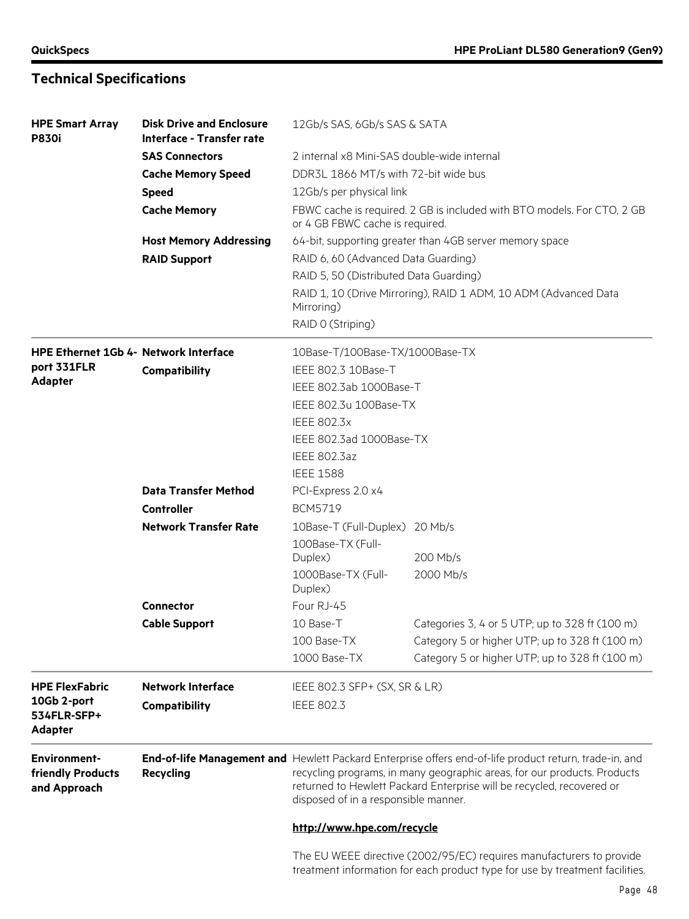## Technical Specifications

| | | | |
|---|---|---|---|
| **HPE Smart Array P830i** | **Disk Drive and Enclosure Interface - Transfer rate** | 12Gb/s SAS, 6Gb/s SAS & SATA | |
| | **SAS Connectors** | 2 internal x8 Mini-SAS double-wide internal | |
| | **Cache Memory Speed** | DDR3L 1866 MT/s with 72-bit wide bus | |
| | **Speed** | 12Gb/s per physical link | |
| | **Cache Memory** | FBWC cache is required. 2 GB is included with BTO models. For CTO, 2 GB or 4 GB FBWC cache is required. | |
| | **Host Memory Addressing** | 64-bit, supporting greater than 4GB server memory space | |
| | **RAID Support** | RAID 6, 60 (Advanced Data Guarding) | |
| | | RAID 5, 50 (Distributed Data Guarding) | |
| | | RAID 1, 10 (Drive Mirroring), RAID 1 ADM, 10 ADM (Advanced Data Mirroring) | |
| | | RAID 0 (Striping) | |
| **HPE Ethernet 1Gb 4-port 331FLR Adapter** | **Network Interface** | 10Base-T/100Base-TX/1000Base-TX | |
| | **Compatibility** | IEEE 802.3 10Base-T | |
| | | IEEE 802.3ab 1000Base-T | |
| | | IEEE 802.3u 100Base-TX | |
| | | IEEE 802.3x | |
| | | IEEE 802.3ad 1000Base-TX | |
| | | IEEE 802.3az | |
| | | IEEE 1588 | |
| | **Data Transfer Method** | PCI-Express 2.0 x4 | |
| | **Controller** | BCM5719 | |
| | **Network Transfer Rate** | 10Base-T (Full-Duplex) | 20 Mb/s |
| | | 100Base-TX (Full-Duplex) | 200 Mb/s |
| | | 1000Base-TX (Full-Duplex) | 2000 Mb/s |
| | **Connector** | Four RJ-45 | |
| | **Cable Support** | 10 Base-T | Categories 3, 4 or 5 UTP; up to 328 ft (100 m) |
| | | 100 Base-TX | Category 5 or higher UTP; up to 328 ft (100 m) |
| | | 1000 Base-TX | Category 5 or higher UTP; up to 328 ft (100 m) |
| **HPE FlexFabric 10Gb 2-port 534FLR-SFP+ Adapter** | **Network Interface** | IEEE 802.3 SFP+ (SX, SR & LR) | |
| | **Compatibility** | IEEE 802.3 | |
| **Environment-friendly Products and Approach** | **End-of-life Management and Recycling** | Hewlett Packard Enterprise offers end-of-life product return, trade-in, and recycling programs, in many geographic areas, for our products. Products returned to Hewlett Packard Enterprise will be recycled, recovered or disposed of in a responsible manner. | |
| | | **http://www.hpe.com/recycle** | |
| | | The EU WEEE directive (2002/95/EC) requires manufacturers to provide treatment information for each product type for use by treatment facilities. | |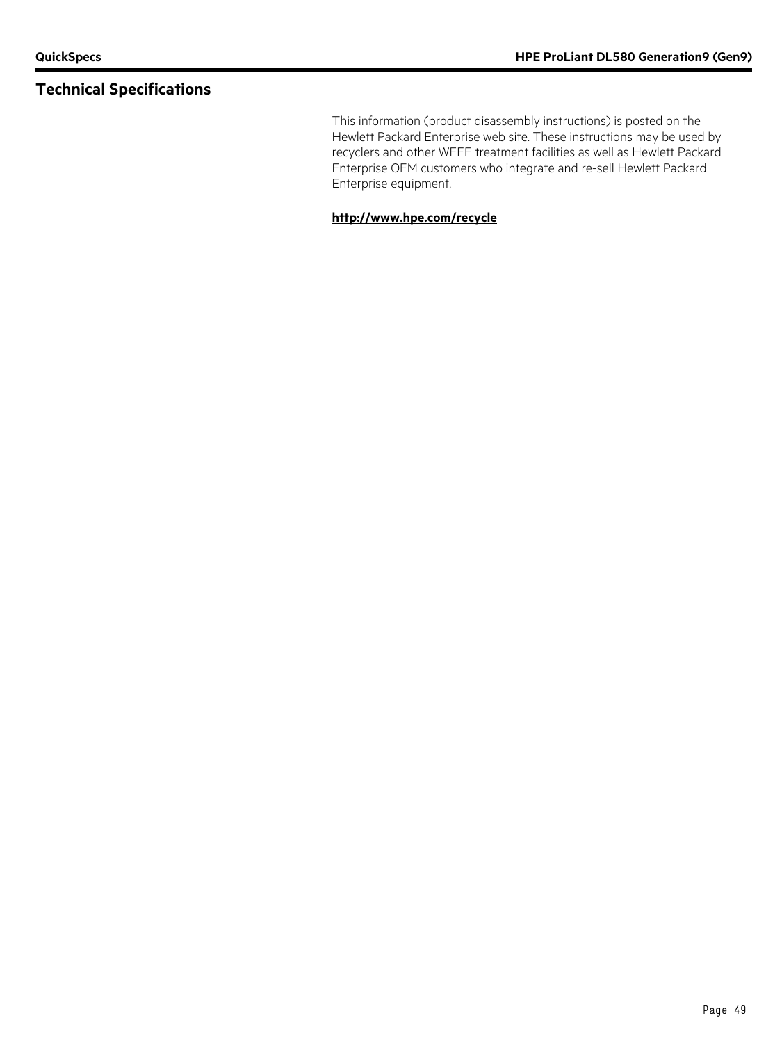## Technical Specifications

This information (product disassembly instructions) is posted on the Hewlett Packard Enterprise web site. These instructions may be used by recyclers and other WEEE treatment facilities as well as Hewlett Packard Enterprise OEM customers who integrate and re-sell Hewlett Packard Enterprise equipment.

**http://www.hpe.com/recycle**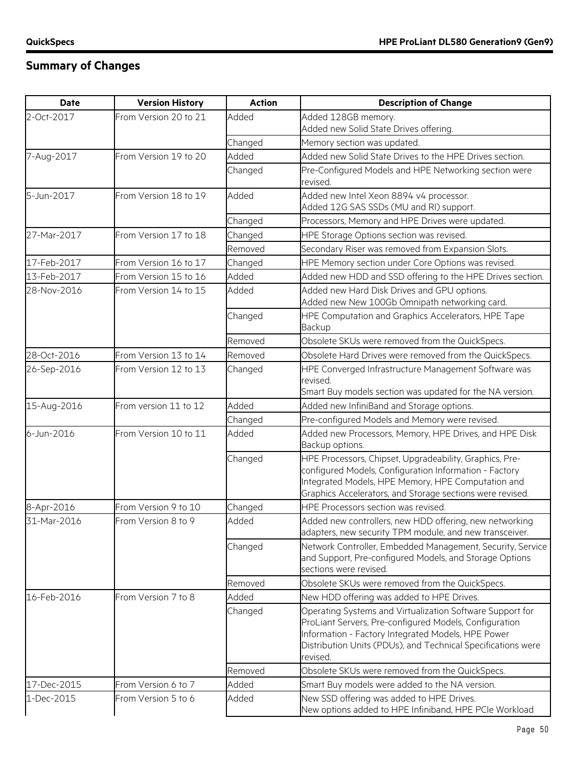## Summary of Changes

| Date | Version History | Action | Description of Change |
|---|---|---|---|
| 2-Oct-2017 | From Version 20 to 21 | Added | Added 128GB memory.<br>Added new Solid State Drives offering. |
| | | Changed | Memory section was updated. |
| 7-Aug-2017 | From Version 19 to 20 | Added | Added new Solid State Drives to the HPE Drives section. |
| | | Changed | Pre-Configured Models and HPE Networking section were revised. |
| 5-Jun-2017 | From Version 18 to 19 | Added | Added new Intel Xeon 8894 v4 processor.<br>Added 12G SAS SSDs (MU and RI) support. |
| | | Changed | Processors, Memory and HPE Drives were updated. |
| 27-Mar-2017 | From Version 17 to 18 | Changed | HPE Storage Options section was revised. |
| | | Removed | Secondary Riser was removed from Expansion Slots. |
| 17-Feb-2017 | From Version 16 to 17 | Changed | HPE Memory section under Core Options was revised. |
| 13-Feb-2017 | From Version 15 to 16 | Added | Added new HDD and SSD offering to the HPE Drives section. |
| 28-Nov-2016 | From Version 14 to 15 | Added | Added new Hard Disk Drives and GPU options.<br>Added new New 100Gb Omnipath networking card. |
| | | Changed | HPE Computation and Graphics Accelerators, HPE Tape Backup |
| | | Removed | Obsolete SKUs were removed from the QuickSpecs. |
| 28-Oct-2016 | From Version 13 to 14 | Removed | Obsolete Hard Drives were removed from the QuickSpecs. |
| 26-Sep-2016 | From Version 12 to 13 | Changed | HPE Converged Infrastructure Management Software was revised.<br>Smart Buy models section was updated for the NA version. |
| 15-Aug-2016 | From version 11 to 12 | Added | Added new InfiniBand and Storage options. |
| | | Changed | Pre-configured Models and Memory were revised. |
| 6-Jun-2016 | From Version 10 to 11 | Added | Added new Processors, Memory, HPE Drives, and HPE Disk Backup options. |
| | | Changed | HPE Processors, Chipset, Upgradeability, Graphics, Pre-configured Models, Configuration Information - Factory Integrated Models, HPE Memory, HPE Computation and Graphics Accelerators, and Storage sections were revised. |
| 8-Apr-2016 | From Version 9 to 10 | Changed | HPE Processors section was revised. |
| 31-Mar-2016 | From Version 8 to 9 | Added | Added new controllers, new HDD offering, new networking adapters, new security TPM module, and new transceiver. |
| | | Changed | Network Controller, Embedded Management, Security, Service and Support, Pre-configured Models, and Storage Options sections were revised. |
| | | Removed | Obsolete SKUs were removed from the QuickSpecs. |
| 16-Feb-2016 | From Version 7 to 8 | Added | New HDD offering was added to HPE Drives. |
| | | Changed | Operating Systems and Virtualization Software Support for ProLiant Servers, Pre-configured Models, Configuration Information - Factory Integrated Models, HPE Power Distribution Units (PDUs), and Technical Specifications were revised. |
| | | Removed | Obsolete SKUs were removed from the QuickSpecs. |
| 17-Dec-2015 | From Version 6 to 7 | Added | Smart Buy models were added to the NA version. |
| 1-Dec-2015 | From Version 5 to 6 | Added | New SSD offering was added to HPE Drives.<br>New options added to HPE Infiniband, HPE PCIe Workload |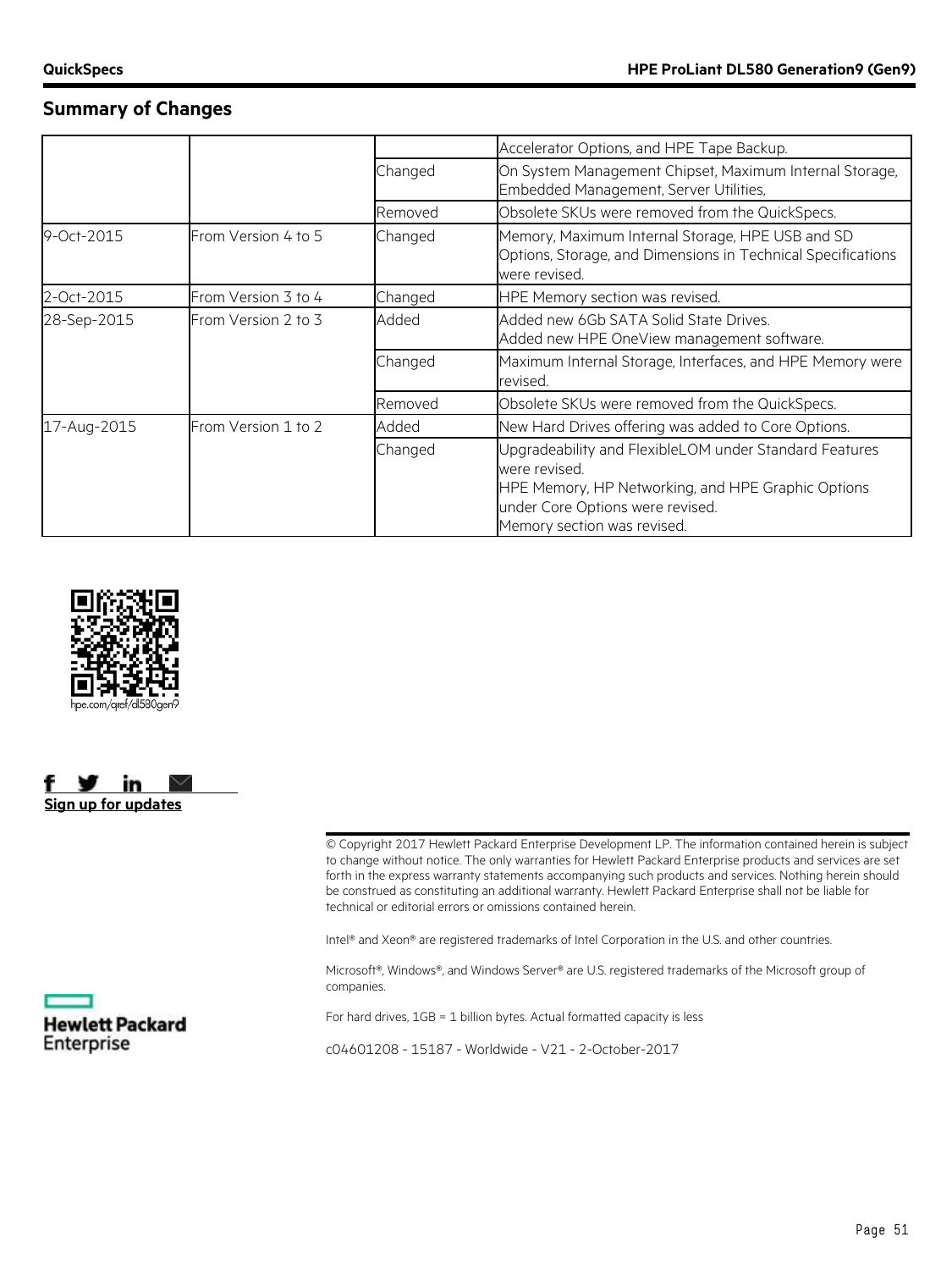## Summary of Changes

| | | | |
|---|---|---|---|
| | | | Accelerator Options, and HPE Tape Backup. |
| | | Changed | On System Management Chipset, Maximum Internal Storage, Embedded Management, Server Utilities, |
| | | Removed | Obsolete SKUs were removed from the QuickSpecs. |
| 9-Oct-2015 | From Version 4 to 5 | Changed | Memory, Maximum Internal Storage, HPE USB and SD Options, Storage, and Dimensions in Technical Specifications were revised. |
| 2-Oct-2015 | From Version 3 to 4 | Changed | HPE Memory section was revised. |
| 28-Sep-2015 | From Version 2 to 3 | Added | Added new 6Gb SATA Solid State Drives.<br>Added new HPE OneView management software. |
| | | Changed | Maximum Internal Storage, Interfaces, and HPE Memory were revised. |
| | | Removed | Obsolete SKUs were removed from the QuickSpecs. |
| 17-Aug-2015 | From Version 1 to 2 | Added | New Hard Drives offering was added to Core Options. |
| | | Changed | Upgradeability and FlexibleLOM under Standard Features were revised.<br>HPE Memory, HP Networking, and HPE Graphic Options under Core Options were revised.<br>Memory section was revised. |

hpe.com/qref/dl580gen9

**Sign up for updates**

© Copyright 2017 Hewlett Packard Enterprise Development LP. The information contained herein is subject to change without notice. The only warranties for Hewlett Packard Enterprise products and services are set forth in the express warranty statements accompanying such products and services. Nothing herein should be construed as constituting an additional warranty. Hewlett Packard Enterprise shall not be liable for technical or editorial errors or omissions contained herein.

Intel® and Xeon® are registered trademarks of Intel Corporation in the U.S. and other countries.

Microsoft®, Windows®, and Windows Server® are U.S. registered trademarks of the Microsoft group of companies.

For hard drives, 1GB = 1 billion bytes. Actual formatted capacity is less

Hewlett Packard Enterprise

c04601208 - 15187 - Worldwide - V21 - 2-October-2017